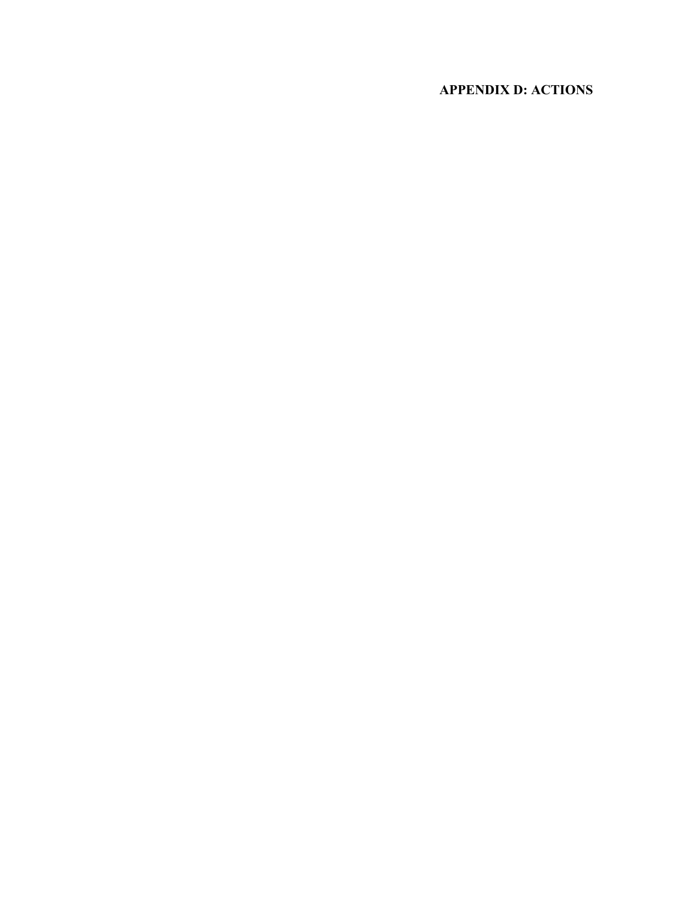# APPENDIX D: ACTIONS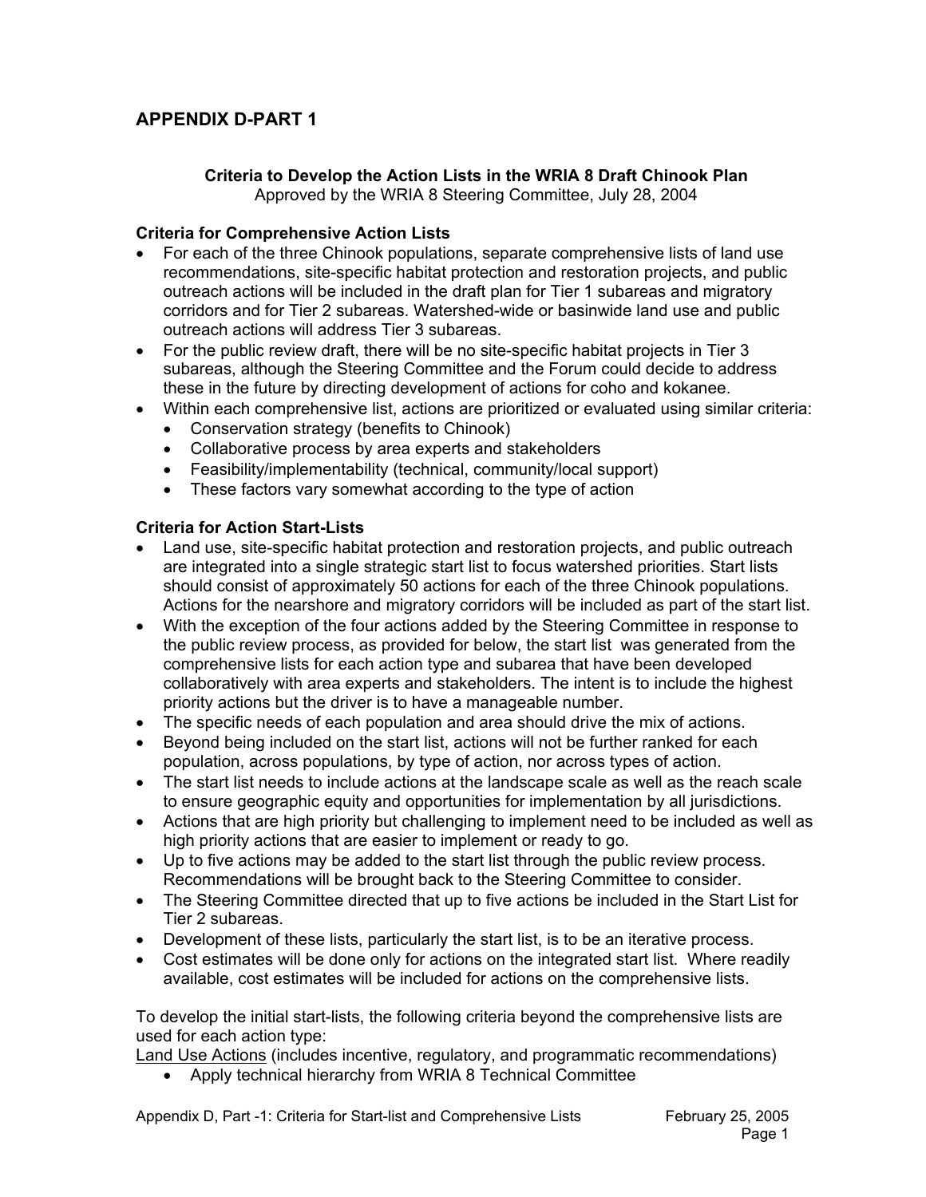## APPENDIX D-PART 1

**Criteria to Develop the Action Lists in the WRIA 8 Draft Chinook Plan**
Approved by the WRIA 8 Steering Committee, July 28, 2004

**Criteria for Comprehensive Action Lists**

- For each of the three Chinook populations, separate comprehensive lists of land use recommendations, site-specific habitat protection and restoration projects, and public outreach actions will be included in the draft plan for Tier 1 subareas and migratory corridors and for Tier 2 subareas. Watershed-wide or basinwide land use and public outreach actions will address Tier 3 subareas.
- For the public review draft, there will be no site-specific habitat projects in Tier 3 subareas, although the Steering Committee and the Forum could decide to address these in the future by directing development of actions for coho and kokanee.
- Within each comprehensive list, actions are prioritized or evaluated using similar criteria:
  - Conservation strategy (benefits to Chinook)
  - Collaborative process by area experts and stakeholders
  - Feasibility/implementability (technical, community/local support)
  - These factors vary somewhat according to the type of action

**Criteria for Action Start-Lists**

- Land use, site-specific habitat protection and restoration projects, and public outreach are integrated into a single strategic start list to focus watershed priorities. Start lists should consist of approximately 50 actions for each of the three Chinook populations. Actions for the nearshore and migratory corridors will be included as part of the start list.
- With the exception of the four actions added by the Steering Committee in response to the public review process, as provided for below, the start list was generated from the comprehensive lists for each action type and subarea that have been developed collaboratively with area experts and stakeholders. The intent is to include the highest priority actions but the driver is to have a manageable number.
- The specific needs of each population and area should drive the mix of actions.
- Beyond being included on the start list, actions will not be further ranked for each population, across populations, by type of action, nor across types of action.
- The start list needs to include actions at the landscape scale as well as the reach scale to ensure geographic equity and opportunities for implementation by all jurisdictions.
- Actions that are high priority but challenging to implement need to be included as well as high priority actions that are easier to implement or ready to go.
- Up to five actions may be added to the start list through the public review process. Recommendations will be brought back to the Steering Committee to consider.
- The Steering Committee directed that up to five actions be included in the Start List for Tier 2 subareas.
- Development of these lists, particularly the start list, is to be an iterative process.
- Cost estimates will be done only for actions on the integrated start list. Where readily available, cost estimates will be included for actions on the comprehensive lists.

To develop the initial start-lists, the following criteria beyond the comprehensive lists are used for each action type:

<u>Land Use Actions</u> (includes incentive, regulatory, and programmatic recommendations)

- Apply technical hierarchy from WRIA 8 Technical Committee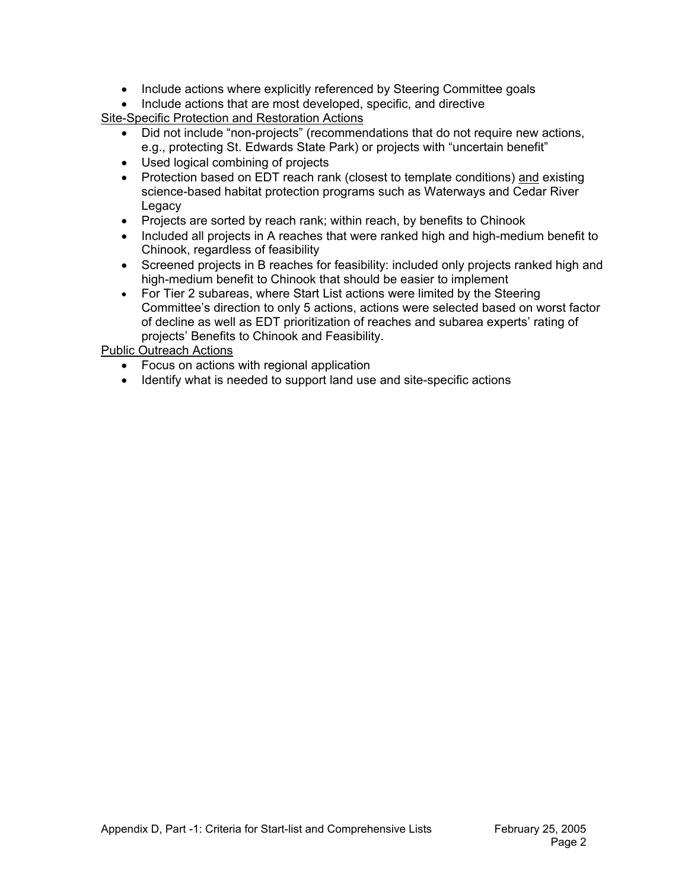- Include actions where explicitly referenced by Steering Committee goals
- Include actions that are most developed, specific, and directive

Site-Specific Protection and Restoration Actions

- Did not include "non-projects" (recommendations that do not require new actions, e.g., protecting St. Edwards State Park) or projects with "uncertain benefit"
- Used logical combining of projects
- Protection based on EDT reach rank (closest to template conditions) and existing science-based habitat protection programs such as Waterways and Cedar River Legacy
- Projects are sorted by reach rank; within reach, by benefits to Chinook
- Included all projects in A reaches that were ranked high and high-medium benefit to Chinook, regardless of feasibility
- Screened projects in B reaches for feasibility: included only projects ranked high and high-medium benefit to Chinook that should be easier to implement
- For Tier 2 subareas, where Start List actions were limited by the Steering Committee's direction to only 5 actions, actions were selected based on worst factor of decline as well as EDT prioritization of reaches and subarea experts' rating of projects' Benefits to Chinook and Feasibility.

Public Outreach Actions

- Focus on actions with regional application
- Identify what is needed to support land use and site-specific actions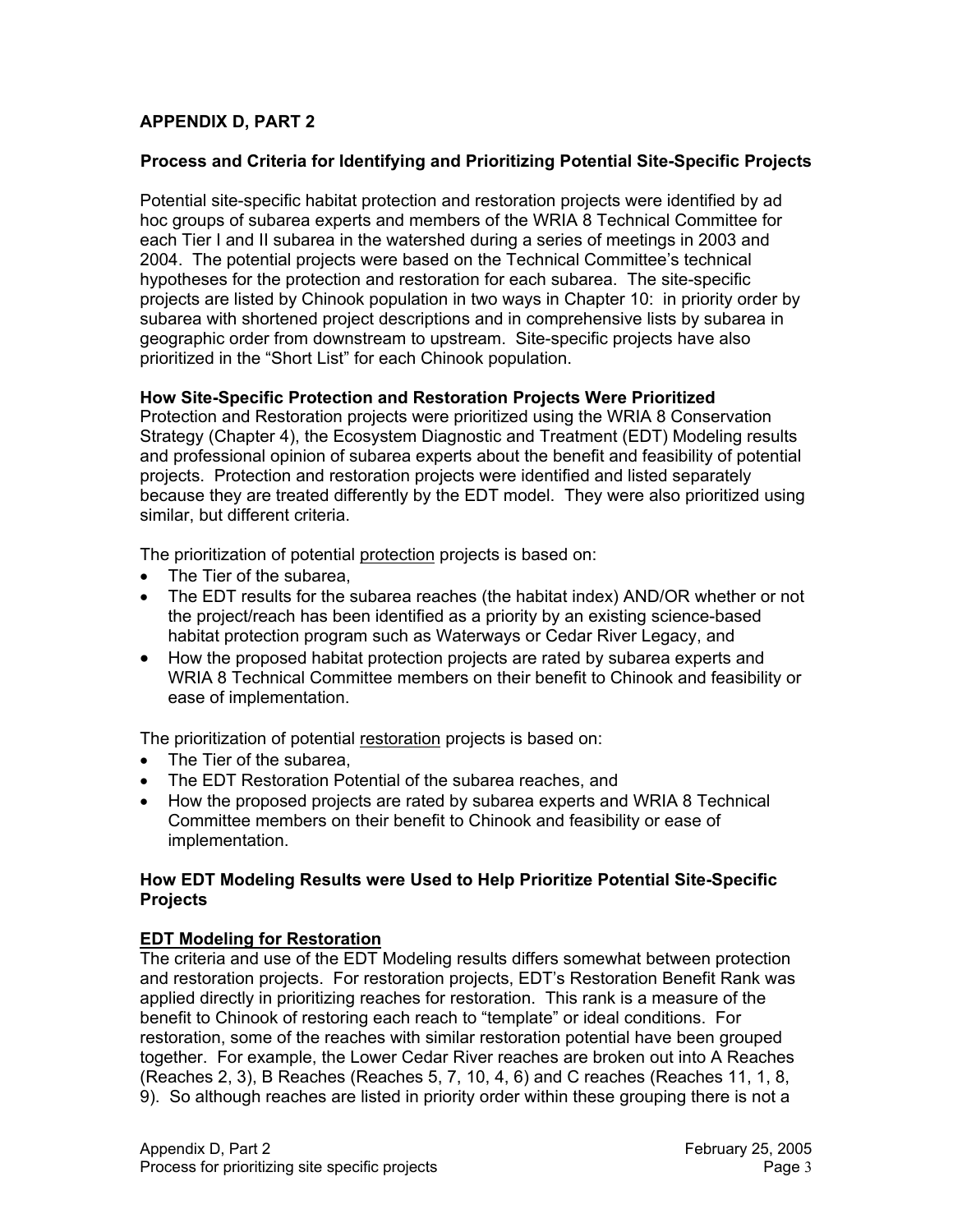## APPENDIX D, PART 2

### Process and Criteria for Identifying and Prioritizing Potential Site-Specific Projects

Potential site-specific habitat protection and restoration projects were identified by ad hoc groups of subarea experts and members of the WRIA 8 Technical Committee for each Tier I and II subarea in the watershed during a series of meetings in 2003 and 2004. The potential projects were based on the Technical Committee's technical hypotheses for the protection and restoration for each subarea. The site-specific projects are listed by Chinook population in two ways in Chapter 10: in priority order by subarea with shortened project descriptions and in comprehensive lists by subarea in geographic order from downstream to upstream. Site-specific projects have also prioritized in the "Short List" for each Chinook population.

**How Site-Specific Protection and Restoration Projects Were Prioritized**
Protection and Restoration projects were prioritized using the WRIA 8 Conservation Strategy (Chapter 4), the Ecosystem Diagnostic and Treatment (EDT) Modeling results and professional opinion of subarea experts about the benefit and feasibility of potential projects. Protection and restoration projects were identified and listed separately because they are treated differently by the EDT model. They were also prioritized using similar, but different criteria.

The prioritization of potential <u>protection</u> projects is based on:

- The Tier of the subarea,
- The EDT results for the subarea reaches (the habitat index) AND/OR whether or not the project/reach has been identified as a priority by an existing science-based habitat protection program such as Waterways or Cedar River Legacy, and
- How the proposed habitat protection projects are rated by subarea experts and WRIA 8 Technical Committee members on their benefit to Chinook and feasibility or ease of implementation.

The prioritization of potential <u>restoration</u> projects is based on:

- The Tier of the subarea,
- The EDT Restoration Potential of the subarea reaches, and
- How the proposed projects are rated by subarea experts and WRIA 8 Technical Committee members on their benefit to Chinook and feasibility or ease of implementation.

### How EDT Modeling Results were Used to Help Prioritize Potential Site-Specific Projects

**<u>EDT Modeling for Restoration</u>**
The criteria and use of the EDT Modeling results differs somewhat between protection and restoration projects. For restoration projects, EDT's Restoration Benefit Rank was applied directly in prioritizing reaches for restoration. This rank is a measure of the benefit to Chinook of restoring each reach to "template" or ideal conditions. For restoration, some of the reaches with similar restoration potential have been grouped together. For example, the Lower Cedar River reaches are broken out into A Reaches (Reaches 2, 3), B Reaches (Reaches 5, 7, 10, 4, 6) and C reaches (Reaches 11, 1, 8, 9). So although reaches are listed in priority order within these grouping there is not a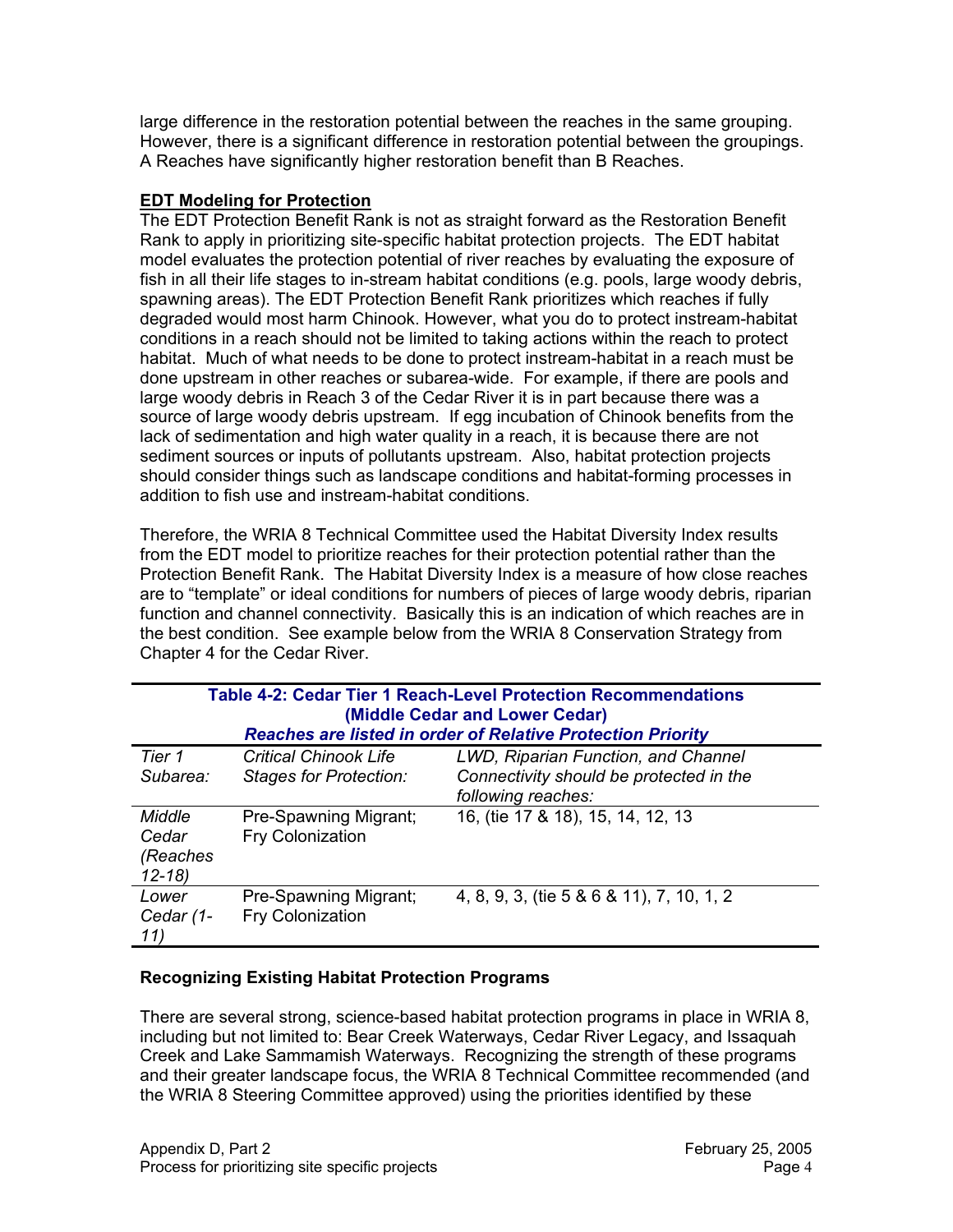large difference in the restoration potential between the reaches in the same grouping. However, there is a significant difference in restoration potential between the groupings. A Reaches have significantly higher restoration benefit than B Reaches.

**EDT Modeling for Protection**

The EDT Protection Benefit Rank is not as straight forward as the Restoration Benefit Rank to apply in prioritizing site-specific habitat protection projects. The EDT habitat model evaluates the protection potential of river reaches by evaluating the exposure of fish in all their life stages to in-stream habitat conditions (e.g. pools, large woody debris, spawning areas). The EDT Protection Benefit Rank prioritizes which reaches if fully degraded would most harm Chinook. However, what you do to protect instream-habitat conditions in a reach should not be limited to taking actions within the reach to protect habitat. Much of what needs to be done to protect instream-habitat in a reach must be done upstream in other reaches or subarea-wide. For example, if there are pools and large woody debris in Reach 3 of the Cedar River it is in part because there was a source of large woody debris upstream. If egg incubation of Chinook benefits from the lack of sedimentation and high water quality in a reach, it is because there are not sediment sources or inputs of pollutants upstream. Also, habitat protection projects should consider things such as landscape conditions and habitat-forming processes in addition to fish use and instream-habitat conditions.

Therefore, the WRIA 8 Technical Committee used the Habitat Diversity Index results from the EDT model to prioritize reaches for their protection potential rather than the Protection Benefit Rank. The Habitat Diversity Index is a measure of how close reaches are to "template" or ideal conditions for numbers of pieces of large woody debris, riparian function and channel connectivity. Basically this is an indication of which reaches are in the best condition. See example below from the WRIA 8 Conservation Strategy from Chapter 4 for the Cedar River.

**Table 4-2: Cedar Tier 1 Reach-Level Protection Recommendations (Middle Cedar and Lower Cedar)**

***Reaches are listed in order of Relative Protection Priority***

| *Tier 1 Subarea:* | *Critical Chinook Life Stages for Protection:* | *LWD, Riparian Function, and Channel Connectivity should be protected in the following reaches:* |
|---|---|---|
| *Middle Cedar (Reaches 12-18)* | Pre-Spawning Migrant; Fry Colonization | 16, (tie 17 & 18), 15, 14, 12, 13 |
| *Lower Cedar (1-11)* | Pre-Spawning Migrant; Fry Colonization | 4, 8, 9, 3, (tie 5 & 6 & 11), 7, 10, 1, 2 |

**Recognizing Existing Habitat Protection Programs**

There are several strong, science-based habitat protection programs in place in WRIA 8, including but not limited to: Bear Creek Waterways, Cedar River Legacy, and Issaquah Creek and Lake Sammamish Waterways. Recognizing the strength of these programs and their greater landscape focus, the WRIA 8 Technical Committee recommended (and the WRIA 8 Steering Committee approved) using the priorities identified by these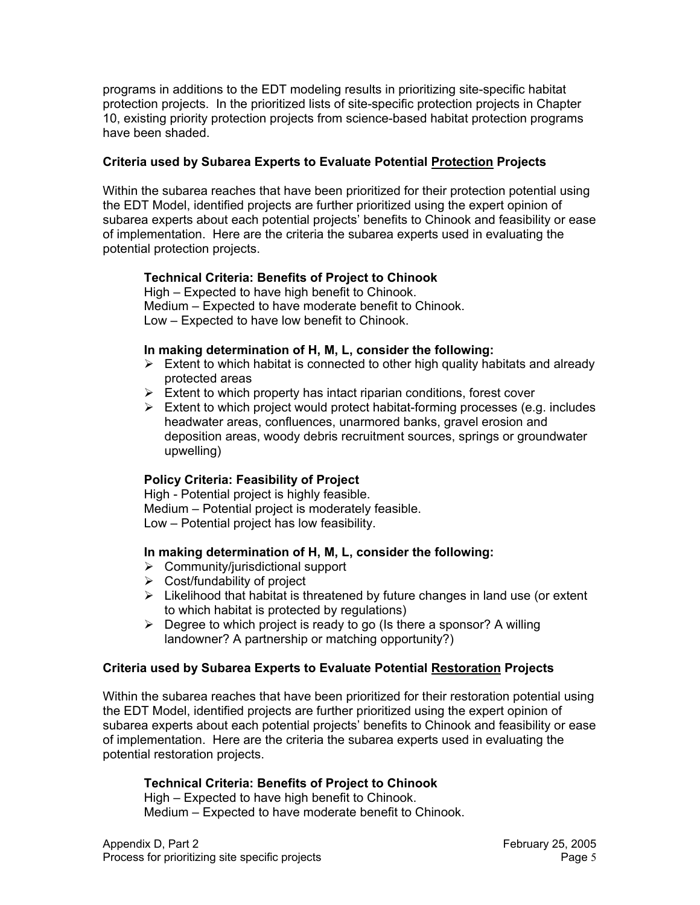programs in additions to the EDT modeling results in prioritizing site-specific habitat protection projects. In the prioritized lists of site-specific protection projects in Chapter 10, existing priority protection projects from science-based habitat protection programs have been shaded.

**Criteria used by Subarea Experts to Evaluate Potential <u>Protection</u> Projects**

Within the subarea reaches that have been prioritized for their protection potential using the EDT Model, identified projects are further prioritized using the expert opinion of subarea experts about each potential projects' benefits to Chinook and feasibility or ease of implementation. Here are the criteria the subarea experts used in evaluating the potential protection projects.

**Technical Criteria: Benefits of Project to Chinook**
High – Expected to have high benefit to Chinook.
Medium – Expected to have moderate benefit to Chinook.
Low – Expected to have low benefit to Chinook.

**In making determination of H, M, L, consider the following:**

- Extent to which habitat is connected to other high quality habitats and already protected areas
- Extent to which property has intact riparian conditions, forest cover
- Extent to which project would protect habitat-forming processes (e.g. includes headwater areas, confluences, unarmored banks, gravel erosion and deposition areas, woody debris recruitment sources, springs or groundwater upwelling)

**Policy Criteria: Feasibility of Project**
High - Potential project is highly feasible.
Medium – Potential project is moderately feasible.
Low – Potential project has low feasibility.

**In making determination of H, M, L, consider the following:**

- Community/jurisdictional support
- Cost/fundability of project
- Likelihood that habitat is threatened by future changes in land use (or extent to which habitat is protected by regulations)
- Degree to which project is ready to go (Is there a sponsor? A willing landowner? A partnership or matching opportunity?)

**Criteria used by Subarea Experts to Evaluate Potential <u>Restoration</u> Projects**

Within the subarea reaches that have been prioritized for their restoration potential using the EDT Model, identified projects are further prioritized using the expert opinion of subarea experts about each potential projects' benefits to Chinook and feasibility or ease of implementation. Here are the criteria the subarea experts used in evaluating the potential restoration projects.

**Technical Criteria: Benefits of Project to Chinook**
High – Expected to have high benefit to Chinook.
Medium – Expected to have moderate benefit to Chinook.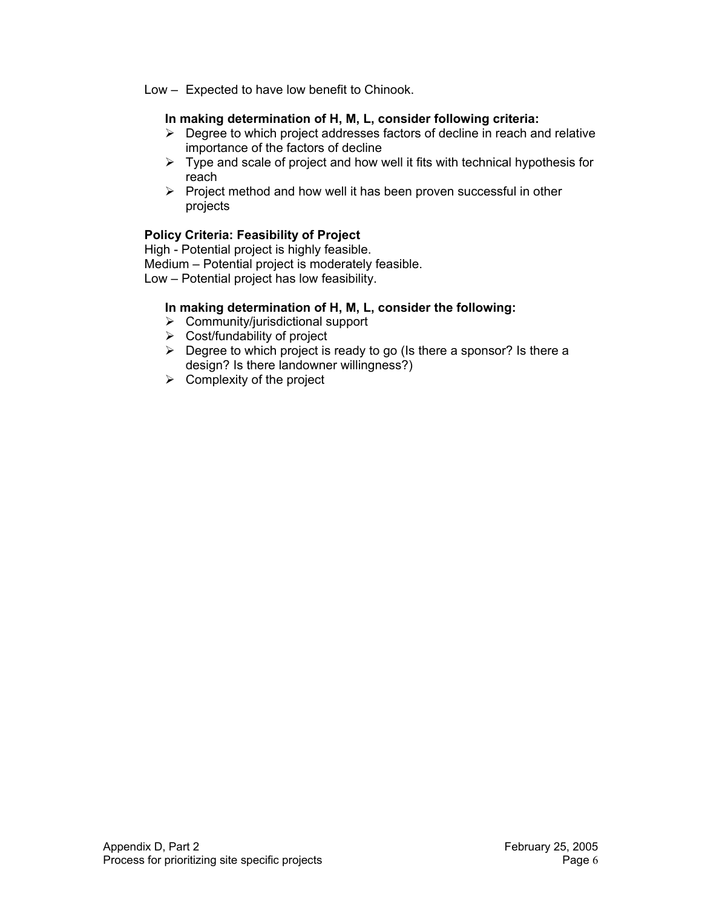Low – Expected to have low benefit to Chinook.

**In making determination of H, M, L, consider following criteria:**

- Degree to which project addresses factors of decline in reach and relative importance of the factors of decline
- Type and scale of project and how well it fits with technical hypothesis for reach
- Project method and how well it has been proven successful in other projects

**Policy Criteria: Feasibility of Project**

High - Potential project is highly feasible.
Medium – Potential project is moderately feasible.
Low – Potential project has low feasibility.

**In making determination of H, M, L, consider the following:**

- Community/jurisdictional support
- Cost/fundability of project
- Degree to which project is ready to go (Is there a sponsor? Is there a design? Is there landowner willingness?)
- Complexity of the project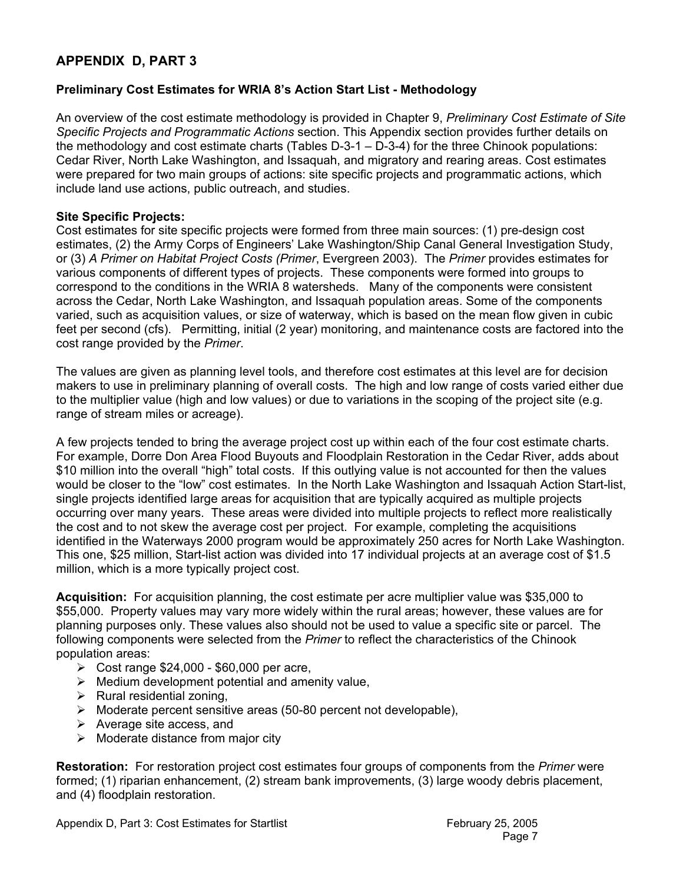## APPENDIX D, PART 3

### Preliminary Cost Estimates for WRIA 8's Action Start List - Methodology

An overview of the cost estimate methodology is provided in Chapter 9, *Preliminary Cost Estimate of Site Specific Projects and Programmatic Actions* section. This Appendix section provides further details on the methodology and cost estimate charts (Tables D-3-1 – D-3-4) for the three Chinook populations: Cedar River, North Lake Washington, and Issaquah, and migratory and rearing areas. Cost estimates were prepared for two main groups of actions: site specific projects and programmatic actions, which include land use actions, public outreach, and studies.

**Site Specific Projects:**
Cost estimates for site specific projects were formed from three main sources: (1) pre-design cost estimates, (2) the Army Corps of Engineers' Lake Washington/Ship Canal General Investigation Study, or (3) *A Primer on Habitat Project Costs (Primer*, Evergreen 2003). The *Primer* provides estimates for various components of different types of projects. These components were formed into groups to correspond to the conditions in the WRIA 8 watersheds. Many of the components were consistent across the Cedar, North Lake Washington, and Issaquah population areas. Some of the components varied, such as acquisition values, or size of waterway, which is based on the mean flow given in cubic feet per second (cfs). Permitting, initial (2 year) monitoring, and maintenance costs are factored into the cost range provided by the *Primer*.

The values are given as planning level tools, and therefore cost estimates at this level are for decision makers to use in preliminary planning of overall costs. The high and low range of costs varied either due to the multiplier value (high and low values) or due to variations in the scoping of the project site (e.g. range of stream miles or acreage).

A few projects tended to bring the average project cost up within each of the four cost estimate charts. For example, Dorre Don Area Flood Buyouts and Floodplain Restoration in the Cedar River, adds about $10 million into the overall "high" total costs. If this outlying value is not accounted for then the values would be closer to the "low" cost estimates. In the North Lake Washington and Issaquah Action Start-list, single projects identified large areas for acquisition that are typically acquired as multiple projects occurring over many years. These areas were divided into multiple projects to reflect more realistically the cost and to not skew the average cost per project. For example, completing the acquisitions identified in the Waterways 2000 program would be approximately 250 acres for North Lake Washington. This one, $25 million, Start-list action was divided into 17 individual projects at an average cost of $1.5 million, which is a more typically project cost.

**Acquisition:** For acquisition planning, the cost estimate per acre multiplier value was $35,000 to $55,000. Property values may vary more widely within the rural areas; however, these values are for planning purposes only. These values also should not be used to value a specific site or parcel. The following components were selected from the *Primer* to reflect the characteristics of the Chinook population areas:

- Cost range $24,000 - $60,000 per acre,
- Medium development potential and amenity value,
- Rural residential zoning,
- Moderate percent sensitive areas (50-80 percent not developable),
- Average site access, and
- Moderate distance from major city

**Restoration:** For restoration project cost estimates four groups of components from the *Primer* were formed; (1) riparian enhancement, (2) stream bank improvements, (3) large woody debris placement, and (4) floodplain restoration.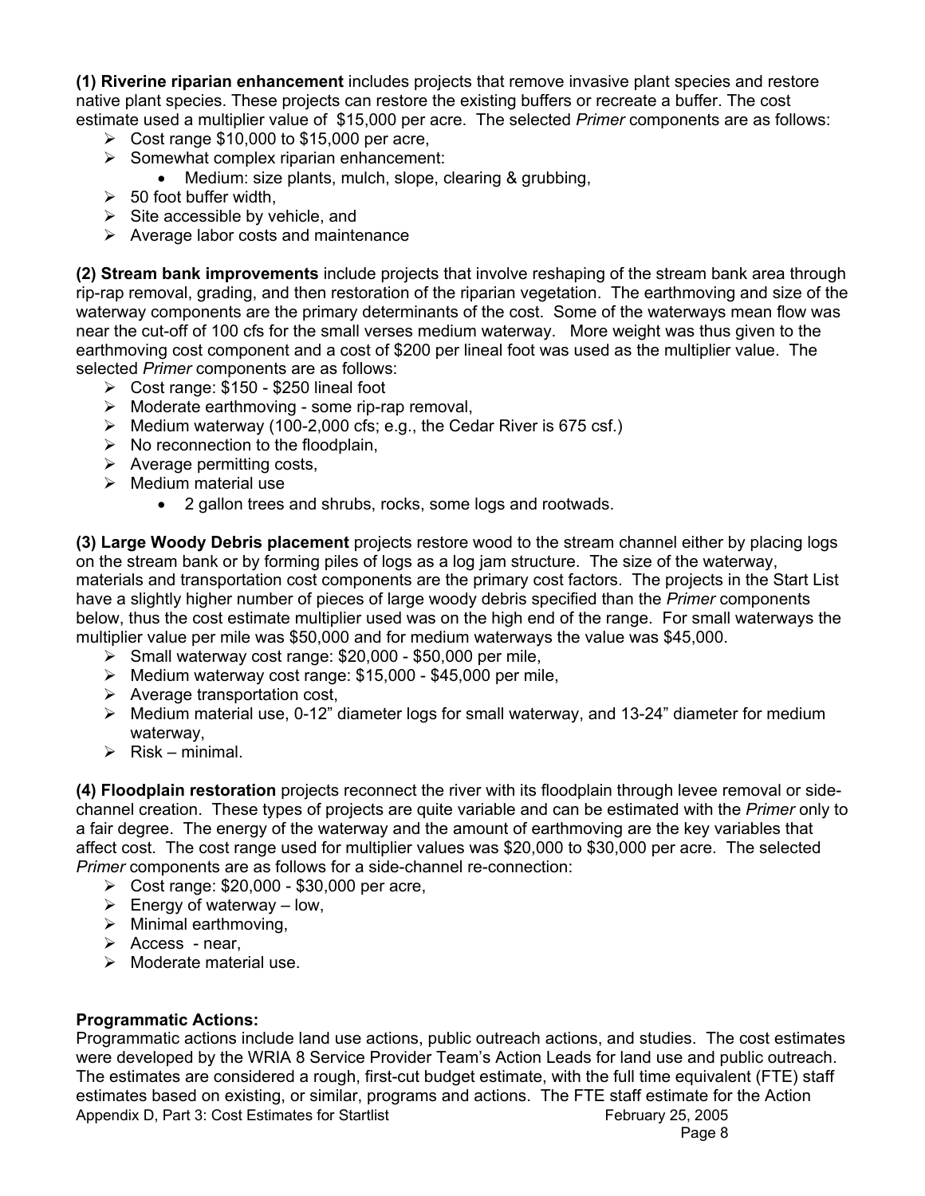**(1) Riverine riparian enhancement** includes projects that remove invasive plant species and restore native plant species. These projects can restore the existing buffers or recreate a buffer. The cost estimate used a multiplier value of $15,000 per acre. The selected *Primer* components are as follows:

- Cost range $10,000 to $15,000 per acre,
- Somewhat complex riparian enhancement:
  - Medium: size plants, mulch, slope, clearing & grubbing,
- 50 foot buffer width,
- Site accessible by vehicle, and
- Average labor costs and maintenance

**(2) Stream bank improvements** include projects that involve reshaping of the stream bank area through rip-rap removal, grading, and then restoration of the riparian vegetation. The earthmoving and size of the waterway components are the primary determinants of the cost. Some of the waterways mean flow was near the cut-off of 100 cfs for the small verses medium waterway. More weight was thus given to the earthmoving cost component and a cost of $200 per lineal foot was used as the multiplier value. The selected *Primer* components are as follows:

- Cost range: $150 - $250 lineal foot
- Moderate earthmoving - some rip-rap removal,
- Medium waterway (100-2,000 cfs; e.g., the Cedar River is 675 csf.)
- No reconnection to the floodplain,
- Average permitting costs,
- Medium material use
  - 2 gallon trees and shrubs, rocks, some logs and rootwads.

**(3) Large Woody Debris placement** projects restore wood to the stream channel either by placing logs on the stream bank or by forming piles of logs as a log jam structure. The size of the waterway, materials and transportation cost components are the primary cost factors. The projects in the Start List have a slightly higher number of pieces of large woody debris specified than the *Primer* components below, thus the cost estimate multiplier used was on the high end of the range. For small waterways the multiplier value per mile was $50,000 and for medium waterways the value was $45,000.

- Small waterway cost range: $20,000 - $50,000 per mile,
- Medium waterway cost range: $15,000 - $45,000 per mile,
- Average transportation cost,
- Medium material use, 0-12" diameter logs for small waterway, and 13-24" diameter for medium waterway,
- Risk – minimal.

**(4) Floodplain restoration** projects reconnect the river with its floodplain through levee removal or side-channel creation. These types of projects are quite variable and can be estimated with the *Primer* only to a fair degree. The energy of the waterway and the amount of earthmoving are the key variables that affect cost. The cost range used for multiplier values was $20,000 to $30,000 per acre. The selected *Primer* components are as follows for a side-channel re-connection:

- Cost range: $20,000 - $30,000 per acre,
- Energy of waterway – low,
- Minimal earthmoving,
- Access - near,
- Moderate material use.

**Programmatic Actions:**

Programmatic actions include land use actions, public outreach actions, and studies. The cost estimates were developed by the WRIA 8 Service Provider Team's Action Leads for land use and public outreach. The estimates are considered a rough, first-cut budget estimate, with the full time equivalent (FTE) staff estimates based on existing, or similar, programs and actions. The FTE staff estimate for the Action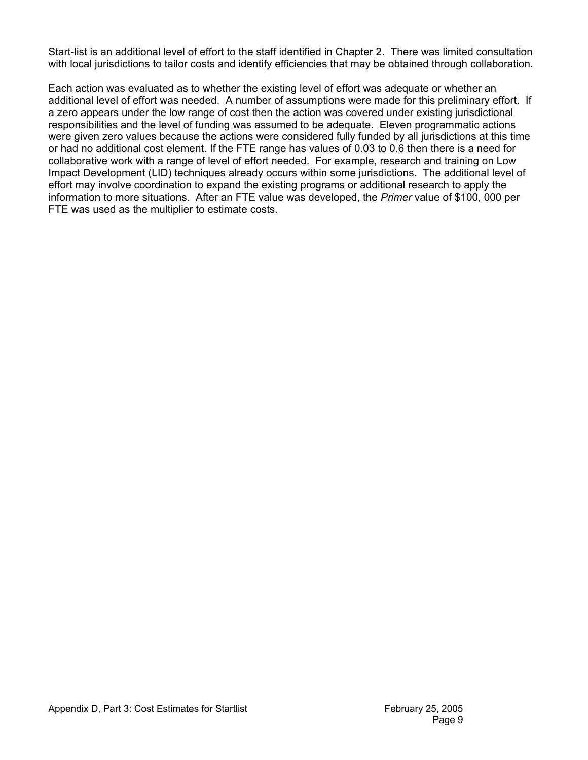Start-list is an additional level of effort to the staff identified in Chapter 2. There was limited consultation with local jurisdictions to tailor costs and identify efficiencies that may be obtained through collaboration.

Each action was evaluated as to whether the existing level of effort was adequate or whether an additional level of effort was needed. A number of assumptions were made for this preliminary effort. If a zero appears under the low range of cost then the action was covered under existing jurisdictional responsibilities and the level of funding was assumed to be adequate. Eleven programmatic actions were given zero values because the actions were considered fully funded by all jurisdictions at this time or had no additional cost element. If the FTE range has values of 0.03 to 0.6 then there is a need for collaborative work with a range of level of effort needed. For example, research and training on Low Impact Development (LID) techniques already occurs within some jurisdictions. The additional level of effort may involve coordination to expand the existing programs or additional research to apply the information to more situations. After an FTE value was developed, the *Primer* value of $100, 000 per FTE was used as the multiplier to estimate costs.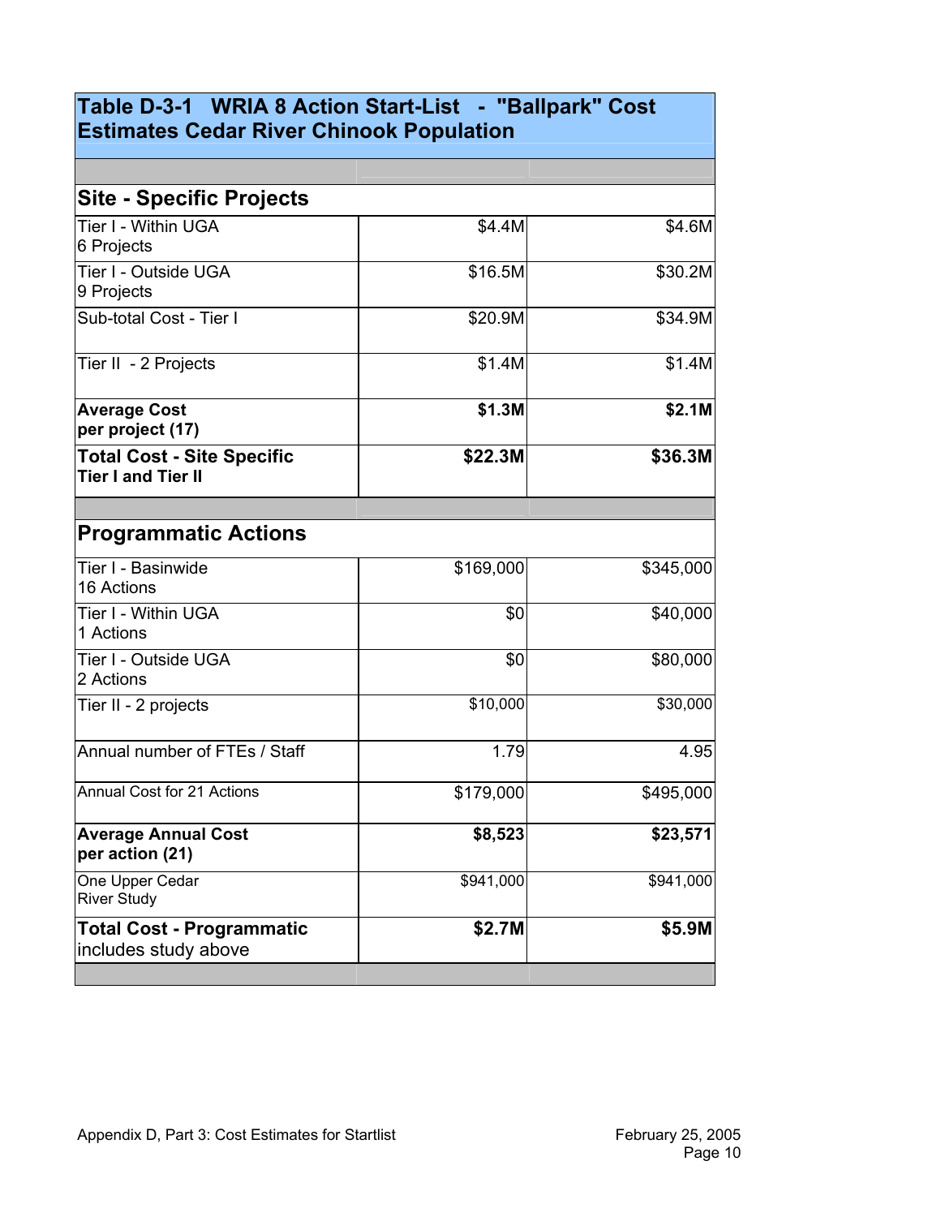## Table D-3-1 WRIA 8 Action Start-List - "Ballpark" Cost Estimates Cedar River Chinook Population

| | | |
|---|---|---|
| **Site - Specific Projects** | | |
| Tier I - Within UGA<br>6 Projects | $4.4M | $4.6M |
| Tier I - Outside UGA<br>9 Projects | $16.5M | $30.2M |
| Sub-total Cost - Tier I | $20.9M | $34.9M |
| Tier II - 2 Projects | $1.4M | $1.4M |
| **Average Cost per project (17)** | **$1.3M** | **$2.1M** |
| **Total Cost - Site Specific Tier I and Tier II** | **$22.3M** | **$36.3M** |
| | | |
| **Programmatic Actions** | | |
| Tier I - Basinwide<br>16 Actions | $169,000 | $345,000 |
| Tier I - Within UGA<br>1 Actions | $0 | $40,000 |
| Tier I - Outside UGA<br>2 Actions | $0 | $80,000 |
| Tier II - 2 projects | $10,000 | $30,000 |
| Annual number of FTEs / Staff | 1.79 | 4.95 |
| Annual Cost for 21 Actions | $179,000 | $495,000 |
| **Average Annual Cost per action (21)** | **$8,523** | **$23,571** |
| One Upper Cedar River Study | $941,000 | $941,000 |
| **Total Cost - Programmatic** includes study above | **$2.7M** | **$5.9M** |

Appendix D, Part 3: Cost Estimates for Startlist — February 25, 2005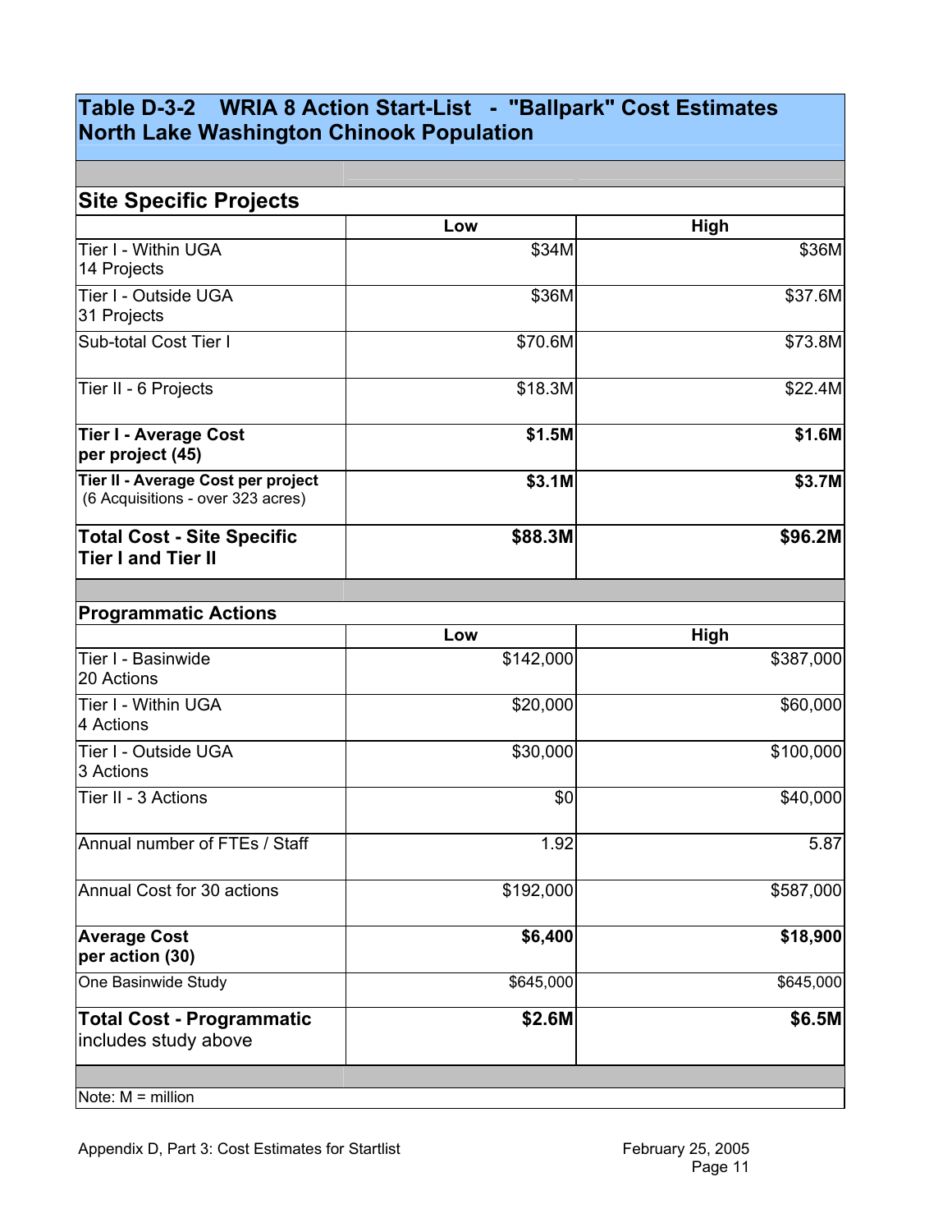# Table D-3-2 WRIA 8 Action Start-List - "Ballpark" Cost Estimates North Lake Washington Chinook Population

## Site Specific Projects

| | Low | High |
|---|---|---|
| Tier I - Within UGA<br>14 Projects | $34M | $36M |
| Tier I - Outside UGA<br>31 Projects | $36M | $37.6M |
| Sub-total Cost Tier I | $70.6M | $73.8M |
| Tier II - 6 Projects | $18.3M | $22.4M |
| **Tier I - Average Cost per project (45)** | **$1.5M** | **$1.6M** |
| **Tier II - Average Cost per project** (6 Acquisitions - over 323 acres) | **$3.1M** | **$3.7M** |
| **Total Cost - Site Specific Tier I and Tier II** | **$88.3M** | **$96.2M** |

## Programmatic Actions

| | Low | High |
|---|---|---|
| Tier I - Basinwide<br>20 Actions | $142,000 | $387,000 |
| Tier I - Within UGA<br>4 Actions | $20,000 | $60,000 |
| Tier I - Outside UGA<br>3 Actions | $30,000 | $100,000 |
| Tier II - 3 Actions | $0 | $40,000 |
| Annual number of FTEs / Staff | 1.92 | 5.87 |
| Annual Cost for 30 actions | $192,000 | $587,000 |
| **Average Cost per action (30)** | **$6,400** | **$18,900** |
| One Basinwide Study | $645,000 | $645,000 |
| **Total Cost - Programmatic** includes study above | **$2.6M** | **$6.5M** |

Note: M = million

Appendix D, Part 3: Cost Estimates for Startlist — February 25, 2005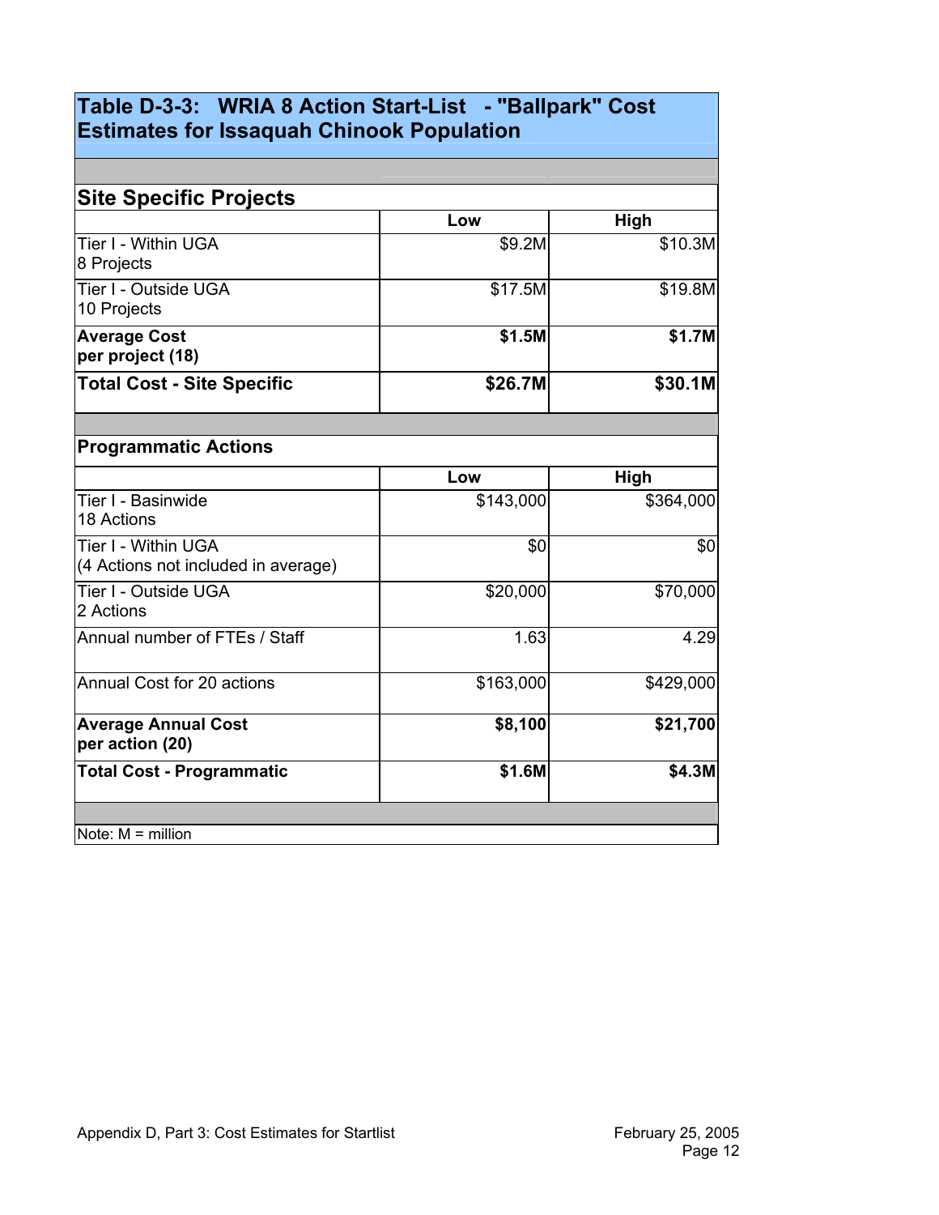## Table D-3-3: WRIA 8 Action Start-List - "Ballpark" Cost Estimates for Issaquah Chinook Population

| Site Specific Projects | Low | High |
|---|---|---|
| Tier I - Within UGA<br>8 Projects | $9.2M | $10.3M |
| Tier I - Outside UGA<br>10 Projects | $17.5M | $19.8M |
| **Average Cost per project (18)** | **$1.5M** | **$1.7M** |
| **Total Cost - Site Specific** | **$26.7M** | **$30.1M** |

| Programmatic Actions | Low | High |
|---|---|---|
| Tier I - Basinwide<br>18 Actions | $143,000 | $364,000 |
| Tier I - Within UGA<br>(4 Actions not included in average) | $0 | $0 |
| Tier I - Outside UGA<br>2 Actions | $20,000 | $70,000 |
| Annual number of FTEs / Staff | 1.63 | 4.29 |
| Annual Cost for 20 actions | $163,000 | $429,000 |
| **Average Annual Cost per action (20)** | **$8,100** | **$21,700** |
| **Total Cost - Programmatic** | **$1.6M** | **$4.3M** |

Note: M = million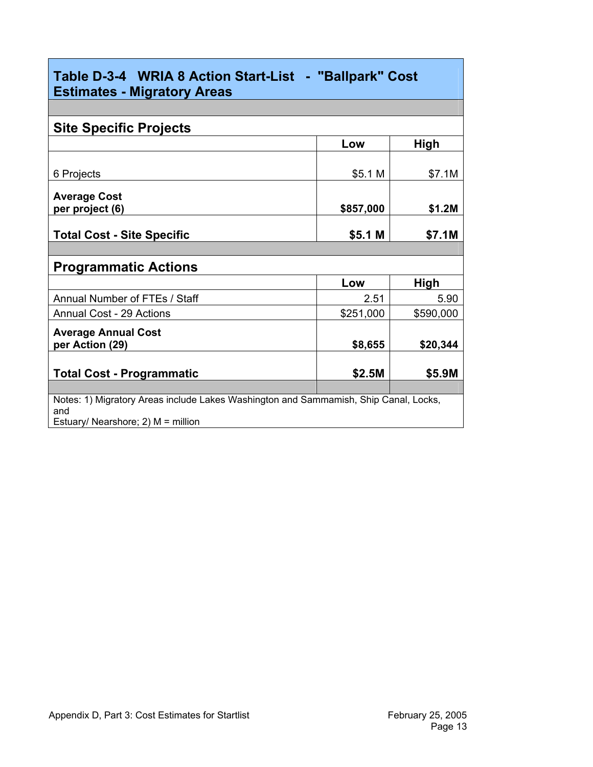## Table D-3-4 WRIA 8 Action Start-List - "Ballpark" Cost Estimates - Migratory Areas

| Site Specific Projects | Low | High |
|---|---|---|
| 6 Projects | $5.1 M | $7.1M |
| **Average Cost per project (6)** | **$857,000** | **$1.2M** |
| **Total Cost - Site Specific** | **$5.1 M** | **$7.1M** |

| Programmatic Actions | Low | High |
|---|---|---|
| Annual Number of FTEs / Staff | 2.51 | 5.90 |
| Annual Cost - 29 Actions | $251,000 | $590,000 |
| **Average Annual Cost per Action (29)** | **$8,655** | **$20,344** |
| **Total Cost - Programmatic** | **$2.5M** | **$5.9M** |

Notes: 1) Migratory Areas include Lakes Washington and Sammamish, Ship Canal, Locks, and Estuary/ Nearshore; 2) M = million

Appendix D, Part 3: Cost Estimates for Startlist

February 25, 2005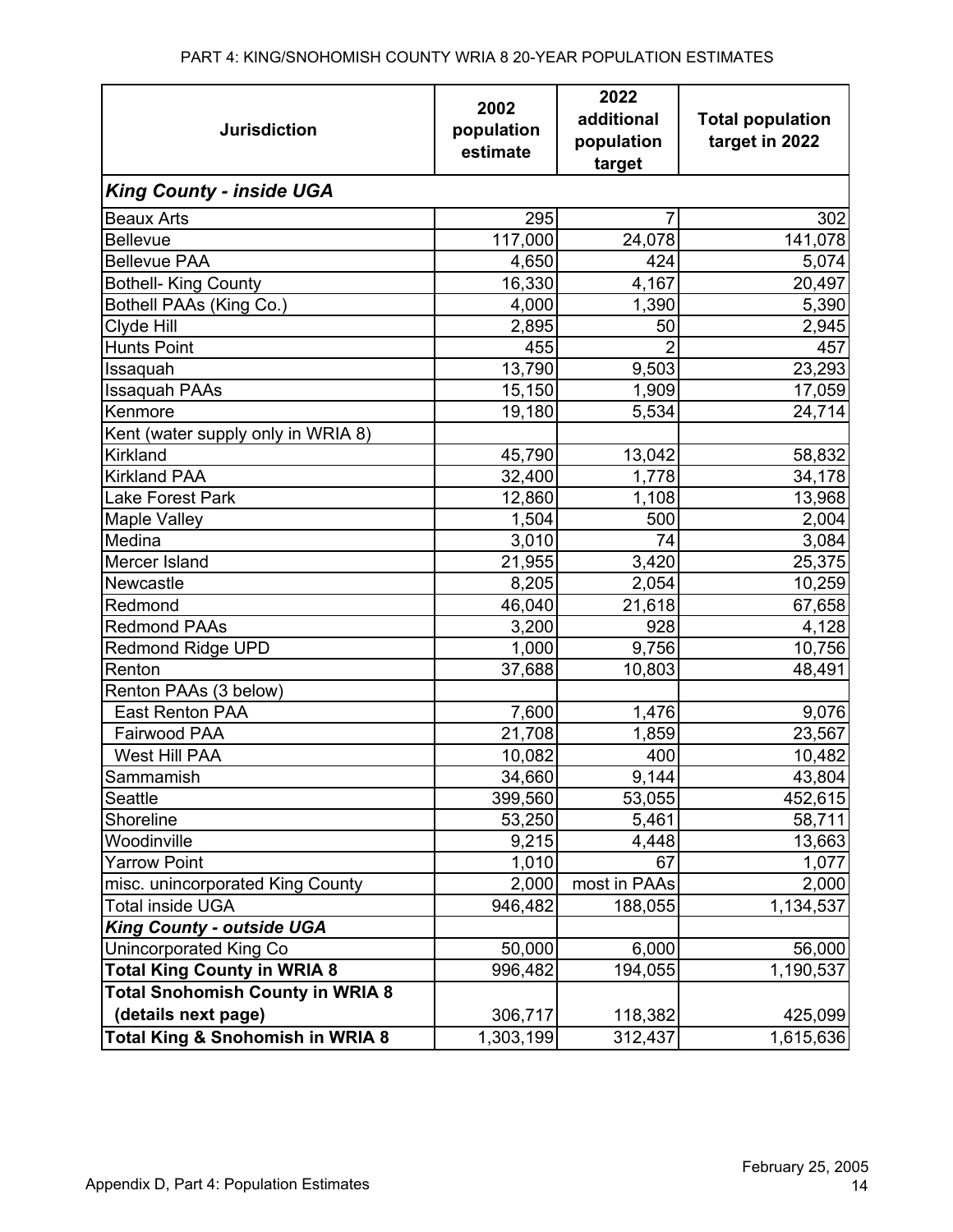PART 4: KING/SNOHOMISH COUNTY WRIA 8 20-YEAR POPULATION ESTIMATES

| Jurisdiction | 2002 population estimate | 2022 additional population target | Total population target in 2022 |
|---|---|---|---|
| ***King County - inside UGA*** | | | |
| Beaux Arts | 295 | 7 | 302 |
| Bellevue | 117,000 | 24,078 | 141,078 |
| Bellevue PAA | 4,650 | 424 | 5,074 |
| Bothell- King County | 16,330 | 4,167 | 20,497 |
| Bothell PAAs (King Co.) | 4,000 | 1,390 | 5,390 |
| Clyde Hill | 2,895 | 50 | 2,945 |
| Hunts Point | 455 | 2 | 457 |
| Issaquah | 13,790 | 9,503 | 23,293 |
| Issaquah PAAs | 15,150 | 1,909 | 17,059 |
| Kenmore | 19,180 | 5,534 | 24,714 |
| Kent (water supply only in WRIA 8) | | | |
| Kirkland | 45,790 | 13,042 | 58,832 |
| Kirkland PAA | 32,400 | 1,778 | 34,178 |
| Lake Forest Park | 12,860 | 1,108 | 13,968 |
| Maple Valley | 1,504 | 500 | 2,004 |
| Medina | 3,010 | 74 | 3,084 |
| Mercer Island | 21,955 | 3,420 | 25,375 |
| Newcastle | 8,205 | 2,054 | 10,259 |
| Redmond | 46,040 | 21,618 | 67,658 |
| Redmond PAAs | 3,200 | 928 | 4,128 |
| Redmond Ridge UPD | 1,000 | 9,756 | 10,756 |
| Renton | 37,688 | 10,803 | 48,491 |
| Renton PAAs (3 below) | | | |
| East Renton PAA | 7,600 | 1,476 | 9,076 |
| Fairwood PAA | 21,708 | 1,859 | 23,567 |
| West Hill PAA | 10,082 | 400 | 10,482 |
| Sammamish | 34,660 | 9,144 | 43,804 |
| Seattle | 399,560 | 53,055 | 452,615 |
| Shoreline | 53,250 | 5,461 | 58,711 |
| Woodinville | 9,215 | 4,448 | 13,663 |
| Yarrow Point | 1,010 | 67 | 1,077 |
| misc. unincorporated King County | 2,000 | most in PAAs | 2,000 |
| Total inside UGA | 946,482 | 188,055 | 1,134,537 |
| ***King County - outside UGA*** | | | |
| Unincorporated King Co | 50,000 | 6,000 | 56,000 |
| **Total King County in WRIA 8** | 996,482 | 194,055 | 1,190,537 |
| **Total Snohomish County in WRIA 8 (details next page)** | 306,717 | 118,382 | 425,099 |
| **Total King & Snohomish in WRIA 8** | 1,303,199 | 312,437 | 1,615,636 |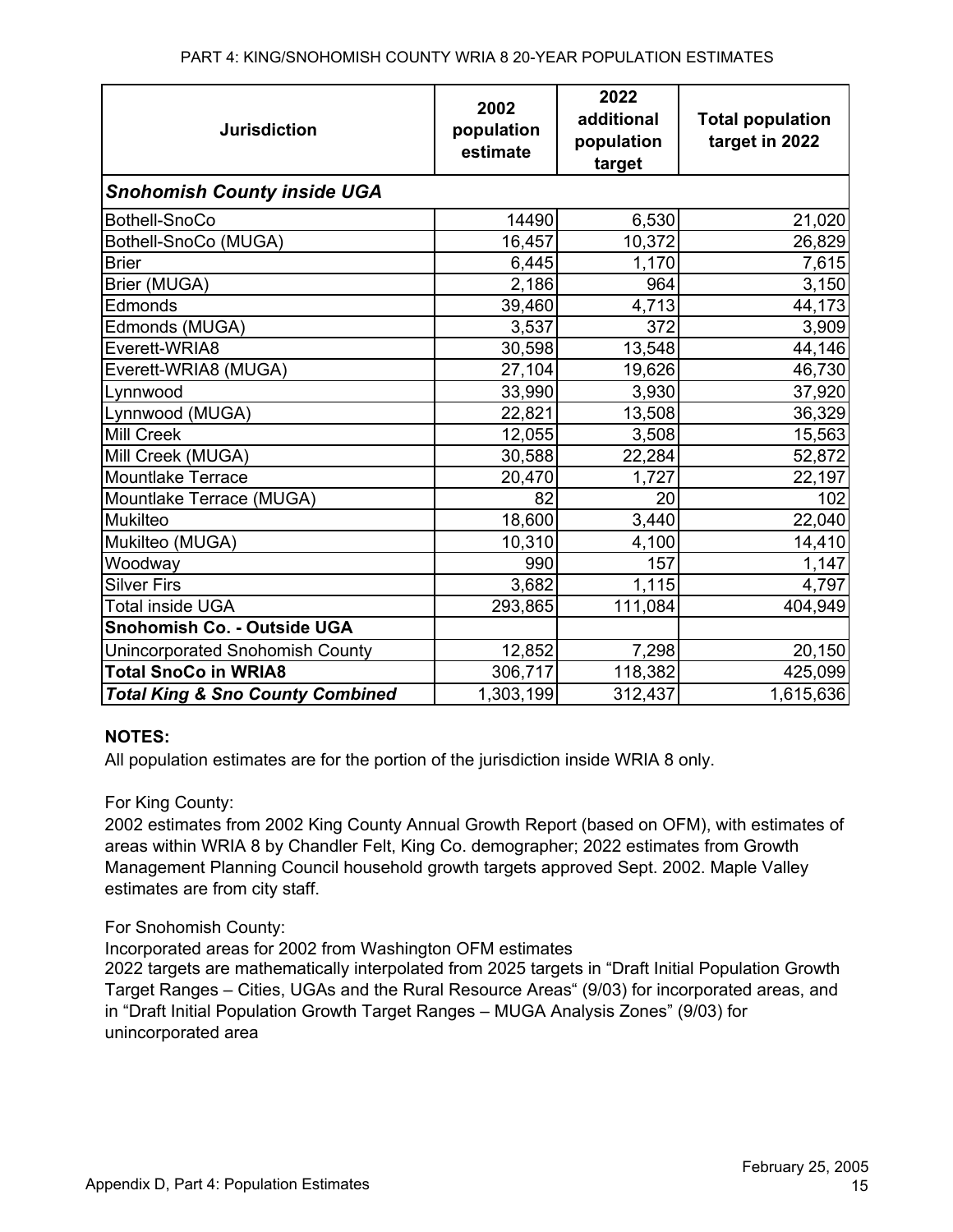PART 4: KING/SNOHOMISH COUNTY WRIA 8 20-YEAR POPULATION ESTIMATES

| Jurisdiction | 2002 population estimate | 2022 additional population target | Total population target in 2022 |
|---|---|---|---|
| ***Snohomish County inside UGA*** | | | |
| Bothell-SnoCo | 14490 | 6,530 | 21,020 |
| Bothell-SnoCo (MUGA) | 16,457 | 10,372 | 26,829 |
| Brier | 6,445 | 1,170 | 7,615 |
| Brier (MUGA) | 2,186 | 964 | 3,150 |
| Edmonds | 39,460 | 4,713 | 44,173 |
| Edmonds (MUGA) | 3,537 | 372 | 3,909 |
| Everett-WRIA8 | 30,598 | 13,548 | 44,146 |
| Everett-WRIA8 (MUGA) | 27,104 | 19,626 | 46,730 |
| Lynnwood | 33,990 | 3,930 | 37,920 |
| Lynnwood (MUGA) | 22,821 | 13,508 | 36,329 |
| Mill Creek | 12,055 | 3,508 | 15,563 |
| Mill Creek (MUGA) | 30,588 | 22,284 | 52,872 |
| Mountlake Terrace | 20,470 | 1,727 | 22,197 |
| Mountlake Terrace (MUGA) | 82 | 20 | 102 |
| Mukilteo | 18,600 | 3,440 | 22,040 |
| Mukilteo (MUGA) | 10,310 | 4,100 | 14,410 |
| Woodway | 990 | 157 | 1,147 |
| Silver Firs | 3,682 | 1,115 | 4,797 |
| Total inside UGA | 293,865 | 111,084 | 404,949 |
| **Snohomish Co. - Outside UGA** | | | |
| Unincorporated Snohomish County | 12,852 | 7,298 | 20,150 |
| **Total SnoCo in WRIA8** | 306,717 | 118,382 | 425,099 |
| ***Total King & Sno County Combined*** | 1,303,199 | 312,437 | 1,615,636 |

**NOTES:**

All population estimates are for the portion of the jurisdiction inside WRIA 8 only.

For King County:
2002 estimates from 2002 King County Annual Growth Report (based on OFM), with estimates of areas within WRIA 8 by Chandler Felt, King Co. demographer; 2022 estimates from Growth Management Planning Council household growth targets approved Sept. 2002. Maple Valley estimates are from city staff.

For Snohomish County:
Incorporated areas for 2002 from Washington OFM estimates
2022 targets are mathematically interpolated from 2025 targets in "Draft Initial Population Growth Target Ranges – Cities, UGAs and the Rural Resource Areas" (9/03) for incorporated areas, and in "Draft Initial Population Growth Target Ranges – MUGA Analysis Zones" (9/03) for unincorporated area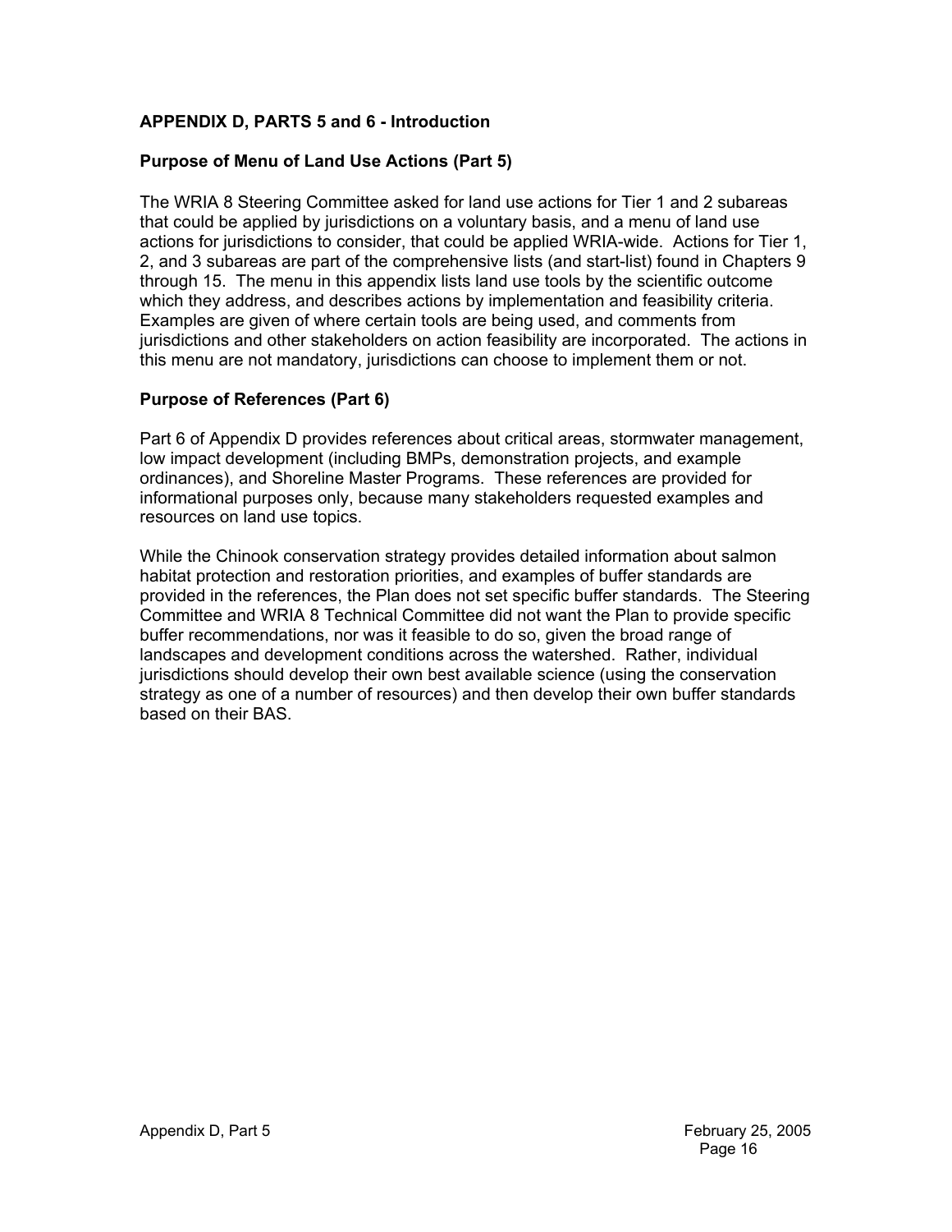## APPENDIX D, PARTS 5 and 6 - Introduction

### Purpose of Menu of Land Use Actions (Part 5)

The WRIA 8 Steering Committee asked for land use actions for Tier 1 and 2 subareas that could be applied by jurisdictions on a voluntary basis, and a menu of land use actions for jurisdictions to consider, that could be applied WRIA-wide. Actions for Tier 1, 2, and 3 subareas are part of the comprehensive lists (and start-list) found in Chapters 9 through 15. The menu in this appendix lists land use tools by the scientific outcome which they address, and describes actions by implementation and feasibility criteria. Examples are given of where certain tools are being used, and comments from jurisdictions and other stakeholders on action feasibility are incorporated. The actions in this menu are not mandatory, jurisdictions can choose to implement them or not.

### Purpose of References (Part 6)

Part 6 of Appendix D provides references about critical areas, stormwater management, low impact development (including BMPs, demonstration projects, and example ordinances), and Shoreline Master Programs. These references are provided for informational purposes only, because many stakeholders requested examples and resources on land use topics.

While the Chinook conservation strategy provides detailed information about salmon habitat protection and restoration priorities, and examples of buffer standards are provided in the references, the Plan does not set specific buffer standards. The Steering Committee and WRIA 8 Technical Committee did not want the Plan to provide specific buffer recommendations, nor was it feasible to do so, given the broad range of landscapes and development conditions across the watershed. Rather, individual jurisdictions should develop their own best available science (using the conservation strategy as one of a number of resources) and then develop their own buffer standards based on their BAS.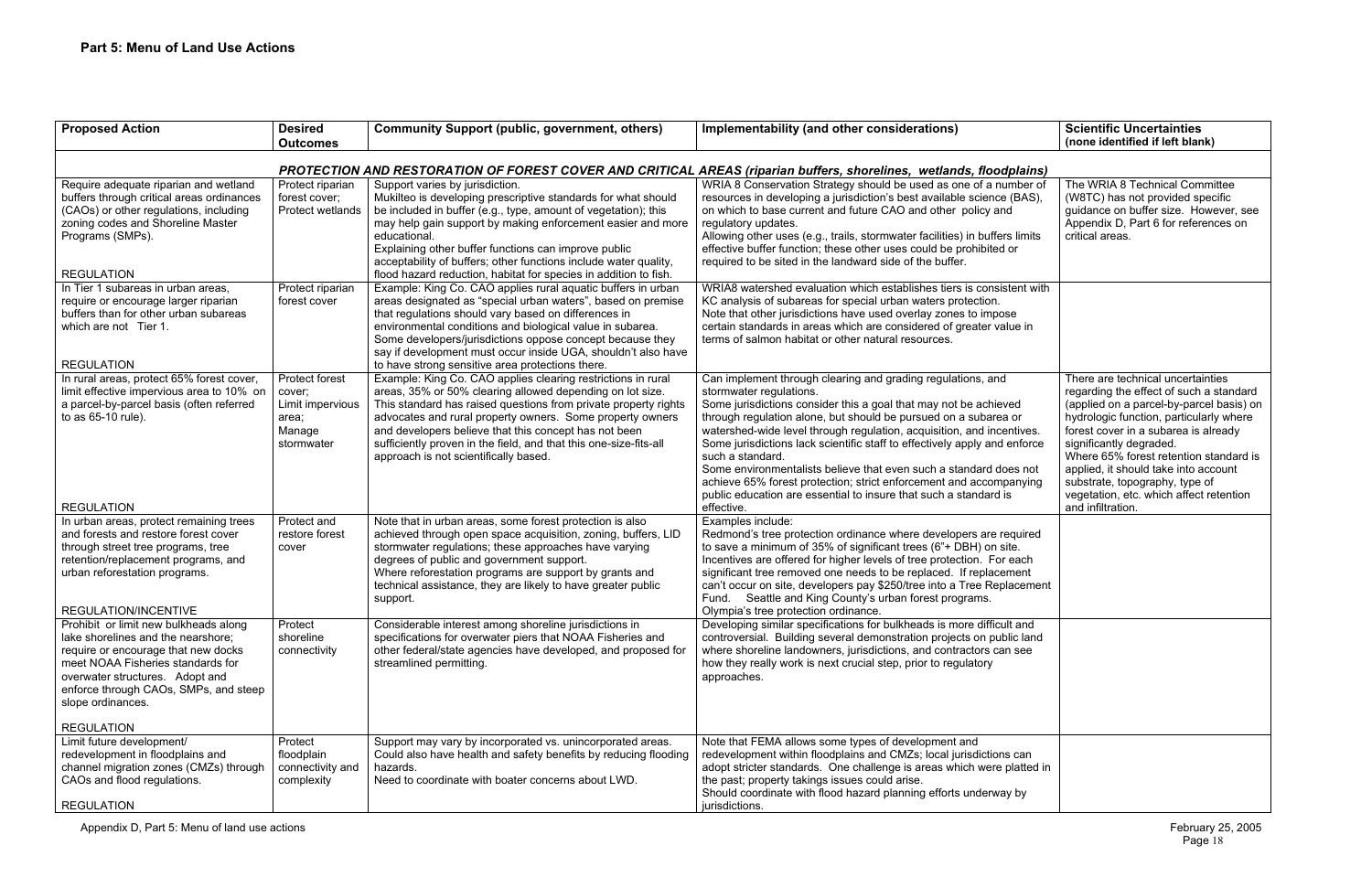## Part 5: Menu of Land Use Actions

| Proposed Action | Desired Outcomes | Community Support (public, government, others) | Implementability (and other considerations) | Scientific Uncertainties (none identified if left blank) |
|---|---|---|---|---|
| ***PROTECTION AND RESTORATION OF FOREST COVER AND CRITICAL AREAS (riparian buffers, shorelines, wetlands, floodplains)*** | | | | |
| Require adequate riparian and wetland buffers through critical areas ordinances (CAOs) or other regulations, including zoning codes and Shoreline Master Programs (SMPs).<br><br>REGULATION | Protect riparian forest cover; Protect wetlands | Support varies by jurisdiction.<br>Mukilteo is developing prescriptive standards for what should be included in buffer (e.g., type, amount of vegetation); this may help gain support by making enforcement easier and more educational.<br>Explaining other buffer functions can improve public acceptability of buffers; other functions include water quality, flood hazard reduction, habitat for species in addition to fish. | WRIA 8 Conservation Strategy should be used as one of a number of resources in developing a jurisdiction's best available science (BAS), on which to base current and future CAO and other policy and regulatory updates.<br>Allowing other uses (e.g., trails, stormwater facilities) in buffers limits effective buffer function; these other uses could be prohibited or required to be sited in the landward side of the buffer. | The WRIA 8 Technical Committee (W8TC) has not provided specific guidance on buffer size. However, see Appendix D, Part 6 for references on critical areas. |
| In Tier 1 subareas in urban areas, require or encourage larger riparian buffers than for other urban subareas which are not Tier 1.<br><br>REGULATION | Protect riparian forest cover | Example: King Co. CAO applies rural aquatic buffers in urban areas designated as "special urban waters", based on premise that regulations should vary based on differences in environmental conditions and biological value in subarea.<br>Some developers/jurisdictions oppose concept because they say if development must occur inside UGA, shouldn't also have to have strong sensitive area protections there. | WRIA8 watershed evaluation which establishes tiers is consistent with KC analysis of subareas for special urban waters protection.<br>Note that other jurisdictions have used overlay zones to impose certain standards in areas which are considered of greater value in terms of salmon habitat or other natural resources. | |
| In rural areas, protect 65% forest cover, limit effective impervious area to 10% on a parcel-by-parcel basis (often referred to as 65-10 rule).<br><br>REGULATION | Protect forest cover; Limit impervious area; Manage stormwater | Example: King Co. CAO applies clearing restrictions in rural areas, 35% or 50% clearing allowed depending on lot size.<br>This standard has raised questions from private property rights advocates and rural property owners. Some property owners and developers believe that this concept has not been sufficiently proven in the field, and that this one-size-fits-all approach is not scientifically based. | Can implement through clearing and grading regulations, and stormwater regulations.<br>Some jurisdictions consider this a goal that may not be achieved through regulation alone, but should be pursued on a subarea or watershed-wide level through regulation, acquisition, and incentives.<br>Some jurisdictions lack scientific staff to effectively apply and enforce such a standard.<br>Some environmentalists believe that even such a standard does not achieve 65% forest protection; strict enforcement and accompanying public education are essential to insure that such a standard is effective. | There are technical uncertainties regarding the effect of such a standard (applied on a parcel-by-parcel basis) on hydrologic function, particularly where forest cover in a subarea is already significantly degraded.<br>Where 65% forest retention standard is applied, it should take into account substrate, topography, type of vegetation, etc. which affect retention and infiltration. |
| In urban areas, protect remaining trees and forests and restore forest cover through street tree programs, tree retention/replacement programs, and urban reforestation programs.<br><br>REGULATION/INCENTIVE | Protect and restore forest cover | Note that in urban areas, some forest protection is also achieved through open space acquisition, zoning, buffers, LID stormwater regulations; these approaches have varying degrees of public and government support.<br>Where reforestation programs are support by grants and technical assistance, they are likely to have greater public support. | Examples include:<br>Redmond's tree protection ordinance where developers are required to save a minimum of 35% of significant trees (6"+ DBH) on site. Incentives are offered for higher levels of tree protection. For each significant tree removed one needs to be replaced. If replacement can't occur on site, developers pay $250/tree into a Tree Replacement Fund. Seattle and King County's urban forest programs.<br>Olympia's tree protection ordinance. | |
| Prohibit or limit new bulkheads along lake shorelines and the nearshore; require or encourage that new docks meet NOAA Fisheries standards for overwater structures. Adopt and enforce through CAOs, SMPs, and steep slope ordinances.<br><br>REGULATION | Protect shoreline connectivity | Considerable interest among shoreline jurisdictions in specifications for overwater piers that NOAA Fisheries and other federal/state agencies have developed, and proposed for streamlined permitting. | Developing similar specifications for bulkheads is more difficult and controversial. Building several demonstration projects on public land where shoreline landowners, jurisdictions, and contractors can see how they really work is next crucial step, prior to regulatory approaches. | |
| Limit future development/ redevelopment in floodplains and channel migration zones (CMZs) through CAOs and flood regulations.<br><br>REGULATION | Protect floodplain connectivity and complexity | Support may vary by incorporated vs. unincorporated areas. Could also have health and safety benefits by reducing flooding hazards.<br>Need to coordinate with boater concerns about LWD. | Note that FEMA allows some types of development and redevelopment within floodplains and CMZs; local jurisdictions can adopt stricter standards. One challenge is areas which were platted in the past; property takings issues could arise.<br>Should coordinate with flood hazard planning efforts underway by jurisdictions. | |

Appendix D, Part 5: Menu of land use actions

February 25, 2005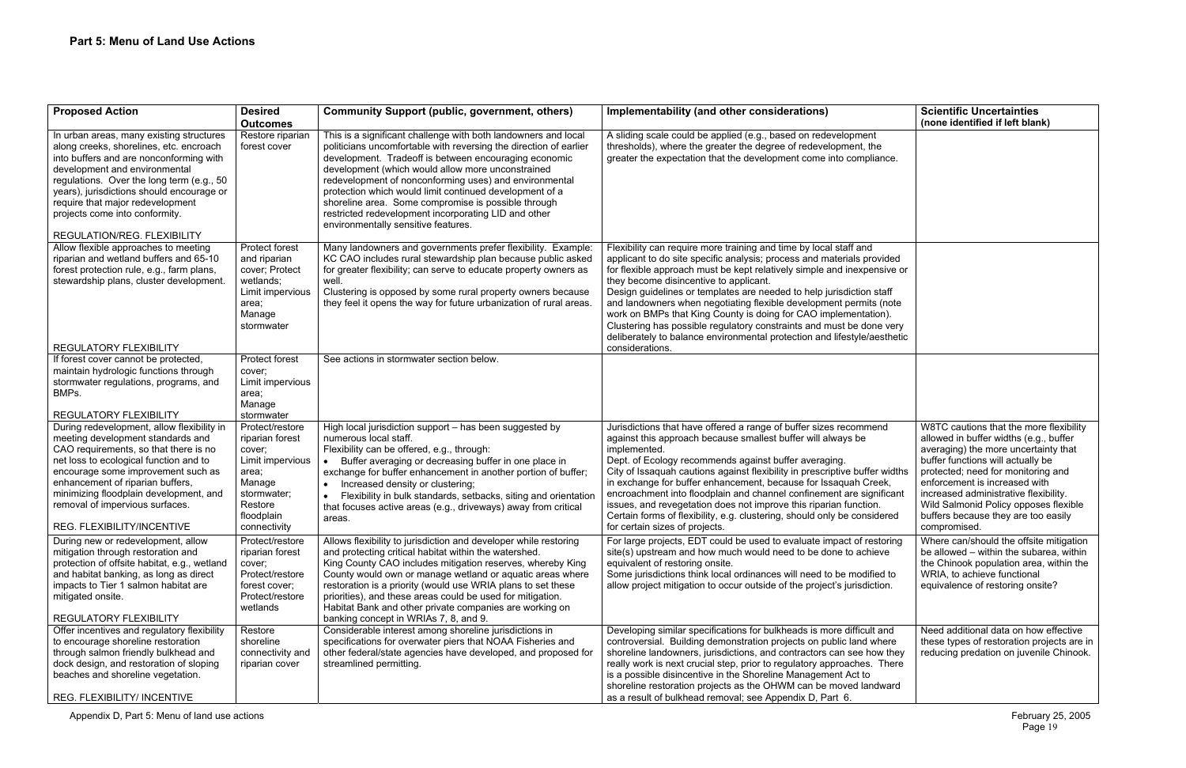## Part 5: Menu of Land Use Actions

| Proposed Action | Desired Outcomes | Community Support (public, government, others) | Implementability (and other considerations) | Scientific Uncertainties (none identified if left blank) |
|---|---|---|---|---|
| In urban areas, many existing structures along creeks, shorelines, etc. encroach into buffers and are nonconforming with development and environmental regulations. Over the long term (e.g., 50 years), jurisdictions should encourage or require that major redevelopment projects come into conformity.<br><br>REGULATION/REG. FLEXIBILITY | Restore riparian forest cover | This is a significant challenge with both landowners and local politicians uncomfortable with reversing the direction of earlier development. Tradeoff is between encouraging economic development (which would allow more unconstrained redevelopment of nonconforming uses) and environmental protection which would limit continued development of a shoreline area. Some compromise is possible through restricted redevelopment incorporating LID and other environmentally sensitive features. | A sliding scale could be applied (e.g., based on redevelopment thresholds), where the greater the degree of redevelopment, the greater the expectation that the development come into compliance. | |
| Allow flexible approaches to meeting riparian and wetland buffers and 65-10 forest protection rule, e.g., farm plans, stewardship plans, cluster development.<br><br>REGULATORY FLEXIBILITY | Protect forest and riparian cover; Protect wetlands; Limit impervious area; Manage stormwater | Many landowners and governments prefer flexibility. Example: KC CAO includes rural stewardship plan because public asked for greater flexibility; can serve to educate property owners as well.<br>Clustering is opposed by some rural property owners because they feel it opens the way for future urbanization of rural areas. | Flexibility can require more training and time by local staff and applicant to do site specific analysis; process and materials provided for flexible approach must be kept relatively simple and inexpensive or they become disincentive to applicant.<br>Design guidelines or templates are needed to help jurisdiction staff and landowners when negotiating flexible development permits (note work on BMPs that King County is doing for CAO implementation).<br>Clustering has possible regulatory constraints and must be done very deliberately to balance environmental protection and lifestyle/aesthetic considerations. | |
| If forest cover cannot be protected, maintain hydrologic functions through stormwater regulations, programs, and BMPs.<br><br>REGULATORY FLEXIBILITY | Protect forest cover; Limit impervious area; Manage stormwater | See actions in stormwater section below. | | |
| During redevelopment, allow flexibility in meeting development standards and CAO requirements, so that there is no net loss to ecological function and to encourage some improvement such as enhancement of riparian buffers, minimizing floodplain development, and removal of impervious surfaces.<br><br>REG. FLEXIBILITY/INCENTIVE | Protect/restore riparian forest cover; Limit impervious area; Manage stormwater; Restore floodplain connectivity | High local jurisdiction support – has been suggested by numerous local staff.<br>Flexibility can be offered, e.g., through:<br>• Buffer averaging or decreasing buffer in one place in exchange for buffer enhancement in another portion of buffer;<br>• Increased density or clustering;<br>• Flexibility in bulk standards, setbacks, siting and orientation that focuses active areas (e.g., driveways) away from critical areas. | Jurisdictions that have offered a range of buffer sizes recommend against this approach because smallest buffer will always be implemented.<br>Dept. of Ecology recommends against buffer averaging.<br>City of Issaquah cautions against flexibility in prescriptive buffer widths in exchange for buffer enhancement, because for Issaquah Creek, encroachment into floodplain and channel confinement are significant issues, and revegetation does not improve this riparian function.<br>Certain forms of flexibility, e.g. clustering, should only be considered for certain sizes of projects. | W8TC cautions that the more flexibility allowed in buffer widths (e.g., buffer averaging) the more uncertainty that buffer functions will actually be protected; need for monitoring and enforcement is increased with increased administrative flexibility.<br>Wild Salmonid Policy opposes flexible buffers because they are too easily compromised. |
| During new or redevelopment, allow mitigation through restoration and protection of offsite habitat, e.g., wetland and habitat banking, as long as direct impacts to Tier 1 salmon habitat are mitigated onsite.<br><br>REGULATORY FLEXIBILITY | Protect/restore riparian forest cover; Protect/restore forest cover; Protect/restore wetlands | Allows flexibility to jurisdiction and developer while restoring and protecting critical habitat within the watershed.<br>King County CAO includes mitigation reserves, whereby King County would own or manage wetland or aquatic areas where restoration is a priority (would use WRIA plans to set these priorities), and these areas could be used for mitigation.<br>Habitat Bank and other private companies are working on banking concept in WRIAs 7, 8, and 9. | For large projects, EDT could be used to evaluate impact of restoring site(s) upstream and how much would need to be done to achieve equivalent of restoring onsite.<br>Some jurisdictions think local ordinances will need to be modified to allow project mitigation to occur outside of the project's jurisdiction. | Where can/should the offsite mitigation be allowed – within the subarea, within the Chinook population area, within the WRIA, to achieve functional equivalence of restoring onsite? |
| Offer incentives and regulatory flexibility to encourage shoreline restoration through salmon friendly bulkhead and dock design, and restoration of sloping beaches and shoreline vegetation.<br><br>REG. FLEXIBILITY/ INCENTIVE | Restore shoreline connectivity and riparian cover | Considerable interest among shoreline jurisdictions in specifications for overwater piers that NOAA Fisheries and other federal/state agencies have developed, and proposed for streamlined permitting. | Developing similar specifications for bulkheads is more difficult and controversial. Building demonstration projects on public land where shoreline landowners, jurisdictions, and contractors can see how they really work is next crucial step, prior to regulatory approaches. There is a possible disincentive in the Shoreline Management Act to shoreline restoration projects as the OHWM can be moved landward as a result of bulkhead removal; see Appendix D, Part 6. | Need additional data on how effective these types of restoration projects are in reducing predation on juvenile Chinook. |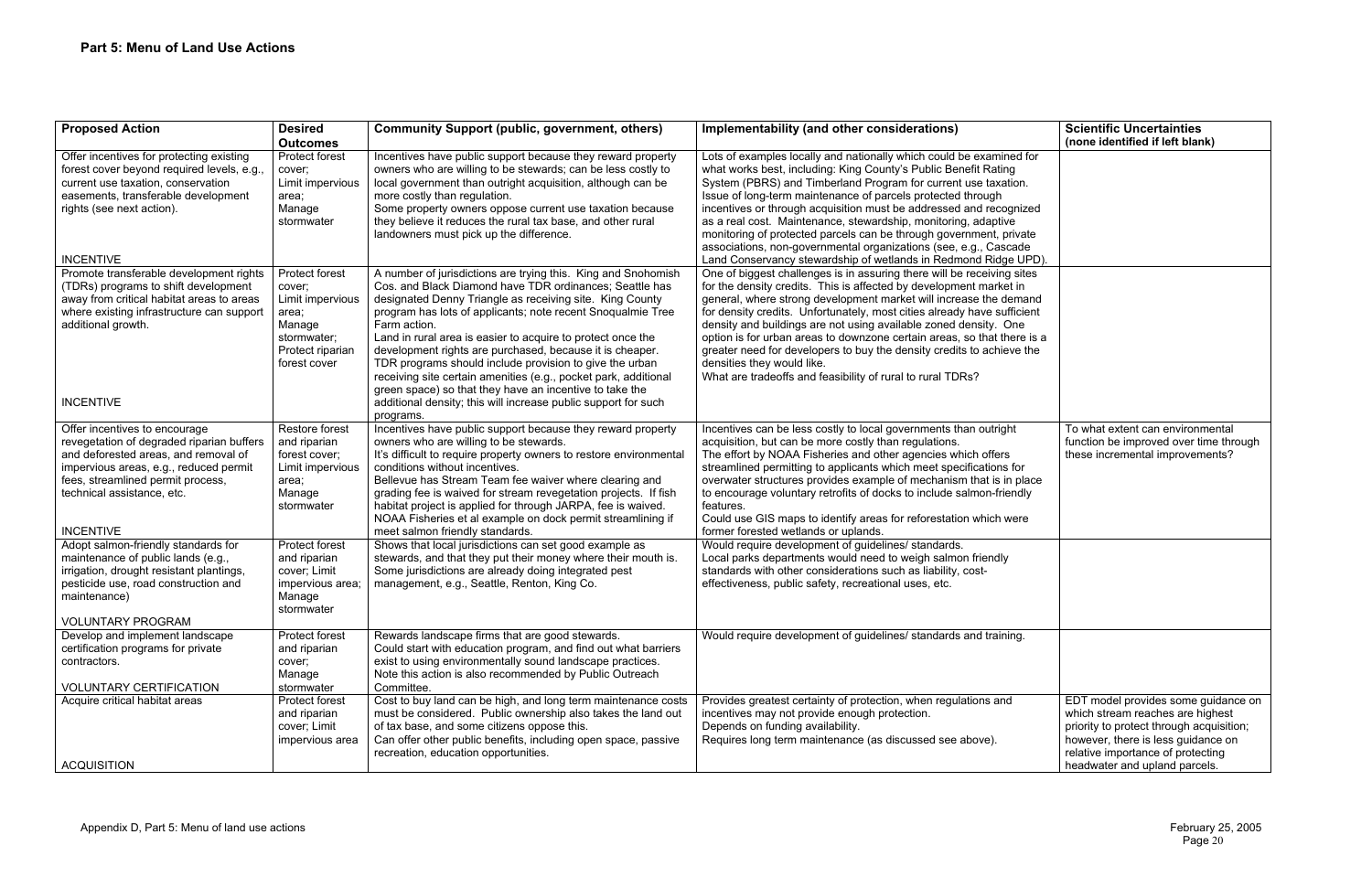## Part 5: Menu of Land Use Actions

| Proposed Action | Desired Outcomes | Community Support (public, government, others) | Implementability (and other considerations) | Scientific Uncertainties (none identified if left blank) |
|---|---|---|---|---|
| Offer incentives for protecting existing forest cover beyond required levels, e.g., current use taxation, conservation easements, transferable development rights (see next action).<br><br>INCENTIVE | Protect forest cover; Limit impervious area; Manage stormwater | Incentives have public support because they reward property owners who are willing to be stewards; can be less costly to local government than outright acquisition, although can be more costly than regulation.<br>Some property owners oppose current use taxation because they believe it reduces the rural tax base, and other rural landowners must pick up the difference. | Lots of examples locally and nationally which could be examined for what works best, including: King County's Public Benefit Rating System (PBRS) and Timberland Program for current use taxation.<br>Issue of long-term maintenance of parcels protected through incentives or through acquisition must be addressed and recognized as a real cost. Maintenance, stewardship, monitoring, adaptive monitoring of protected parcels can be through government, private associations, non-governmental organizations (see, e.g., Cascade Land Conservancy stewardship of wetlands in Redmond Ridge UPD). | |
| Promote transferable development rights (TDRs) programs to shift development away from critical habitat areas to areas where existing infrastructure can support additional growth.<br><br>INCENTIVE | Protect forest cover; Limit impervious area; Manage stormwater; Protect riparian forest cover | A number of jurisdictions are trying this. King and Snohomish Cos. and Black Diamond have TDR ordinances; Seattle has designated Denny Triangle as receiving site. King County program has lots of applicants; note recent Snoqualmie Tree Farm action.<br>Land in rural area is easier to acquire to protect once the development rights are purchased, because it is cheaper.<br>TDR programs should include provision to give the urban receiving site certain amenities (e.g., pocket park, additional green space) so that they have an incentive to take the additional density; this will increase public support for such programs. | One of biggest challenges is in assuring there will be receiving sites for the density credits. This is affected by development market in general, where strong development market will increase the demand for density credits. Unfortunately, most cities already have sufficient density and buildings are not using available zoned density. One option is for urban areas to downzone certain areas, so that there is a greater need for developers to buy the density credits to achieve the densities they would like.<br>What are tradeoffs and feasibility of rural to rural TDRs? | |
| Offer incentives to encourage revegetation of degraded riparian buffers and deforested areas, and removal of impervious areas, e.g., reduced permit fees, streamlined permit process, technical assistance, etc.<br><br>INCENTIVE | Restore forest and riparian forest cover; Limit impervious area; Manage stormwater | Incentives have public support because they reward property owners who are willing to be stewards.<br>It's difficult to require property owners to restore environmental conditions without incentives.<br>Bellevue has Stream Team fee waiver where clearing and grading fee is waived for stream revegetation projects. If fish habitat project is applied for through JARPA, fee is waived.<br>NOAA Fisheries et al example on dock permit streamlining if meet salmon friendly standards. | Incentives can be less costly to local governments than outright acquisition, but can be more costly than regulations.<br>The effort by NOAA Fisheries and other agencies which offers streamlined permitting to applicants which meet specifications for overwater structures provides example of mechanism that is in place to encourage voluntary retrofits of docks to include salmon-friendly features.<br>Could use GIS maps to identify areas for reforestation which were former forested wetlands or uplands. | To what extent can environmental function be improved over time through these incremental improvements? |
| Adopt salmon-friendly standards for maintenance of public lands (e.g., irrigation, drought resistant plantings, pesticide use, road construction and maintenance)<br><br>VOLUNTARY PROGRAM | Protect forest and riparian cover; Limit impervious area; Manage stormwater | Shows that local jurisdictions can set good example as stewards, and that they put their money where their mouth is.<br>Some jurisdictions are already doing integrated pest management, e.g., Seattle, Renton, King Co. | Would require development of guidelines/ standards.<br>Local parks departments would need to weigh salmon friendly standards with other considerations such as liability, cost-effectiveness, public safety, recreational uses, etc. | |
| Develop and implement landscape certification programs for private contractors.<br><br>VOLUNTARY CERTIFICATION | Protect forest and riparian cover; Manage stormwater | Rewards landscape firms that are good stewards.<br>Could start with education program, and find out what barriers exist to using environmentally sound landscape practices.<br>Note this action is also recommended by Public Outreach Committee. | Would require development of guidelines/ standards and training. | |
| Acquire critical habitat areas<br><br>ACQUISITION | Protect forest and riparian cover; Limit impervious area | Cost to buy land can be high, and long term maintenance costs must be considered. Public ownership also takes the land out of tax base, and some citizens oppose this.<br>Can offer other public benefits, including open space, passive recreation, education opportunities. | Provides greatest certainty of protection, when regulations and incentives may not provide enough protection.<br>Depends on funding availability.<br>Requires long term maintenance (as discussed see above). | EDT model provides some guidance on which stream reaches are highest priority to protect through acquisition; however, there is less guidance on relative importance of protecting headwater and upland parcels. |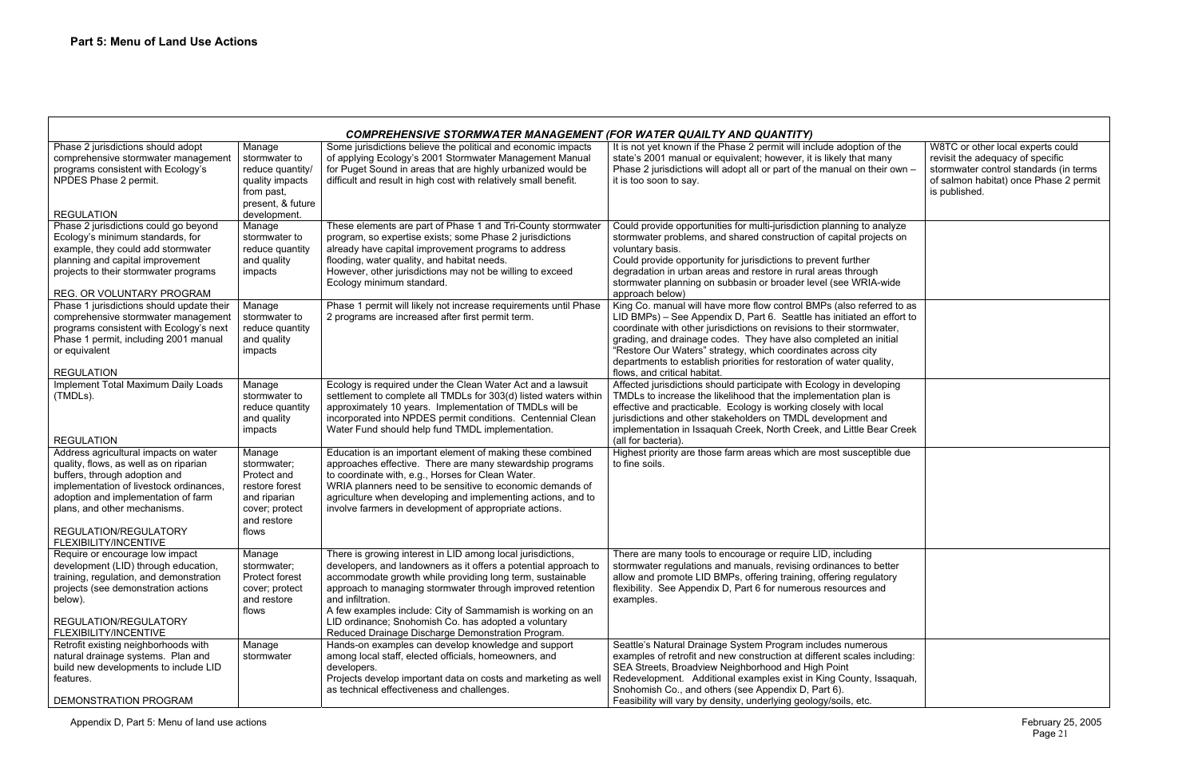**Part 5: Menu of Land Use Actions**

| *COMPREHENSIVE STORMWATER MANAGEMENT (FOR WATER QUAILTY AND QUANTITY)* | | | | |
|---|---|---|---|---|
| Phase 2 jurisdictions should adopt comprehensive stormwater management programs consistent with Ecology's NPDES Phase 2 permit.<br><br>REGULATION | Manage stormwater to reduce quantity/ quality impacts from past, present, & future development. | Some jurisdictions believe the political and economic impacts of applying Ecology's 2001 Stormwater Management Manual for Puget Sound in areas that are highly urbanized would be difficult and result in high cost with relatively small benefit. | It is not yet known if the Phase 2 permit will include adoption of the state's 2001 manual or equivalent; however, it is likely that many Phase 2 jurisdictions will adopt all or part of the manual on their own – it is too soon to say. | W8TC or other local experts could revisit the adequacy of specific stormwater control standards (in terms of salmon habitat) once Phase 2 permit is published. |
| Phase 2 jurisdictions could go beyond Ecology's minimum standards, for example, they could add stormwater planning and capital improvement projects to their stormwater programs<br><br>REG. OR VOLUNTARY PROGRAM | Manage stormwater to reduce quantity and quality impacts | These elements are part of Phase 1 and Tri-County stormwater program, so expertise exists; some Phase 2 jurisdictions already have capital improvement programs to address flooding, water quality, and habitat needs.<br>However, other jurisdictions may not be willing to exceed Ecology minimum standard. | Could provide opportunities for multi-jurisdiction planning to analyze stormwater problems, and shared construction of capital projects on voluntary basis.<br>Could provide opportunity for jurisdictions to prevent further degradation in urban areas and restore in rural areas through stormwater planning on subbasin or broader level (see WRIA-wide approach below) | |
| Phase 1 jurisdictions should update their comprehensive stormwater management programs consistent with Ecology's Phase 1 permit, including 2001 manual or equivalent<br><br>REGULATION | Manage stormwater to reduce quantity and quality impacts | Phase 1 permit will likely not increase requirements until Phase 2 programs are increased after first permit term. | King Co. manual will have more flow control BMPs (also referred to as LID BMPs) – See Appendix D, Part 6. Seattle has initiated an effort to coordinate with other jurisdictions on revisions to their stormwater, grading, and drainage codes. They have also completed an initial "Restore Our Waters" strategy, which coordinates across city departments to establish priorities for restoration of water quality, flows, and critical habitat. | |
| Implement Total Maximum Daily Loads (TMDLs).<br><br>REGULATION | Manage stormwater to reduce quantity and quality impacts | Ecology is required under the Clean Water Act and a lawsuit settlement to complete all TMDLs for 303(d) listed waters within approximately 10 years. Implementation of TMDLs will be incorporated into NPDES permit conditions. Centennial Clean Water Fund should help fund TMDL implementation. | Affected jurisdictions should participate with Ecology in developing TMDLs to increase the likelihood that the implementation plan is effective and practicable. Ecology is working closely with local jurisdictions and other stakeholders on TMDL development and implementation in Issaquah Creek, North Creek, and Little Bear Creek (all for bacteria). | |
| Address agricultural impacts on water quality, flows, as well as on riparian buffers, through adoption and implementation of livestock ordinances, adoption and implementation of farm plans, and other mechanisms.<br><br>REGULATION/REGULATORY FLEXIBILITY/INCENTIVE | Manage stormwater; Protect and restore forest and riparian cover; protect and restore flows | Education is an important element of making these combined approaches effective. There are many stewardship programs to coordinate with, e.g., Horses for Clean Water.<br>WRIA planners need to be sensitive to economic demands of agriculture when developing and implementing actions, and to involve farmers in development of appropriate actions. | Highest priority are those farm areas which are most susceptible due to fine soils. | |
| Require or encourage low impact development (LID) through education, training, regulation, and demonstration projects (see demonstration actions below).<br><br>REGULATION/REGULATORY FLEXIBILITY/INCENTIVE | Manage stormwater; Protect forest cover; protect and restore flows | There is growing interest in LID among local jurisdictions, developers, and landowners as it offers a potential approach to accommodate growth while providing long term, sustainable approach to managing stormwater through improved retention and infiltration.<br>A few examples include: City of Sammamish is working on an LID ordinance; Snohomish Co. has adopted a voluntary Reduced Drainage Discharge Demonstration Program. | There are many tools to encourage or require LID, including stormwater regulations and manuals, revising ordinances to better allow and promote LID BMPs, offering training, offering regulatory flexibility. See Appendix D, Part 6 for numerous resources and examples. | |
| Retrofit existing neighborhoods with natural drainage systems. Plan and build new developments to include LID features.<br><br>DEMONSTRATION PROGRAM | Manage stormwater | Hands-on examples can develop knowledge and support among local staff, elected officials, homeowners, and developers.<br>Projects develop important data on costs and marketing as well as technical effectiveness and challenges. | Seattle's Natural Drainage System Program includes numerous examples of retrofit and new construction at different scales including: SEA Streets, Broadview Neighborhood and High Point Redevelopment. Additional examples exist in King County, Issaquah, Snohomish Co., and others (see Appendix D, Part 6).<br>Feasibility will vary by density, underlying geology/soils, etc. | |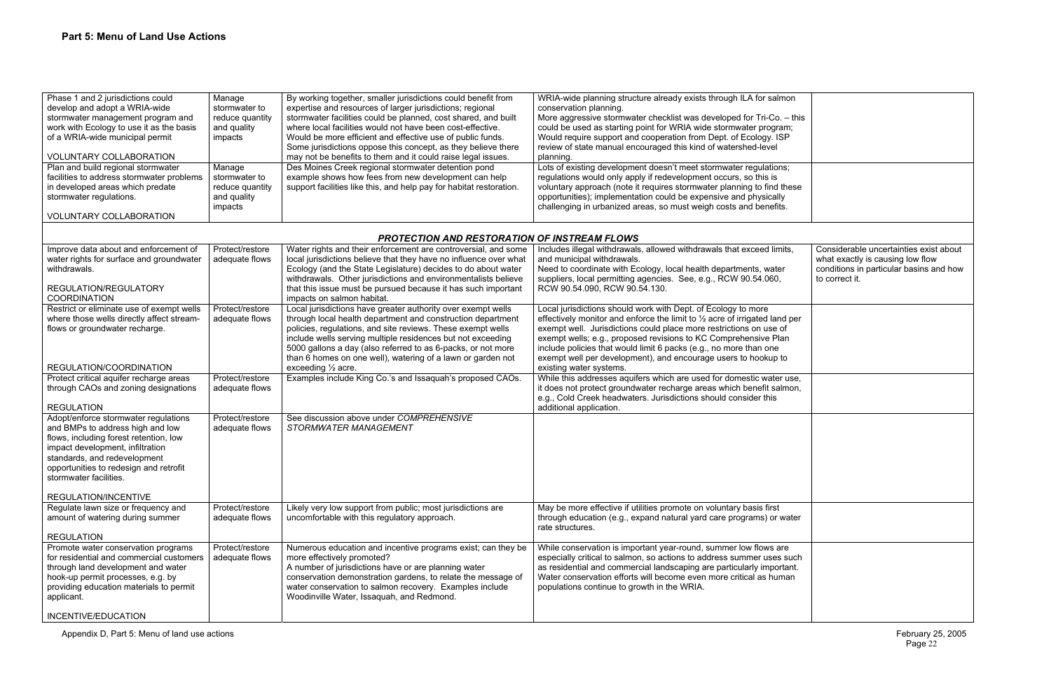# Part 5: Menu of Land Use Actions

| | | | | |
|---|---|---|---|---|
| Phase 1 and 2 jurisdictions could develop and adopt a WRIA-wide stormwater management program and work with Ecology to use it as the basis of a WRIA-wide municipal permit<br><br>VOLUNTARY COLLABORATION | Manage stormwater to reduce quantity and quality impacts | By working together, smaller jurisdictions could benefit from expertise and resources of larger jurisdictions; regional stormwater facilities could be planned, cost shared, and built where local facilities would not have been cost-effective. Would be more efficient and effective use of public funds. Some jurisdictions oppose this concept, as they believe there may not be benefits to them and it could raise legal issues. | WRIA-wide planning structure already exists through ILA for salmon conservation planning.<br>More aggressive stormwater checklist was developed for Tri-Co. – this could be used as starting point for WRIA wide stormwater program; Would require support and cooperation from Dept. of Ecology. ISP review of state manual encouraged this kind of watershed-level planning. | |
| Plan and build regional stormwater facilities to address stormwater problems in developed areas which predate stormwater regulations.<br><br>VOLUNTARY COLLABORATION | Manage stormwater to reduce quantity and quality impacts | Des Moines Creek regional stormwater detention pond example shows how fees from new development can help support facilities like this, and help pay for habitat restoration. | Lots of existing development doesn't meet stormwater regulations; regulations would only apply if redevelopment occurs, so this is voluntary approach (note it requires stormwater planning to find these opportunities); implementation could be expensive and physically challenging in urbanized areas, so must weigh costs and benefits. | |
| ***PROTECTION AND RESTORATION OF INSTREAM FLOWS*** | | | | |
| Improve data about and enforcement of water rights for surface and groundwater withdrawals.<br><br>REGULATION/REGULATORY COORDINATION | Protect/restore adequate flows | Water rights and their enforcement are controversial, and some local jurisdictions believe that they have no influence over what Ecology (and the State Legislature) decides to do about water withdrawals. Other jurisdictions and environmentalists believe that this issue must be pursued because it has such important impacts on salmon habitat. | Includes illegal withdrawals, allowed withdrawals that exceed limits, and municipal withdrawals.<br>Need to coordinate with Ecology, local health departments, water suppliers, local permitting agencies. See, e.g., RCW 90.54.060, RCW 90.54.090, RCW 90.54.130. | Considerable uncertainties exist about what exactly is causing low flow conditions in particular basins and how to correct it. |
| Restrict or eliminate use of exempt wells where those wells directly affect stream-flows or groundwater recharge.<br><br>REGULATION/COORDINATION | Protect/restore adequate flows | Local jurisdictions have greater authority over exempt wells through local health department and construction department policies, regulations, and site reviews. These exempt wells include wells serving multiple residences but not exceeding 5000 gallons a day (also referred to as 6-packs, or not more than 6 homes on one well), watering of a lawn or garden not exceeding ½ acre. | Local jurisdictions should work with Dept. of Ecology to more effectively monitor and enforce the limit to ½ acre of irrigated land per exempt well. Jurisdictions could place more restrictions on use of exempt wells; e.g., proposed revisions to KC Comprehensive Plan include policies that would limit 6 packs (e.g., no more than one exempt well per development), and encourage users to hookup to existing water systems. | |
| Protect critical aquifer recharge areas through CAOs and zoning designations<br><br>REGULATION | Protect/restore adequate flows | Examples include King Co.'s and Issaquah's proposed CAOs. | While this addresses aquifers which are used for domestic water use, it does not protect groundwater recharge areas which benefit salmon, e.g., Cold Creek headwaters. Jurisdictions should consider this additional application. | |
| Adopt/enforce stormwater regulations and BMPs to address high and low flows, including forest retention, low impact development, infiltration standards, and redevelopment opportunities to redesign and retrofit stormwater facilities.<br><br>REGULATION/INCENTIVE | Protect/restore adequate flows | See discussion above under *COMPREHENSIVE STORMWATER MANAGEMENT* | | |
| Regulate lawn size or frequency and amount of watering during summer<br><br>REGULATION | Protect/restore adequate flows | Likely very low support from public; most jurisdictions are uncomfortable with this regulatory approach. | May be more effective if utilities promote on voluntary basis first through education (e.g., expand natural yard care programs) or water rate structures. | |
| Promote water conservation programs for residential and commercial customers through land development and water hook-up permit processes, e.g. by providing education materials to permit applicant.<br><br>INCENTIVE/EDUCATION | Protect/restore adequate flows | Numerous education and incentive programs exist; can they be more effectively promoted?<br>A number of jurisdictions have or are planning water conservation demonstration gardens, to relate the message of water conservation to salmon recovery. Examples include Woodinville Water, Issaquah, and Redmond. | While conservation is important year-round, summer low flows are especially critical to salmon, so actions to address summer uses such as residential and commercial landscaping are particularly important. Water conservation efforts will become even more critical as human populations continue to growth in the WRIA. | |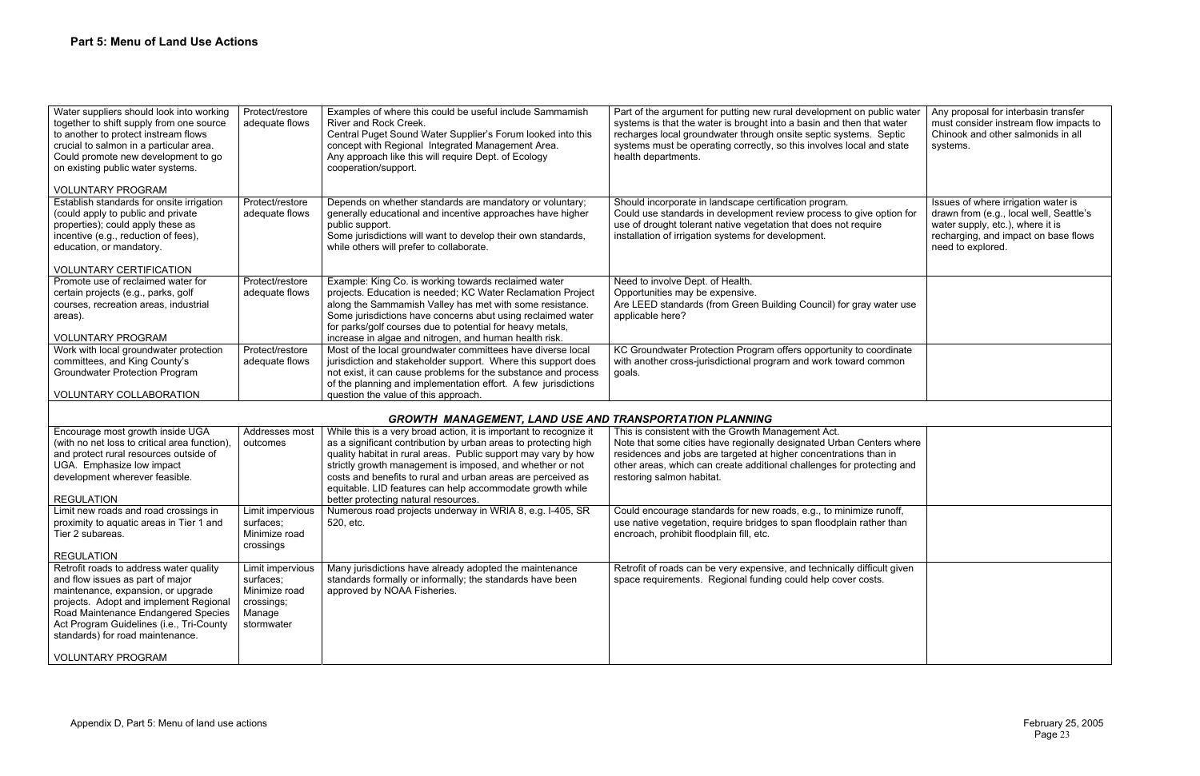## Part 5: Menu of Land Use Actions

| | | | | |
|---|---|---|---|---|
| Water suppliers should look into working together to shift supply from one source to another to protect instream flows crucial to salmon in a particular area. Could promote new development to go on existing public water systems.<br><br>VOLUNTARY PROGRAM | Protect/restore adequate flows | Examples of where this could be useful include Sammamish River and Rock Creek.<br>Central Puget Sound Water Supplier's Forum looked into this concept with Regional Integrated Management Area.<br>Any approach like this will require Dept. of Ecology cooperation/support. | Part of the argument for putting new rural development on public water systems is that the water is brought into a basin and then that water recharges local groundwater through onsite septic systems. Septic systems must be operating correctly, so this involves local and state health departments. | Any proposal for interbasin transfer must consider instream flow impacts to Chinook and other salmonids in all systems. |
| Establish standards for onsite irrigation (could apply to public and private properties); could apply these as incentive (e.g., reduction of fees), education, or mandatory.<br><br>VOLUNTARY CERTIFICATION | Protect/restore adequate flows | Depends on whether standards are mandatory or voluntary; generally educational and incentive approaches have higher public support.<br>Some jurisdictions will want to develop their own standards, while others will prefer to collaborate. | Should incorporate in landscape certification program.<br>Could use standards in development review process to give option for use of drought tolerant native vegetation that does not require installation of irrigation systems for development. | Issues of where irrigation water is drawn from (e.g., local well, Seattle's water supply, etc.), where it is recharging, and impact on base flows need to explored. |
| Promote use of reclaimed water for certain projects (e.g., parks, golf courses, recreation areas, industrial areas).<br><br>VOLUNTARY PROGRAM | Protect/restore adequate flows | Example: King Co. is working towards reclaimed water projects. Education is needed; KC Water Reclamation Project along the Sammamish Valley has met with some resistance. Some jurisdictions have concerns abut using reclaimed water for parks/golf courses due to potential for heavy metals, increase in algae and nitrogen, and human health risk. | Need to involve Dept. of Health.<br>Opportunities may be expensive.<br>Are LEED standards (from Green Building Council) for gray water use applicable here? | |
| Work with local groundwater protection committees, and King County's Groundwater Protection Program<br><br>VOLUNTARY COLLABORATION | Protect/restore adequate flows | Most of the local groundwater committees have diverse local jurisdiction and stakeholder support. Where this support does not exist, it can cause problems for the substance and process of the planning and implementation effort. A few jurisdictions question the value of this approach. | KC Groundwater Protection Program offers opportunity to coordinate with another cross-jurisdictional program and work toward common goals. | |
| | | ***GROWTH MANAGEMENT, LAND USE AND TRANSPORTATION PLANNING*** | | |
| Encourage most growth inside UGA (with no net loss to critical area function), and protect rural resources outside of UGA. Emphasize low impact development wherever feasible.<br><br>REGULATION | Addresses most outcomes | While this is a very broad action, it is important to recognize it as a significant contribution by urban areas to protecting high quality habitat in rural areas. Public support may vary by how strictly growth management is imposed, and whether or not costs and benefits to rural and urban areas are perceived as equitable. LID features can help accommodate growth while better protecting natural resources. | This is consistent with the Growth Management Act.<br>Note that some cities have regionally designated Urban Centers where residences and jobs are targeted at higher concentrations than in other areas, which can create additional challenges for protecting and restoring salmon habitat. | |
| Limit new roads and road crossings in proximity to aquatic areas in Tier 1 and Tier 2 subareas.<br><br>REGULATION | Limit impervious surfaces; Minimize road crossings | Numerous road projects underway in WRIA 8, e.g. I-405, SR 520, etc. | Could encourage standards for new roads, e.g., to minimize runoff, use native vegetation, require bridges to span floodplain rather than encroach, prohibit floodplain fill, etc. | |
| Retrofit roads to address water quality and flow issues as part of major maintenance, expansion, or upgrade projects. Adopt and implement Regional Road Maintenance Endangered Species Act Program Guidelines (i.e., Tri-County standards) for road maintenance.<br><br>VOLUNTARY PROGRAM | Limit impervious surfaces; Minimize road crossings; Manage stormwater | Many jurisdictions have already adopted the maintenance standards formally or informally; the standards have been approved by NOAA Fisheries. | Retrofit of roads can be very expensive, and technically difficult given space requirements. Regional funding could help cover costs. | |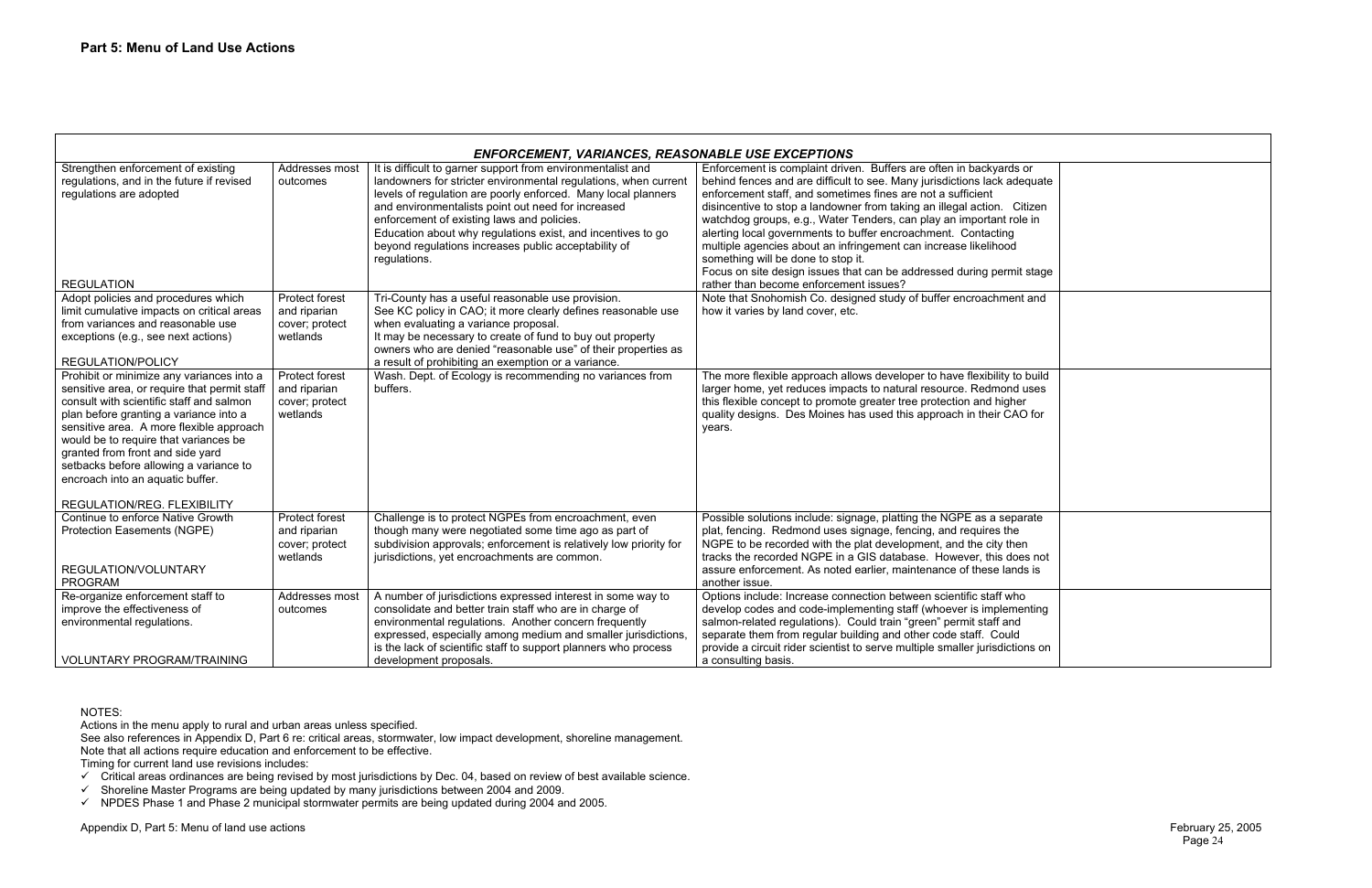## Part 5: Menu of Land Use Actions

| *ENFORCEMENT, VARIANCES, REASONABLE USE EXCEPTIONS* | | | | |
|---|---|---|---|---|
| Strengthen enforcement of existing regulations, and in the future if revised regulations are adopted<br><br>REGULATION | Addresses most outcomes | It is difficult to garner support from environmentalist and landowners for stricter environmental regulations, when current levels of regulation are poorly enforced. Many local planners and environmentalists point out need for increased enforcement of existing laws and policies.<br>Education about why regulations exist, and incentives to go beyond regulations increases public acceptability of regulations. | Enforcement is complaint driven. Buffers are often in backyards or behind fences and are difficult to see. Many jurisdictions lack adequate enforcement staff, and sometimes fines are not a sufficient disincentive to stop a landowner from taking an illegal action. Citizen watchdog groups, e.g., Water Tenders, can play an important role in alerting local governments to buffer encroachment. Contacting multiple agencies about an infringement can increase likelihood something will be done to stop it.<br>Focus on site design issues that can be addressed during permit stage rather than become enforcement issues? | |
| Adopt policies and procedures which limit cumulative impacts on critical areas from variances and reasonable use exceptions (e.g., see next actions)<br><br>REGULATION/POLICY | Protect forest and riparian cover; protect wetlands | Tri-County has a useful reasonable use provision.<br>See KC policy in CAO; it more clearly defines reasonable use when evaluating a variance proposal.<br>It may be necessary to create of fund to buy out property owners who are denied "reasonable use" of their properties as a result of prohibiting an exemption or a variance. | Note that Snohomish Co. designed study of buffer encroachment and how it varies by land cover, etc. | |
| Prohibit or minimize any variances into a sensitive area, or require that permit staff consult with scientific staff and salmon plan before granting a variance into a sensitive area. A more flexible approach would be to require that variances be granted from front and side yard setbacks before allowing a variance to encroach into an aquatic buffer.<br><br>REGULATION/REG. FLEXIBILITY | Protect forest and riparian cover; protect wetlands | Wash. Dept. of Ecology is recommending no variances from buffers. | The more flexible approach allows developer to have flexibility to build larger home, yet reduces impacts to natural resource. Redmond uses this flexible concept to promote greater tree protection and higher quality designs. Des Moines has used this approach in their CAO for years. | |
| Continue to enforce Native Growth Protection Easements (NGPE)<br><br>REGULATION/VOLUNTARY PROGRAM | Protect forest and riparian cover; protect wetlands | Challenge is to protect NGPEs from encroachment, even though many were negotiated some time ago as part of subdivision approvals; enforcement is relatively low priority for jurisdictions, yet encroachments are common. | Possible solutions include: signage, platting the NGPE as a separate plat, fencing. Redmond uses signage, fencing, and requires the NGPE to be recorded with the plat development, and the city then tracks the recorded NGPE in a GIS database. However, this does not assure enforcement. As noted earlier, maintenance of these lands is another issue. | |
| Re-organize enforcement staff to improve the effectiveness of environmental regulations.<br><br>VOLUNTARY PROGRAM/TRAINING | Addresses most outcomes | A number of jurisdictions expressed interest in some way to consolidate and better train staff who are in charge of environmental regulations. Another concern frequently expressed, especially among medium and smaller jurisdictions, is the lack of scientific staff to support planners who process development proposals. | Options include: Increase connection between scientific staff who develop codes and code-implementing staff (whoever is implementing salmon-related regulations). Could train "green" permit staff and separate them from regular building and other code staff. Could provide a circuit rider scientist to serve multiple smaller jurisdictions on a consulting basis. | |

NOTES:

Actions in the menu apply to rural and urban areas unless specified.

See also references in Appendix D, Part 6 re: critical areas, stormwater, low impact development, shoreline management.

Note that all actions require education and enforcement to be effective.

Timing for current land use revisions includes:

- ✓ Critical areas ordinances are being revised by most jurisdictions by Dec. 04, based on review of best available science.
- ✓ Shoreline Master Programs are being updated by many jurisdictions between 2004 and 2009.
- ✓ NPDES Phase 1 and Phase 2 municipal stormwater permits are being updated during 2004 and 2005.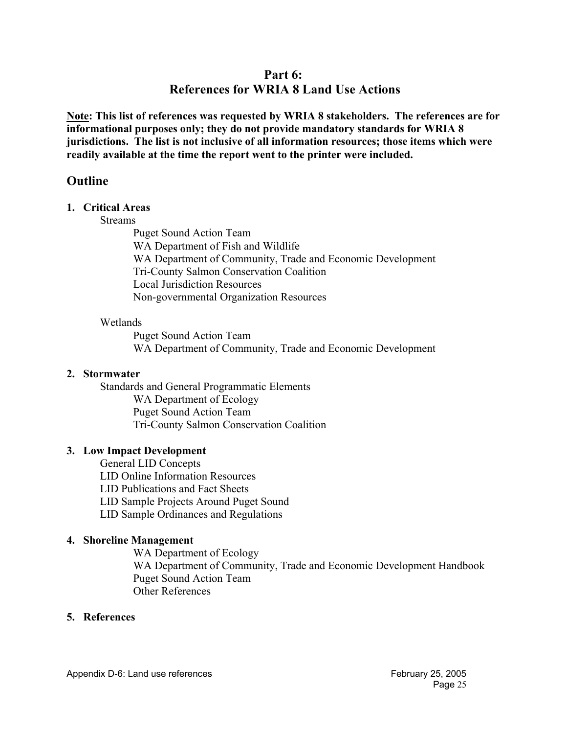# Part 6:
# References for WRIA 8 Land Use Actions

**<u>Note</u>: This list of references was requested by WRIA 8 stakeholders. The references are for informational purposes only; they do not provide mandatory standards for WRIA 8 jurisdictions. The list is not inclusive of all information resources; those items which were readily available at the time the report went to the printer were included.**

## Outline

**1. Critical Areas**

- Streams
  - Puget Sound Action Team
  - WA Department of Fish and Wildlife
  - WA Department of Community, Trade and Economic Development
  - Tri-County Salmon Conservation Coalition
  - Local Jurisdiction Resources
  - Non-governmental Organization Resources
- Wetlands
  - Puget Sound Action Team
  - WA Department of Community, Trade and Economic Development

**2. Stormwater**

- Standards and General Programmatic Elements
  - WA Department of Ecology
  - Puget Sound Action Team
  - Tri-County Salmon Conservation Coalition

**3. Low Impact Development**

- General LID Concepts
- LID Online Information Resources
- LID Publications and Fact Sheets
- LID Sample Projects Around Puget Sound
- LID Sample Ordinances and Regulations

**4. Shoreline Management**

- WA Department of Ecology
- WA Department of Community, Trade and Economic Development Handbook
- Puget Sound Action Team
- Other References

**5. References**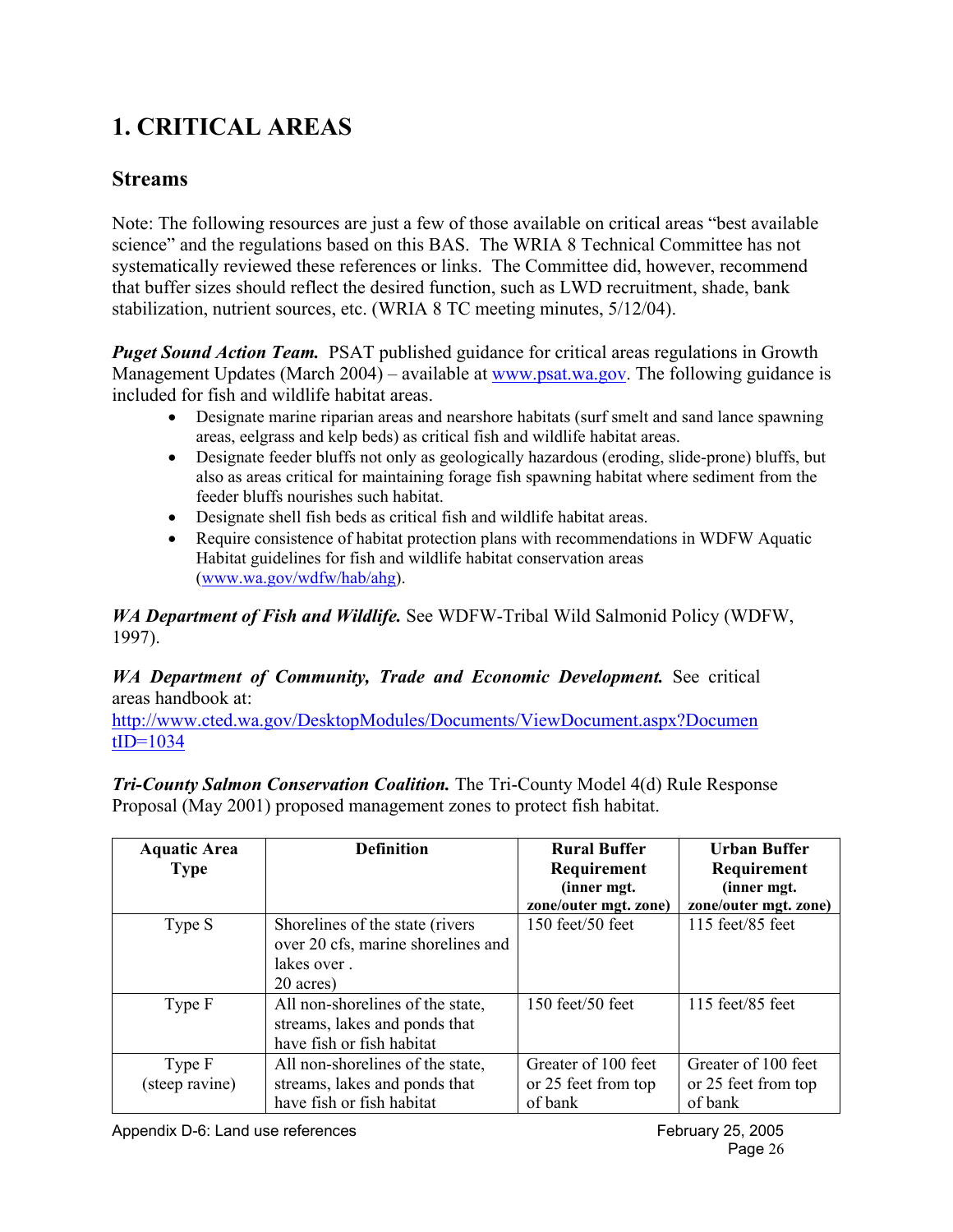# 1. CRITICAL AREAS

## Streams

Note: The following resources are just a few of those available on critical areas "best available science" and the regulations based on this BAS. The WRIA 8 Technical Committee has not systematically reviewed these references or links. The Committee did, however, recommend that buffer sizes should reflect the desired function, such as LWD recruitment, shade, bank stabilization, nutrient sources, etc. (WRIA 8 TC meeting minutes, 5/12/04).

***Puget Sound Action Team.*** PSAT published guidance for critical areas regulations in Growth Management Updates (March 2004) – available at www.psat.wa.gov. The following guidance is included for fish and wildlife habitat areas.

- Designate marine riparian areas and nearshore habitats (surf smelt and sand lance spawning areas, eelgrass and kelp beds) as critical fish and wildlife habitat areas.
- Designate feeder bluffs not only as geologically hazardous (eroding, slide-prone) bluffs, but also as areas critical for maintaining forage fish spawning habitat where sediment from the feeder bluffs nourishes such habitat.
- Designate shell fish beds as critical fish and wildlife habitat areas.
- Require consistence of habitat protection plans with recommendations in WDFW Aquatic Habitat guidelines for fish and wildlife habitat conservation areas (www.wa.gov/wdfw/hab/ahg).

***WA Department of Fish and Wildlife.*** See WDFW-Tribal Wild Salmonid Policy (WDFW, 1997).

***WA Department of Community, Trade and Economic Development.*** See critical areas handbook at: http://www.cted.wa.gov/DesktopModules/Documents/ViewDocument.aspx?DocumentID=1034

***Tri-County Salmon Conservation Coalition.*** The Tri-County Model 4(d) Rule Response Proposal (May 2001) proposed management zones to protect fish habitat.

| Aquatic Area Type | Definition | Rural Buffer Requirement (inner mgt. zone/outer mgt. zone) | Urban Buffer Requirement (inner mgt. zone/outer mgt. zone) |
|---|---|---|---|
| Type S | Shorelines of the state (rivers over 20 cfs, marine shorelines and lakes over . 20 acres) | 150 feet/50 feet | 115 feet/85 feet |
| Type F | All non-shorelines of the state, streams, lakes and ponds that have fish or fish habitat | 150 feet/50 feet | 115 feet/85 feet |
| Type F (steep ravine) | All non-shorelines of the state, streams, lakes and ponds that have fish or fish habitat | Greater of 100 feet or 25 feet from top of bank | Greater of 100 feet or 25 feet from top of bank |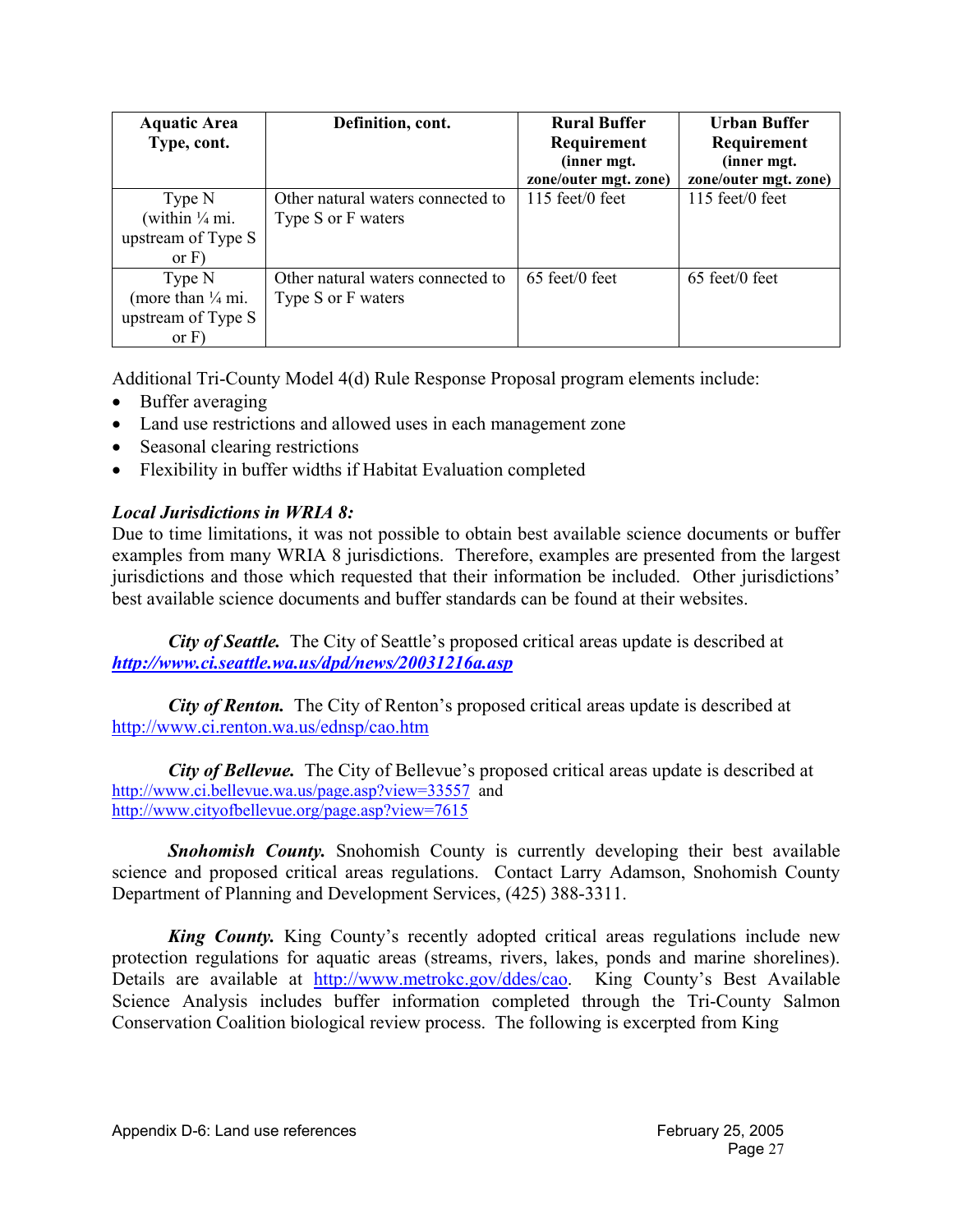| Aquatic Area Type, cont. | Definition, cont. | Rural Buffer Requirement (inner mgt. zone/outer mgt. zone) | Urban Buffer Requirement (inner mgt. zone/outer mgt. zone) |
|---|---|---|---|
| Type N (within ¼ mi. upstream of Type S or F) | Other natural waters connected to Type S or F waters | 115 feet/0 feet | 115 feet/0 feet |
| Type N (more than ¼ mi. upstream of Type S or F) | Other natural waters connected to Type S or F waters | 65 feet/0 feet | 65 feet/0 feet |

Additional Tri-County Model 4(d) Rule Response Proposal program elements include:

- Buffer averaging
- Land use restrictions and allowed uses in each management zone
- Seasonal clearing restrictions
- Flexibility in buffer widths if Habitat Evaluation completed

***Local Jurisdictions in WRIA 8:***

Due to time limitations, it was not possible to obtain best available science documents or buffer examples from many WRIA 8 jurisdictions. Therefore, examples are presented from the largest jurisdictions and those which requested that their information be included. Other jurisdictions' best available science documents and buffer standards can be found at their websites.

***City of Seattle.*** The City of Seattle's proposed critical areas update is described at ***http://www.ci.seattle.wa.us/dpd/news/20031216a.asp***

***City of Renton.*** The City of Renton's proposed critical areas update is described at http://www.ci.renton.wa.us/ednsp/cao.htm

***City of Bellevue.*** The City of Bellevue's proposed critical areas update is described at http://www.ci.bellevue.wa.us/page.asp?view=33557 and http://www.cityofbellevue.org/page.asp?view=7615

***Snohomish County.*** Snohomish County is currently developing their best available science and proposed critical areas regulations. Contact Larry Adamson, Snohomish County Department of Planning and Development Services, (425) 388-3311.

***King County.*** King County's recently adopted critical areas regulations include new protection regulations for aquatic areas (streams, rivers, lakes, ponds and marine shorelines). Details are available at http://www.metrokc.gov/ddes/cao. King County's Best Available Science Analysis includes buffer information completed through the Tri-County Salmon Conservation Coalition biological review process. The following is excerpted from King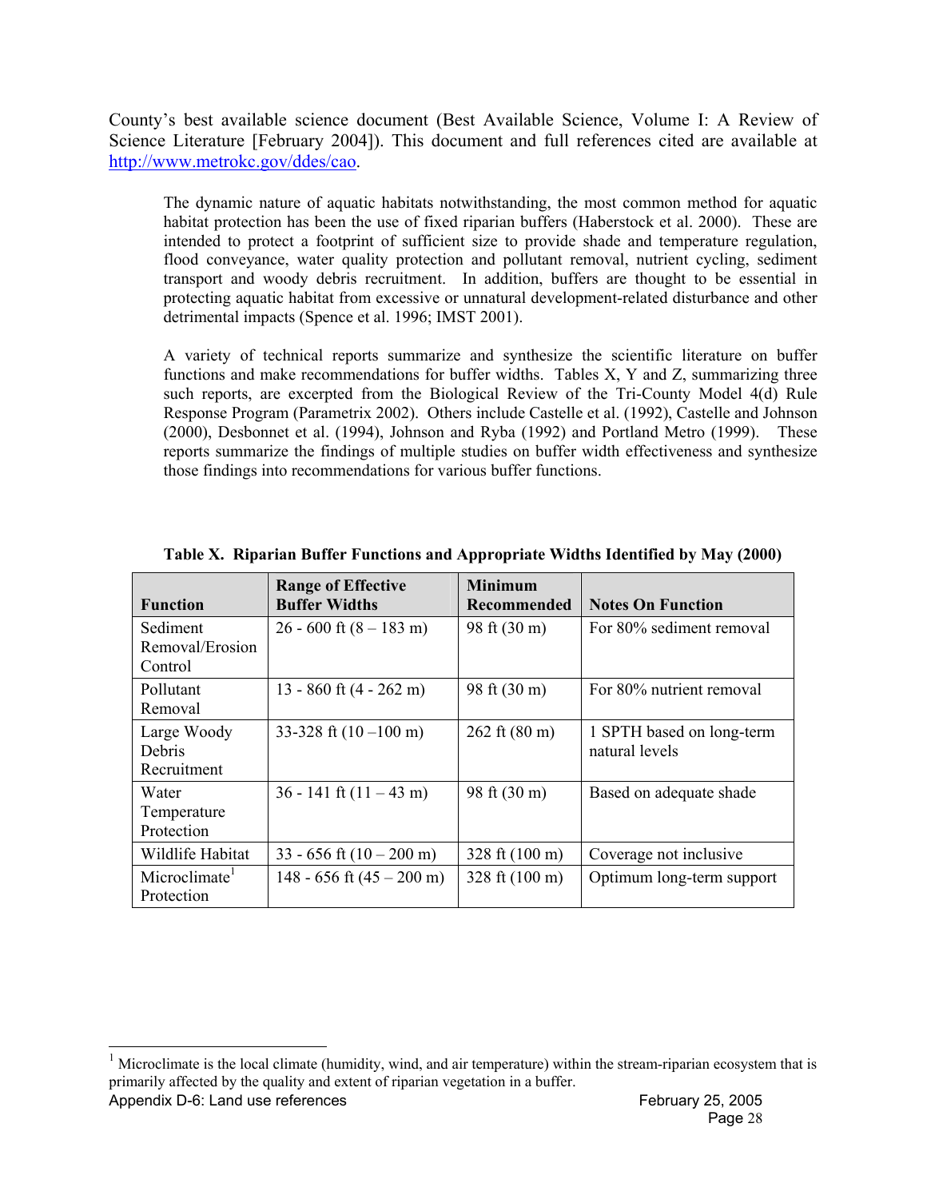County's best available science document (Best Available Science, Volume I: A Review of Science Literature [February 2004]). This document and full references cited are available at http://www.metrokc.gov/ddes/cao.

> The dynamic nature of aquatic habitats notwithstanding, the most common method for aquatic habitat protection has been the use of fixed riparian buffers (Haberstock et al. 2000). These are intended to protect a footprint of sufficient size to provide shade and temperature regulation, flood conveyance, water quality protection and pollutant removal, nutrient cycling, sediment transport and woody debris recruitment. In addition, buffers are thought to be essential in protecting aquatic habitat from excessive or unnatural development-related disturbance and other detrimental impacts (Spence et al. 1996; IMST 2001).
>
> A variety of technical reports summarize and synthesize the scientific literature on buffer functions and make recommendations for buffer widths. Tables X, Y and Z, summarizing three such reports, are excerpted from the Biological Review of the Tri-County Model 4(d) Rule Response Program (Parametrix 2002). Others include Castelle et al. (1992), Castelle and Johnson (2000), Desbonnet et al. (1994), Johnson and Ryba (1992) and Portland Metro (1999). These reports summarize the findings of multiple studies on buffer width effectiveness and synthesize those findings into recommendations for various buffer functions.

**Table X. Riparian Buffer Functions and Appropriate Widths Identified by May (2000)**

| Function | Range of Effective Buffer Widths | Minimum Recommended | Notes On Function |
|---|---|---|---|
| Sediment Removal/Erosion Control | 26 - 600 ft (8 – 183 m) | 98 ft (30 m) | For 80% sediment removal |
| Pollutant Removal | 13 - 860 ft (4 - 262 m) | 98 ft (30 m) | For 80% nutrient removal |
| Large Woody Debris Recruitment | 33-328 ft (10 –100 m) | 262 ft (80 m) | 1 SPTH based on long-term natural levels |
| Water Temperature Protection | 36 - 141 ft (11 – 43 m) | 98 ft (30 m) | Based on adequate shade |
| Wildlife Habitat | 33 - 656 ft (10 – 200 m) | 328 ft (100 m) | Coverage not inclusive |
| Microclimate[1] Protection | 148 - 656 ft (45 – 200 m) | 328 ft (100 m) | Optimum long-term support |

[1] Microclimate is the local climate (humidity, wind, and air temperature) within the stream-riparian ecosystem that is primarily affected by the quality and extent of riparian vegetation in a buffer.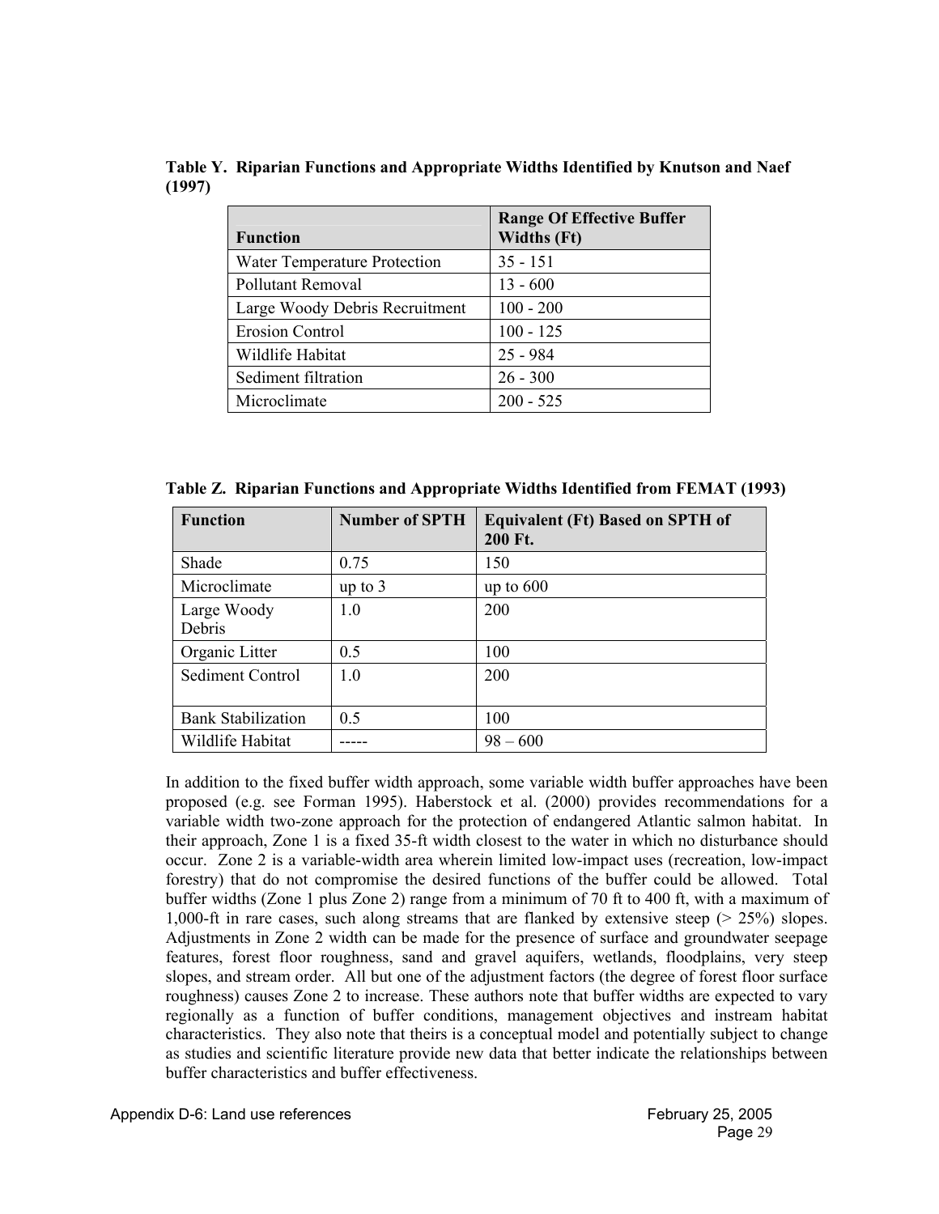**Table Y. Riparian Functions and Appropriate Widths Identified by Knutson and Naef (1997)**

| Function | Range Of Effective Buffer Widths (Ft) |
|---|---|
| Water Temperature Protection | 35 - 151 |
| Pollutant Removal | 13 - 600 |
| Large Woody Debris Recruitment | 100 - 200 |
| Erosion Control | 100 - 125 |
| Wildlife Habitat | 25 - 984 |
| Sediment filtration | 26 - 300 |
| Microclimate | 200 - 525 |

**Table Z. Riparian Functions and Appropriate Widths Identified from FEMAT (1993)**

| Function | Number of SPTH | Equivalent (Ft) Based on SPTH of 200 Ft. |
|---|---|---|
| Shade | 0.75 | 150 |
| Microclimate | up to 3 | up to 600 |
| Large Woody Debris | 1.0 | 200 |
| Organic Litter | 0.5 | 100 |
| Sediment Control | 1.0 | 200 |
| Bank Stabilization | 0.5 | 100 |
| Wildlife Habitat | ----- | 98 – 600 |

In addition to the fixed buffer width approach, some variable width buffer approaches have been proposed (e.g. see Forman 1995). Haberstock et al. (2000) provides recommendations for a variable width two-zone approach for the protection of endangered Atlantic salmon habitat. In their approach, Zone 1 is a fixed 35-ft width closest to the water in which no disturbance should occur. Zone 2 is a variable-width area wherein limited low-impact uses (recreation, low-impact forestry) that do not compromise the desired functions of the buffer could be allowed. Total buffer widths (Zone 1 plus Zone 2) range from a minimum of 70 ft to 400 ft, with a maximum of 1,000-ft in rare cases, such along streams that are flanked by extensive steep (> 25%) slopes. Adjustments in Zone 2 width can be made for the presence of surface and groundwater seepage features, forest floor roughness, sand and gravel aquifers, wetlands, floodplains, very steep slopes, and stream order. All but one of the adjustment factors (the degree of forest floor surface roughness) causes Zone 2 to increase. These authors note that buffer widths are expected to vary regionally as a function of buffer conditions, management objectives and instream habitat characteristics. They also note that theirs is a conceptual model and potentially subject to change as studies and scientific literature provide new data that better indicate the relationships between buffer characteristics and buffer effectiveness.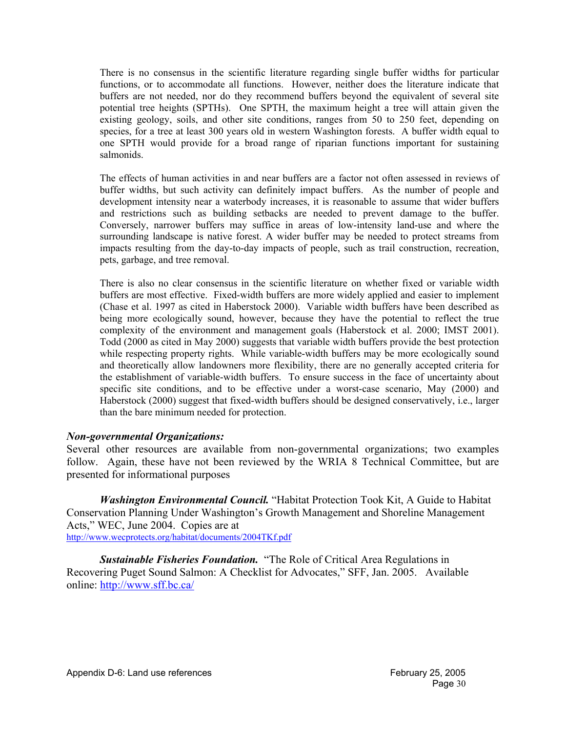There is no consensus in the scientific literature regarding single buffer widths for particular functions, or to accommodate all functions. However, neither does the literature indicate that buffers are not needed, nor do they recommend buffers beyond the equivalent of several site potential tree heights (SPTHs). One SPTH, the maximum height a tree will attain given the existing geology, soils, and other site conditions, ranges from 50 to 250 feet, depending on species, for a tree at least 300 years old in western Washington forests. A buffer width equal to one SPTH would provide for a broad range of riparian functions important for sustaining salmonids.

The effects of human activities in and near buffers are a factor not often assessed in reviews of buffer widths, but such activity can definitely impact buffers. As the number of people and development intensity near a waterbody increases, it is reasonable to assume that wider buffers and restrictions such as building setbacks are needed to prevent damage to the buffer. Conversely, narrower buffers may suffice in areas of low-intensity land-use and where the surrounding landscape is native forest. A wider buffer may be needed to protect streams from impacts resulting from the day-to-day impacts of people, such as trail construction, recreation, pets, garbage, and tree removal.

There is also no clear consensus in the scientific literature on whether fixed or variable width buffers are most effective. Fixed-width buffers are more widely applied and easier to implement (Chase et al. 1997 as cited in Haberstock 2000). Variable width buffers have been described as being more ecologically sound, however, because they have the potential to reflect the true complexity of the environment and management goals (Haberstock et al. 2000; IMST 2001). Todd (2000 as cited in May 2000) suggests that variable width buffers provide the best protection while respecting property rights. While variable-width buffers may be more ecologically sound and theoretically allow landowners more flexibility, there are no generally accepted criteria for the establishment of variable-width buffers. To ensure success in the face of uncertainty about specific site conditions, and to be effective under a worst-case scenario, May (2000) and Haberstock (2000) suggest that fixed-width buffers should be designed conservatively, i.e., larger than the bare minimum needed for protection.

***Non-governmental Organizations:***

Several other resources are available from non-governmental organizations; two examples follow. Again, these have not been reviewed by the WRIA 8 Technical Committee, but are presented for informational purposes

***Washington Environmental Council.*** "Habitat Protection Took Kit, A Guide to Habitat Conservation Planning Under Washington's Growth Management and Shoreline Management Acts," WEC, June 2004. Copies are at http://www.wecprotects.org/habitat/documents/2004TKf.pdf

***Sustainable Fisheries Foundation.*** "The Role of Critical Area Regulations in Recovering Puget Sound Salmon: A Checklist for Advocates," SFF, Jan. 2005. Available online: http://www.sff.bc.ca/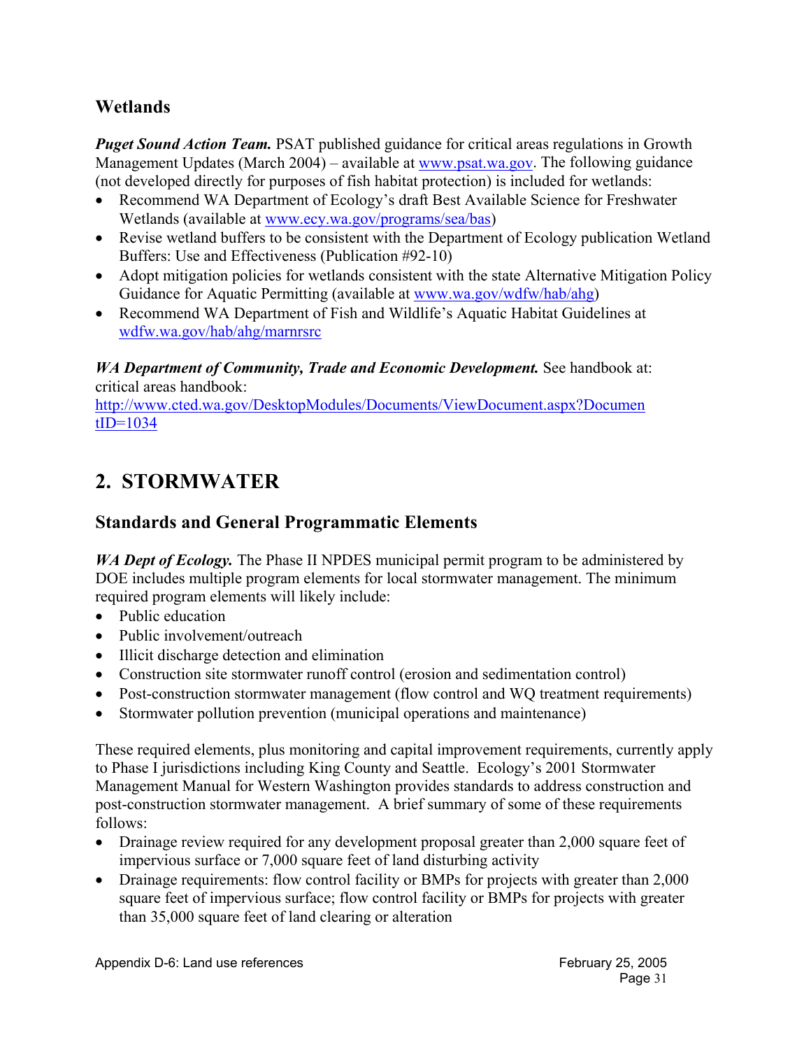## Wetlands

***Puget Sound Action Team.*** PSAT published guidance for critical areas regulations in Growth Management Updates (March 2004) – available at www.psat.wa.gov. The following guidance (not developed directly for purposes of fish habitat protection) is included for wetlands:

- Recommend WA Department of Ecology's draft Best Available Science for Freshwater Wetlands (available at www.ecy.wa.gov/programs/sea/bas)
- Revise wetland buffers to be consistent with the Department of Ecology publication Wetland Buffers: Use and Effectiveness (Publication #92-10)
- Adopt mitigation policies for wetlands consistent with the state Alternative Mitigation Policy Guidance for Aquatic Permitting (available at www.wa.gov/wdfw/hab/ahg)
- Recommend WA Department of Fish and Wildlife's Aquatic Habitat Guidelines at wdfw.wa.gov/hab/ahg/marnrsrc

***WA Department of Community, Trade and Economic Development.*** See handbook at: critical areas handbook: http://www.cted.wa.gov/DesktopModules/Documents/ViewDocument.aspx?DocumentID=1034

# 2. STORMWATER

## Standards and General Programmatic Elements

***WA Dept of Ecology.*** The Phase II NPDES municipal permit program to be administered by DOE includes multiple program elements for local stormwater management. The minimum required program elements will likely include:

- Public education
- Public involvement/outreach
- Illicit discharge detection and elimination
- Construction site stormwater runoff control (erosion and sedimentation control)
- Post-construction stormwater management (flow control and WQ treatment requirements)
- Stormwater pollution prevention (municipal operations and maintenance)

These required elements, plus monitoring and capital improvement requirements, currently apply to Phase I jurisdictions including King County and Seattle. Ecology's 2001 Stormwater Management Manual for Western Washington provides standards to address construction and post-construction stormwater management. A brief summary of some of these requirements follows:

- Drainage review required for any development proposal greater than 2,000 square feet of impervious surface or 7,000 square feet of land disturbing activity
- Drainage requirements: flow control facility or BMPs for projects with greater than 2,000 square feet of impervious surface; flow control facility or BMPs for projects with greater than 35,000 square feet of land clearing or alteration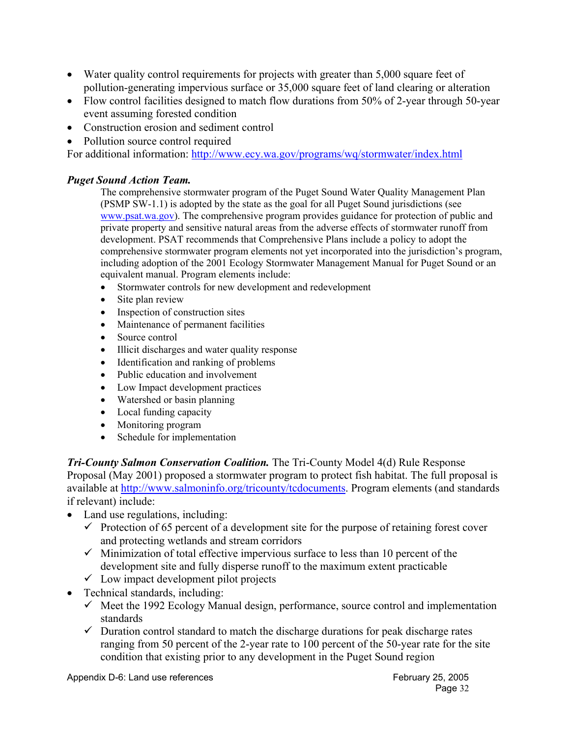- Water quality control requirements for projects with greater than 5,000 square feet of pollution-generating impervious surface or 35,000 square feet of land clearing or alteration
- Flow control facilities designed to match flow durations from 50% of 2-year through 50-year event assuming forested condition
- Construction erosion and sediment control
- Pollution source control required

For additional information: http://www.ecy.wa.gov/programs/wq/stormwater/index.html

***Puget Sound Action Team.***

The comprehensive stormwater program of the Puget Sound Water Quality Management Plan (PSMP SW-1.1) is adopted by the state as the goal for all Puget Sound jurisdictions (see www.psat.wa.gov). The comprehensive program provides guidance for protection of public and private property and sensitive natural areas from the adverse effects of stormwater runoff from development. PSAT recommends that Comprehensive Plans include a policy to adopt the comprehensive stormwater program elements not yet incorporated into the jurisdiction's program, including adoption of the 2001 Ecology Stormwater Management Manual for Puget Sound or an equivalent manual. Program elements include:

- Stormwater controls for new development and redevelopment
- Site plan review
- Inspection of construction sites
- Maintenance of permanent facilities
- Source control
- Illicit discharges and water quality response
- Identification and ranking of problems
- Public education and involvement
- Low Impact development practices
- Watershed or basin planning
- Local funding capacity
- Monitoring program
- Schedule for implementation

***Tri-County Salmon Conservation Coalition.*** The Tri-County Model 4(d) Rule Response Proposal (May 2001) proposed a stormwater program to protect fish habitat. The full proposal is available at http://www.salmoninfo.org/tricounty/tcdocuments. Program elements (and standards if relevant) include:

- Land use regulations, including:
  - ✓ Protection of 65 percent of a development site for the purpose of retaining forest cover and protecting wetlands and stream corridors
  - ✓ Minimization of total effective impervious surface to less than 10 percent of the development site and fully disperse runoff to the maximum extent practicable
  - ✓ Low impact development pilot projects
- Technical standards, including:
  - ✓ Meet the 1992 Ecology Manual design, performance, source control and implementation standards
  - ✓ Duration control standard to match the discharge durations for peak discharge rates ranging from 50 percent of the 2-year rate to 100 percent of the 50-year rate for the site condition that existing prior to any development in the Puget Sound region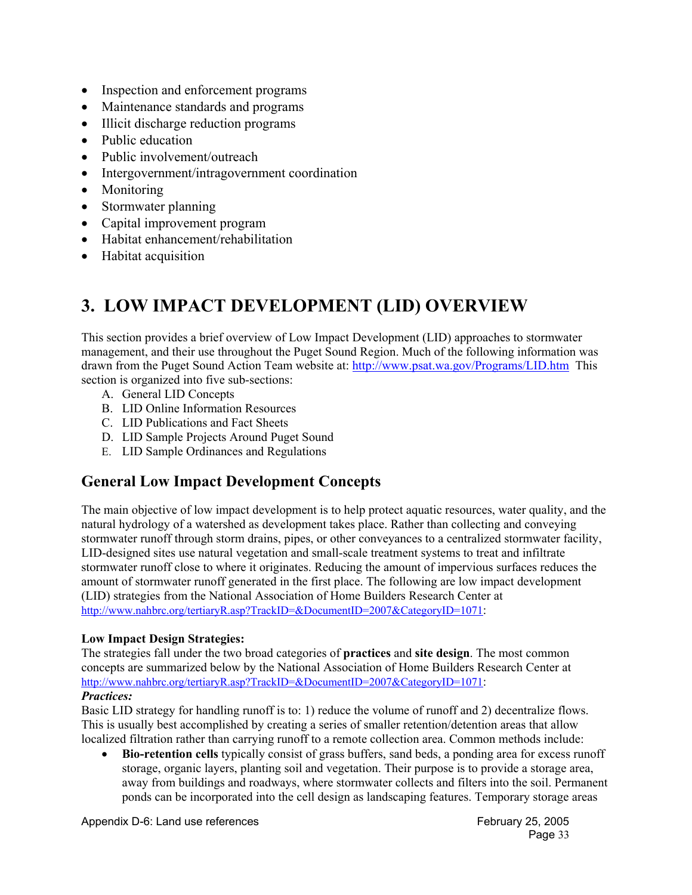- Inspection and enforcement programs
- Maintenance standards and programs
- Illicit discharge reduction programs
- Public education
- Public involvement/outreach
- Intergovernment/intragovernment coordination
- Monitoring
- Stormwater planning
- Capital improvement program
- Habitat enhancement/rehabilitation
- Habitat acquisition

# 3. LOW IMPACT DEVELOPMENT (LID) OVERVIEW

This section provides a brief overview of Low Impact Development (LID) approaches to stormwater management, and their use throughout the Puget Sound Region. Much of the following information was drawn from the Puget Sound Action Team website at: http://www.psat.wa.gov/Programs/LID.htm This section is organized into five sub-sections:

A. General LID Concepts
B. LID Online Information Resources
C. LID Publications and Fact Sheets
D. LID Sample Projects Around Puget Sound
E. LID Sample Ordinances and Regulations

## General Low Impact Development Concepts

The main objective of low impact development is to help protect aquatic resources, water quality, and the natural hydrology of a watershed as development takes place. Rather than collecting and conveying stormwater runoff through storm drains, pipes, or other conveyances to a centralized stormwater facility, LID-designed sites use natural vegetation and small-scale treatment systems to treat and infiltrate stormwater runoff close to where it originates. Reducing the amount of impervious surfaces reduces the amount of stormwater runoff generated in the first place. The following are low impact development (LID) strategies from the National Association of Home Builders Research Center at http://www.nahbrc.org/tertiaryR.asp?TrackID=&DocumentID=2007&CategoryID=1071:

**Low Impact Design Strategies:**
The strategies fall under the two broad categories of **practices** and **site design**. The most common concepts are summarized below by the National Association of Home Builders Research Center at http://www.nahbrc.org/tertiaryR.asp?TrackID=&DocumentID=2007&CategoryID=1071:

***Practices:***
Basic LID strategy for handling runoff is to: 1) reduce the volume of runoff and 2) decentralize flows. This is usually best accomplished by creating a series of smaller retention/detention areas that allow localized filtration rather than carrying runoff to a remote collection area. Common methods include:

- **Bio-retention cells** typically consist of grass buffers, sand beds, a ponding area for excess runoff storage, organic layers, planting soil and vegetation. Their purpose is to provide a storage area, away from buildings and roadways, where stormwater collects and filters into the soil. Permanent ponds can be incorporated into the cell design as landscaping features. Temporary storage areas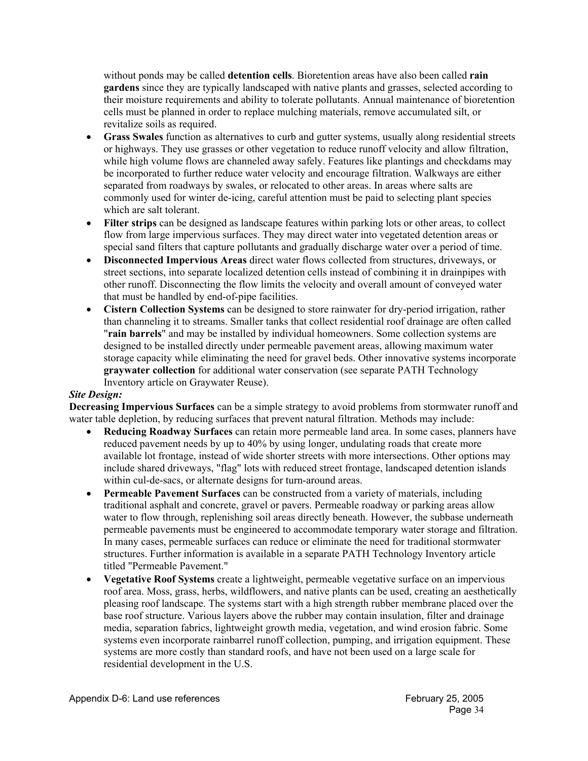without ponds may be called **detention cells**. Bioretention areas have also been called **rain gardens** since they are typically landscaped with native plants and grasses, selected according to their moisture requirements and ability to tolerate pollutants. Annual maintenance of bioretention cells must be planned in order to replace mulching materials, remove accumulated silt, or revitalize soils as required.

- **Grass Swales** function as alternatives to curb and gutter systems, usually along residential streets or highways. They use grasses or other vegetation to reduce runoff velocity and allow filtration, while high volume flows are channeled away safely. Features like plantings and checkdams may be incorporated to further reduce water velocity and encourage filtration. Walkways are either separated from roadways by swales, or relocated to other areas. In areas where salts are commonly used for winter de-icing, careful attention must be paid to selecting plant species which are salt tolerant.
- **Filter strips** can be designed as landscape features within parking lots or other areas, to collect flow from large impervious surfaces. They may direct water into vegetated detention areas or special sand filters that capture pollutants and gradually discharge water over a period of time.
- **Disconnected Impervious Areas** direct water flows collected from structures, driveways, or street sections, into separate localized detention cells instead of combining it in drainpipes with other runoff. Disconnecting the flow limits the velocity and overall amount of conveyed water that must be handled by end-of-pipe facilities.
- **Cistern Collection Systems** can be designed to store rainwater for dry-period irrigation, rather than channeling it to streams. Smaller tanks that collect residential roof drainage are often called "**rain barrels**" and may be installed by individual homeowners. Some collection systems are designed to be installed directly under permeable pavement areas, allowing maximum water storage capacity while eliminating the need for gravel beds. Other innovative systems incorporate **graywater collection** for additional water conservation (see separate PATH Technology Inventory article on Graywater Reuse).

***Site Design:***

**Decreasing Impervious Surfaces** can be a simple strategy to avoid problems from stormwater runoff and water table depletion, by reducing surfaces that prevent natural filtration. Methods may include:

- **Reducing Roadway Surfaces** can retain more permeable land area. In some cases, planners have reduced pavement needs by up to 40% by using longer, undulating roads that create more available lot frontage, instead of wide shorter streets with more intersections. Other options may include shared driveways, "flag" lots with reduced street frontage, landscaped detention islands within cul-de-sacs, or alternate designs for turn-around areas.
- **Permeable Pavement Surfaces** can be constructed from a variety of materials, including traditional asphalt and concrete, gravel or pavers. Permeable roadway or parking areas allow water to flow through, replenishing soil areas directly beneath. However, the subbase underneath permeable pavements must be engineered to accommodate temporary water storage and filtration. In many cases, permeable surfaces can reduce or eliminate the need for traditional stormwater structures. Further information is available in a separate PATH Technology Inventory article titled "Permeable Pavement."
- **Vegetative Roof Systems** create a lightweight, permeable vegetative surface on an impervious roof area. Moss, grass, herbs, wildflowers, and native plants can be used, creating an aesthetically pleasing roof landscape. The systems start with a high strength rubber membrane placed over the base roof structure. Various layers above the rubber may contain insulation, filter and drainage media, separation fabrics, lightweight growth media, vegetation, and wind erosion fabric. Some systems even incorporate rainbarrel runoff collection, pumping, and irrigation equipment. These systems are more costly than standard roofs, and have not been used on a large scale for residential development in the U.S.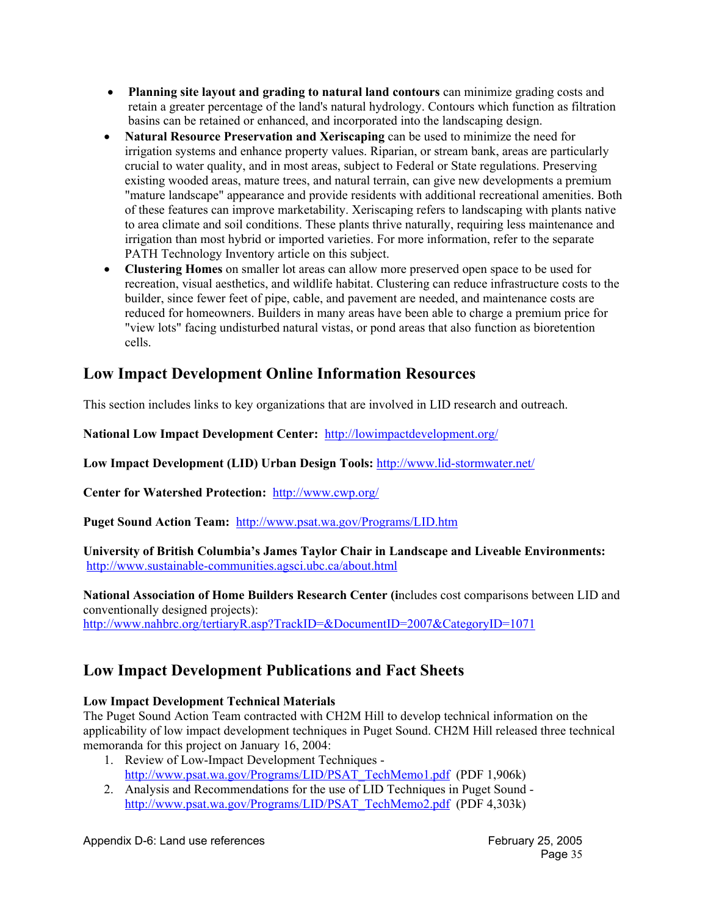- **Planning site layout and grading to natural land contours** can minimize grading costs and retain a greater percentage of the land's natural hydrology. Contours which function as filtration basins can be retained or enhanced, and incorporated into the landscaping design.
- **Natural Resource Preservation and Xeriscaping** can be used to minimize the need for irrigation systems and enhance property values. Riparian, or stream bank, areas are particularly crucial to water quality, and in most areas, subject to Federal or State regulations. Preserving existing wooded areas, mature trees, and natural terrain, can give new developments a premium "mature landscape" appearance and provide residents with additional recreational amenities. Both of these features can improve marketability. Xeriscaping refers to landscaping with plants native to area climate and soil conditions. These plants thrive naturally, requiring less maintenance and irrigation than most hybrid or imported varieties. For more information, refer to the separate PATH Technology Inventory article on this subject.
- **Clustering Homes** on smaller lot areas can allow more preserved open space to be used for recreation, visual aesthetics, and wildlife habitat. Clustering can reduce infrastructure costs to the builder, since fewer feet of pipe, cable, and pavement are needed, and maintenance costs are reduced for homeowners. Builders in many areas have been able to charge a premium price for "view lots" facing undisturbed natural vistas, or pond areas that also function as bioretention cells.

## Low Impact Development Online Information Resources

This section includes links to key organizations that are involved in LID research and outreach.

**National Low Impact Development Center:** http://lowimpactdevelopment.org/

**Low Impact Development (LID) Urban Design Tools:** http://www.lid-stormwater.net/

**Center for Watershed Protection:** http://www.cwp.org/

**Puget Sound Action Team:** http://www.psat.wa.gov/Programs/LID.htm

**University of British Columbia's James Taylor Chair in Landscape and Liveable Environments:** http://www.sustainable-communities.agsci.ubc.ca/about.html

**National Association of Home Builders Research Center (i**ncludes cost comparisons between LID and conventionally designed projects):
http://www.nahbrc.org/tertiaryR.asp?TrackID=&DocumentID=2007&CategoryID=1071

## Low Impact Development Publications and Fact Sheets

**Low Impact Development Technical Materials**
The Puget Sound Action Team contracted with CH2M Hill to develop technical information on the applicability of low impact development techniques in Puget Sound. CH2M Hill released three technical memoranda for this project on January 16, 2004:

1. Review of Low-Impact Development Techniques - http://www.psat.wa.gov/Programs/LID/PSAT_TechMemo1.pdf (PDF 1,906k)
2. Analysis and Recommendations for the use of LID Techniques in Puget Sound - http://www.psat.wa.gov/Programs/LID/PSAT_TechMemo2.pdf (PDF 4,303k)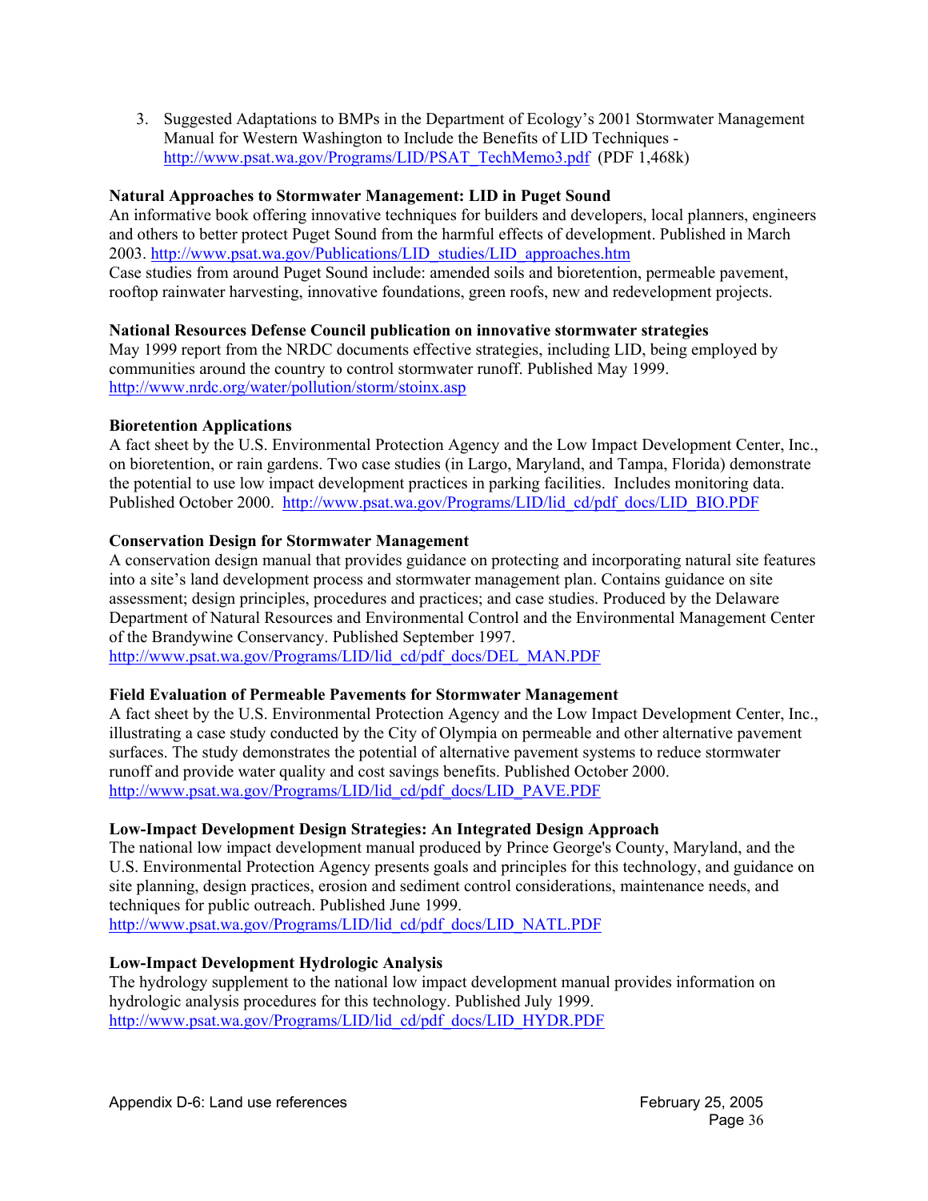3. Suggested Adaptations to BMPs in the Department of Ecology's 2001 Stormwater Management Manual for Western Washington to Include the Benefits of LID Techniques - http://www.psat.wa.gov/Programs/LID/PSAT_TechMemo3.pdf (PDF 1,468k)

**Natural Approaches to Stormwater Management: LID in Puget Sound**
An informative book offering innovative techniques for builders and developers, local planners, engineers and others to better protect Puget Sound from the harmful effects of development. Published in March 2003. http://www.psat.wa.gov/Publications/LID_studies/LID_approaches.htm
Case studies from around Puget Sound include: amended soils and bioretention, permeable pavement, rooftop rainwater harvesting, innovative foundations, green roofs, new and redevelopment projects.

**National Resources Defense Council publication on innovative stormwater strategies**
May 1999 report from the NRDC documents effective strategies, including LID, being employed by communities around the country to control stormwater runoff. Published May 1999.
http://www.nrdc.org/water/pollution/storm/stoinx.asp

**Bioretention Applications**
A fact sheet by the U.S. Environmental Protection Agency and the Low Impact Development Center, Inc., on bioretention, or rain gardens. Two case studies (in Largo, Maryland, and Tampa, Florida) demonstrate the potential to use low impact development practices in parking facilities. Includes monitoring data. Published October 2000. http://www.psat.wa.gov/Programs/LID/lid_cd/pdf_docs/LID_BIO.PDF

**Conservation Design for Stormwater Management**
A conservation design manual that provides guidance on protecting and incorporating natural site features into a site's land development process and stormwater management plan. Contains guidance on site assessment; design principles, procedures and practices; and case studies. Produced by the Delaware Department of Natural Resources and Environmental Control and the Environmental Management Center of the Brandywine Conservancy. Published September 1997.
http://www.psat.wa.gov/Programs/LID/lid_cd/pdf_docs/DEL_MAN.PDF

**Field Evaluation of Permeable Pavements for Stormwater Management**
A fact sheet by the U.S. Environmental Protection Agency and the Low Impact Development Center, Inc., illustrating a case study conducted by the City of Olympia on permeable and other alternative pavement surfaces. The study demonstrates the potential of alternative pavement systems to reduce stormwater runoff and provide water quality and cost savings benefits. Published October 2000.
http://www.psat.wa.gov/Programs/LID/lid_cd/pdf_docs/LID_PAVE.PDF

**Low-Impact Development Design Strategies: An Integrated Design Approach**
The national low impact development manual produced by Prince George's County, Maryland, and the U.S. Environmental Protection Agency presents goals and principles for this technology, and guidance on site planning, design practices, erosion and sediment control considerations, maintenance needs, and techniques for public outreach. Published June 1999.
http://www.psat.wa.gov/Programs/LID/lid_cd/pdf_docs/LID_NATL.PDF

**Low-Impact Development Hydrologic Analysis**
The hydrology supplement to the national low impact development manual provides information on hydrologic analysis procedures for this technology. Published July 1999.
http://www.psat.wa.gov/Programs/LID/lid_cd/pdf_docs/LID_HYDR.PDF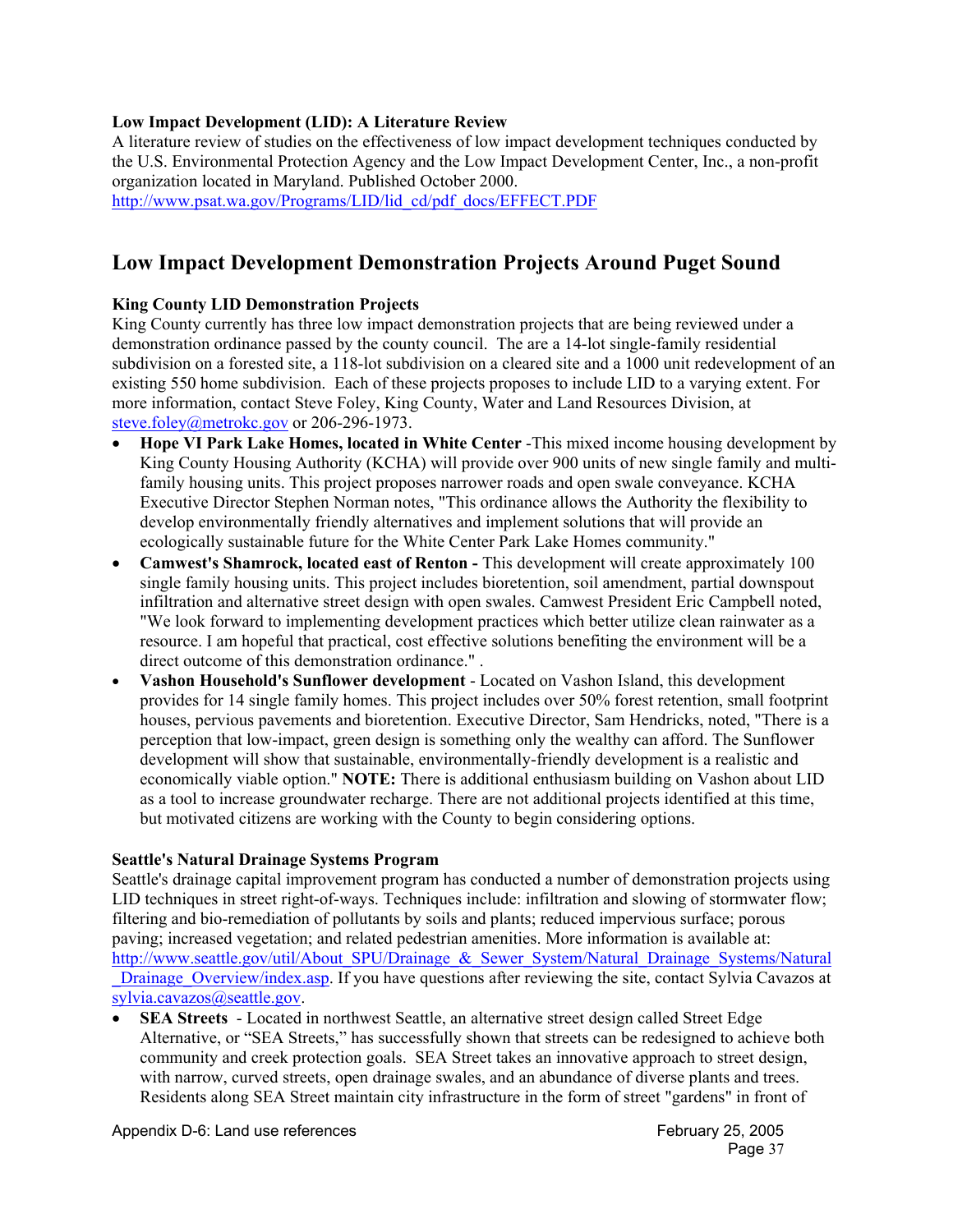**Low Impact Development (LID): A Literature Review**
A literature review of studies on the effectiveness of low impact development techniques conducted by the U.S. Environmental Protection Agency and the Low Impact Development Center, Inc., a non-profit organization located in Maryland. Published October 2000.
http://www.psat.wa.gov/Programs/LID/lid_cd/pdf_docs/EFFECT.PDF

## Low Impact Development Demonstration Projects Around Puget Sound

**King County LID Demonstration Projects**
King County currently has three low impact demonstration projects that are being reviewed under a demonstration ordinance passed by the county council. The are a 14-lot single-family residential subdivision on a forested site, a 118-lot subdivision on a cleared site and a 1000 unit redevelopment of an existing 550 home subdivision. Each of these projects proposes to include LID to a varying extent. For more information, contact Steve Foley, King County, Water and Land Resources Division, at steve.foley@metrokc.gov or 206-296-1973.

- **Hope VI Park Lake Homes, located in White Center** -This mixed income housing development by King County Housing Authority (KCHA) will provide over 900 units of new single family and multi-family housing units. This project proposes narrower roads and open swale conveyance. KCHA Executive Director Stephen Norman notes, "This ordinance allows the Authority the flexibility to develop environmentally friendly alternatives and implement solutions that will provide an ecologically sustainable future for the White Center Park Lake Homes community."
- **Camwest's Shamrock, located east of Renton -** This development will create approximately 100 single family housing units. This project includes bioretention, soil amendment, partial downspout infiltration and alternative street design with open swales. Camwest President Eric Campbell noted, "We look forward to implementing development practices which better utilize clean rainwater as a resource. I am hopeful that practical, cost effective solutions benefiting the environment will be a direct outcome of this demonstration ordinance." .
- **Vashon Household's Sunflower development** - Located on Vashon Island, this development provides for 14 single family homes. This project includes over 50% forest retention, small footprint houses, pervious pavements and bioretention. Executive Director, Sam Hendricks, noted, "There is a perception that low-impact, green design is something only the wealthy can afford. The Sunflower development will show that sustainable, environmentally-friendly development is a realistic and economically viable option." **NOTE:** There is additional enthusiasm building on Vashon about LID as a tool to increase groundwater recharge. There are not additional projects identified at this time, but motivated citizens are working with the County to begin considering options.

**Seattle's Natural Drainage Systems Program**
Seattle's drainage capital improvement program has conducted a number of demonstration projects using LID techniques in street right-of-ways. Techniques include: infiltration and slowing of stormwater flow; filtering and bio-remediation of pollutants by soils and plants; reduced impervious surface; porous paving; increased vegetation; and related pedestrian amenities. More information is available at: http://www.seattle.gov/util/About_SPU/Drainage_&_Sewer_System/Natural_Drainage_Systems/Natural_Drainage_Overview/index.asp. If you have questions after reviewing the site, contact Sylvia Cavazos at sylvia.cavazos@seattle.gov.

- **SEA Streets** - Located in northwest Seattle, an alternative street design called Street Edge Alternative, or "SEA Streets," has successfully shown that streets can be redesigned to achieve both community and creek protection goals. SEA Street takes an innovative approach to street design, with narrow, curved streets, open drainage swales, and an abundance of diverse plants and trees. Residents along SEA Street maintain city infrastructure in the form of street "gardens" in front of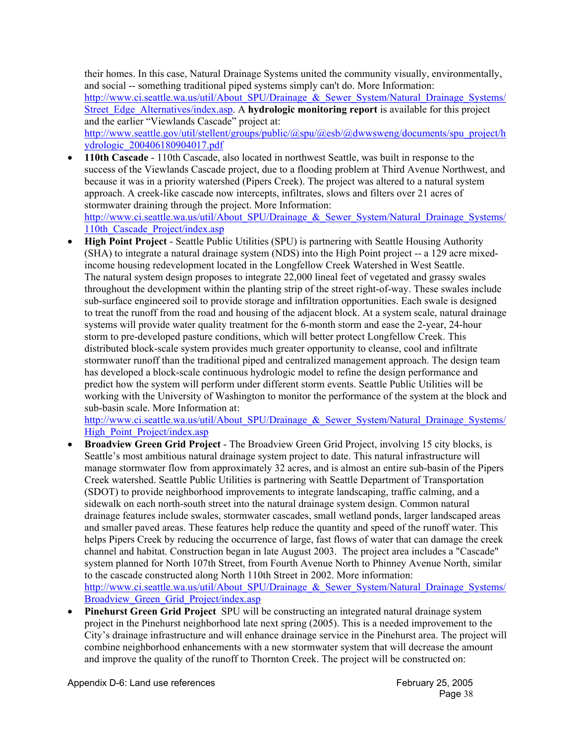their homes. In this case, Natural Drainage Systems united the community visually, environmentally, and social -- something traditional piped systems simply can't do. More Information: http://www.ci.seattle.wa.us/util/About_SPU/Drainage_&_Sewer_System/Natural_Drainage_Systems/Street_Edge_Alternatives/index.asp. A **hydrologic monitoring report** is available for this project and the earlier "Viewlands Cascade" project at: http://www.seattle.gov/util/stellent/groups/public/@spu/@esb/@dwwsweng/documents/spu_project/hydrologic_200406180904017.pdf

- **110th Cascade** - 110th Cascade, also located in northwest Seattle, was built in response to the success of the Viewlands Cascade project, due to a flooding problem at Third Avenue Northwest, and because it was in a priority watershed (Pipers Creek). The project was altered to a natural system approach. A creek-like cascade now intercepts, infiltrates, slows and filters over 21 acres of stormwater draining through the project. More Information: http://www.ci.seattle.wa.us/util/About_SPU/Drainage_&_Sewer_System/Natural_Drainage_Systems/110th_Cascade_Project/index.asp
- **High Point Project** - Seattle Public Utilities (SPU) is partnering with Seattle Housing Authority (SHA) to integrate a natural drainage system (NDS) into the High Point project -- a 129 acre mixed-income housing redevelopment located in the Longfellow Creek Watershed in West Seattle. The natural system design proposes to integrate 22,000 lineal feet of vegetated and grassy swales throughout the development within the planting strip of the street right-of-way. These swales include sub-surface engineered soil to provide storage and infiltration opportunities. Each swale is designed to treat the runoff from the road and housing of the adjacent block. At a system scale, natural drainage systems will provide water quality treatment for the 6-month storm and ease the 2-year, 24-hour storm to pre-developed pasture conditions, which will better protect Longfellow Creek. This distributed block-scale system provides much greater opportunity to cleanse, cool and infiltrate stormwater runoff than the traditional piped and centralized management approach. The design team has developed a block-scale continuous hydrologic model to refine the design performance and predict how the system will perform under different storm events. Seattle Public Utilities will be working with the University of Washington to monitor the performance of the system at the block and sub-basin scale. More Information at: http://www.ci.seattle.wa.us/util/About_SPU/Drainage_&_Sewer_System/Natural_Drainage_Systems/High_Point_Project/index.asp
- **Broadview Green Grid Project** - The Broadview Green Grid Project, involving 15 city blocks, is Seattle's most ambitious natural drainage system project to date. This natural infrastructure will manage stormwater flow from approximately 32 acres, and is almost an entire sub-basin of the Pipers Creek watershed. Seattle Public Utilities is partnering with Seattle Department of Transportation (SDOT) to provide neighborhood improvements to integrate landscaping, traffic calming, and a sidewalk on each north-south street into the natural drainage system design. Common natural drainage features include swales, stormwater cascades, small wetland ponds, larger landscaped areas and smaller paved areas. These features help reduce the quantity and speed of the runoff water. This helps Pipers Creek by reducing the occurrence of large, fast flows of water that can damage the creek channel and habitat. Construction began in late August 2003. The project area includes a "Cascade" system planned for North 107th Street, from Fourth Avenue North to Phinney Avenue North, similar to the cascade constructed along North 110th Street in 2002. More information: http://www.ci.seattle.wa.us/util/About_SPU/Drainage_&_Sewer_System/Natural_Drainage_Systems/Broadview_Green_Grid_Project/index.asp
- **Pinehurst Green Grid Project** SPU will be constructing an integrated natural drainage system project in the Pinehurst neighborhood late next spring (2005). This is a needed improvement to the City's drainage infrastructure and will enhance drainage service in the Pinehurst area. The project will combine neighborhood enhancements with a new stormwater system that will decrease the amount and improve the quality of the runoff to Thornton Creek. The project will be constructed on: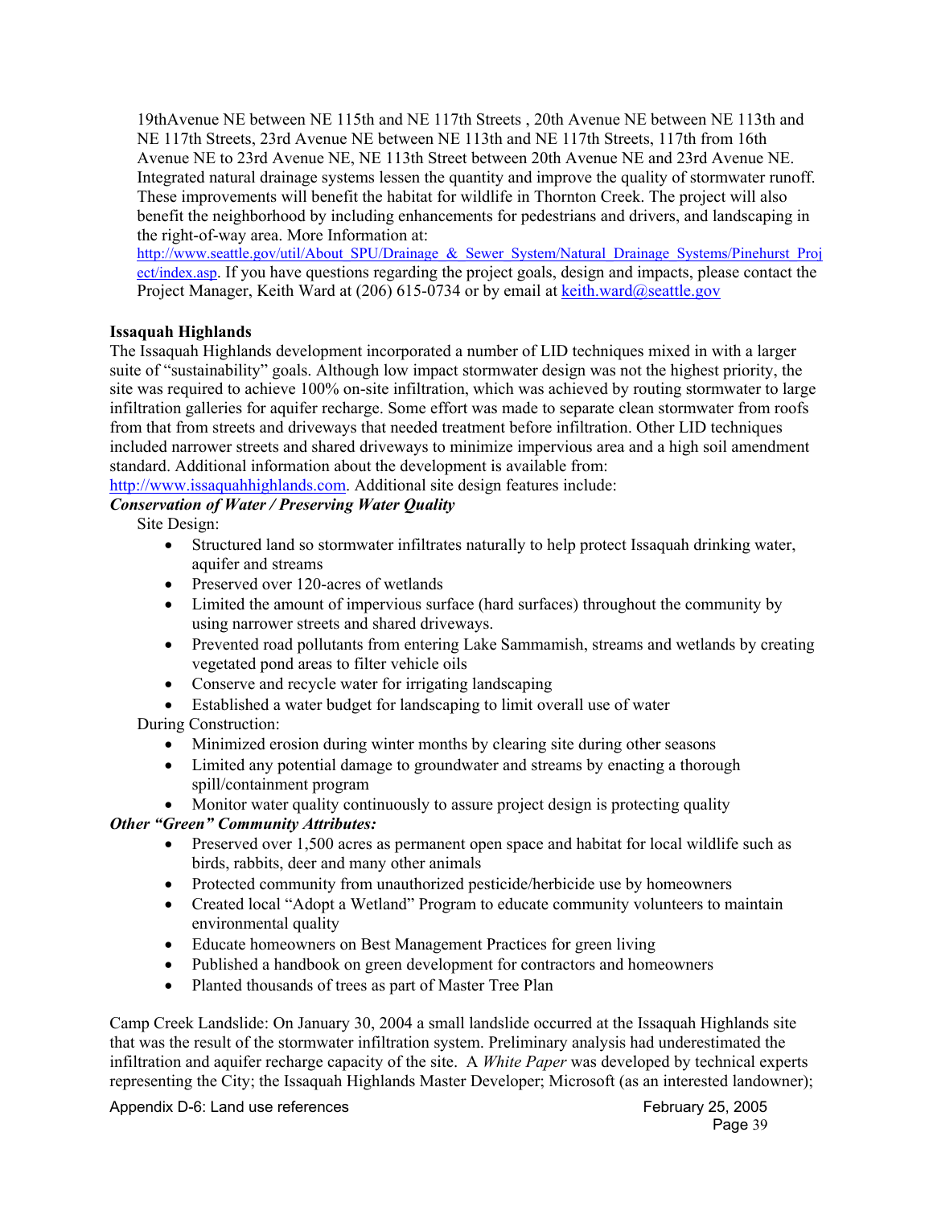19thAvenue NE between NE 115th and NE 117th Streets , 20th Avenue NE between NE 113th and NE 117th Streets, 23rd Avenue NE between NE 113th and NE 117th Streets, 117th from 16th Avenue NE to 23rd Avenue NE, NE 113th Street between 20th Avenue NE and 23rd Avenue NE. Integrated natural drainage systems lessen the quantity and improve the quality of stormwater runoff. These improvements will benefit the habitat for wildlife in Thornton Creek. The project will also benefit the neighborhood by including enhancements for pedestrians and drivers, and landscaping in the right-of-way area. More Information at: http://www.seattle.gov/util/About_SPU/Drainage_&_Sewer_System/Natural_Drainage_Systems/Pinehurst_Project/index.asp. If you have questions regarding the project goals, design and impacts, please contact the Project Manager, Keith Ward at (206) 615-0734 or by email at keith.ward@seattle.gov

**Issaquah Highlands**

The Issaquah Highlands development incorporated a number of LID techniques mixed in with a larger suite of "sustainability" goals. Although low impact stormwater design was not the highest priority, the site was required to achieve 100% on-site infiltration, which was achieved by routing stormwater to large infiltration galleries for aquifer recharge. Some effort was made to separate clean stormwater from roofs from that from streets and driveways that needed treatment before infiltration. Other LID techniques included narrower streets and shared driveways to minimize impervious area and a high soil amendment standard. Additional information about the development is available from: http://www.issaquahhighlands.com. Additional site design features include:

***Conservation of Water / Preserving Water Quality***

Site Design:

- Structured land so stormwater infiltrates naturally to help protect Issaquah drinking water, aquifer and streams
- Preserved over 120-acres of wetlands
- Limited the amount of impervious surface (hard surfaces) throughout the community by using narrower streets and shared driveways.
- Prevented road pollutants from entering Lake Sammamish, streams and wetlands by creating vegetated pond areas to filter vehicle oils
- Conserve and recycle water for irrigating landscaping
- Established a water budget for landscaping to limit overall use of water

During Construction:

- Minimized erosion during winter months by clearing site during other seasons
- Limited any potential damage to groundwater and streams by enacting a thorough spill/containment program
- Monitor water quality continuously to assure project design is protecting quality

***Other "Green" Community Attributes:***

- Preserved over 1,500 acres as permanent open space and habitat for local wildlife such as birds, rabbits, deer and many other animals
- Protected community from unauthorized pesticide/herbicide use by homeowners
- Created local "Adopt a Wetland" Program to educate community volunteers to maintain environmental quality
- Educate homeowners on Best Management Practices for green living
- Published a handbook on green development for contractors and homeowners
- Planted thousands of trees as part of Master Tree Plan

Camp Creek Landslide: On January 30, 2004 a small landslide occurred at the Issaquah Highlands site that was the result of the stormwater infiltration system. Preliminary analysis had underestimated the infiltration and aquifer recharge capacity of the site. A *White Paper* was developed by technical experts representing the City; the Issaquah Highlands Master Developer; Microsoft (as an interested landowner);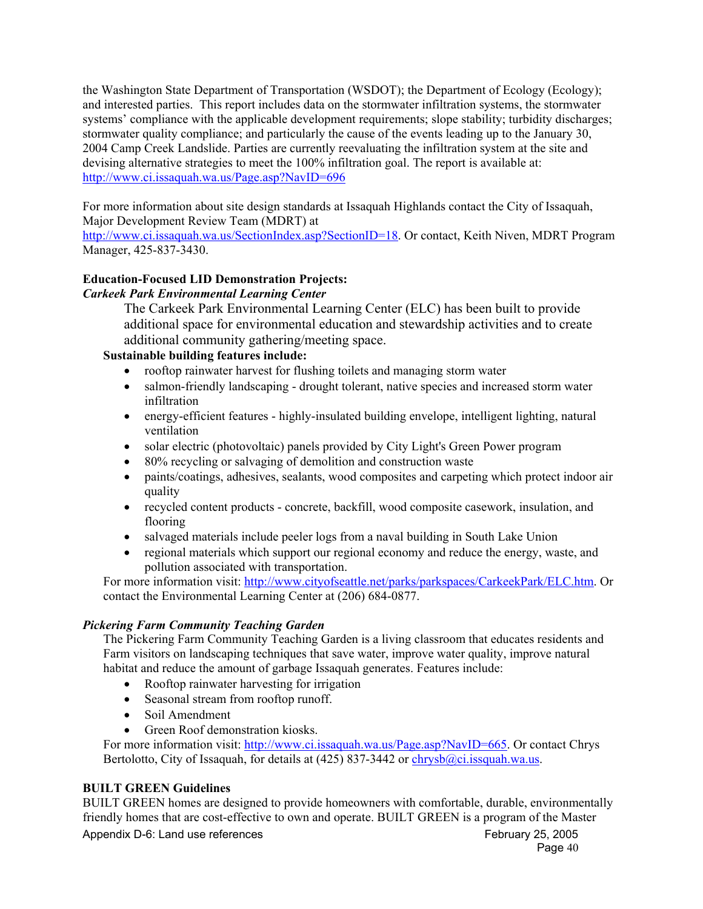the Washington State Department of Transportation (WSDOT); the Department of Ecology (Ecology); and interested parties. This report includes data on the stormwater infiltration systems, the stormwater systems' compliance with the applicable development requirements; slope stability; turbidity discharges; stormwater quality compliance; and particularly the cause of the events leading up to the January 30, 2004 Camp Creek Landslide. Parties are currently reevaluating the infiltration system at the site and devising alternative strategies to meet the 100% infiltration goal. The report is available at: http://www.ci.issaquah.wa.us/Page.asp?NavID=696

For more information about site design standards at Issaquah Highlands contact the City of Issaquah, Major Development Review Team (MDRT) at http://www.ci.issaquah.wa.us/SectionIndex.asp?SectionID=18. Or contact, Keith Niven, MDRT Program Manager, 425-837-3430.

**Education-Focused LID Demonstration Projects:**

***Carkeek Park Environmental Learning Center***

The Carkeek Park Environmental Learning Center (ELC) has been built to provide additional space for environmental education and stewardship activities and to create additional community gathering/meeting space.

**Sustainable building features include:**

- rooftop rainwater harvest for flushing toilets and managing storm water
- salmon-friendly landscaping - drought tolerant, native species and increased storm water infiltration
- energy-efficient features - highly-insulated building envelope, intelligent lighting, natural ventilation
- solar electric (photovoltaic) panels provided by City Light's Green Power program
- 80% recycling or salvaging of demolition and construction waste
- paints/coatings, adhesives, sealants, wood composites and carpeting which protect indoor air quality
- recycled content products - concrete, backfill, wood composite casework, insulation, and flooring
- salvaged materials include peeler logs from a naval building in South Lake Union
- regional materials which support our regional economy and reduce the energy, waste, and pollution associated with transportation.

For more information visit: http://www.cityofseattle.net/parks/parkspaces/CarkeekPark/ELC.htm. Or contact the Environmental Learning Center at (206) 684-0877.

***Pickering Farm Community Teaching Garden***

The Pickering Farm Community Teaching Garden is a living classroom that educates residents and Farm visitors on landscaping techniques that save water, improve water quality, improve natural habitat and reduce the amount of garbage Issaquah generates. Features include:

- Rooftop rainwater harvesting for irrigation
- Seasonal stream from rooftop runoff.
- Soil Amendment
- Green Roof demonstration kiosks.

For more information visit: http://www.ci.issaquah.wa.us/Page.asp?NavID=665. Or contact Chrys Bertolotto, City of Issaquah, for details at (425) 837-3442 or chrysb@ci.issquah.wa.us.

**BUILT GREEN Guidelines**

BUILT GREEN homes are designed to provide homeowners with comfortable, durable, environmentally friendly homes that are cost-effective to own and operate. BUILT GREEN is a program of the Master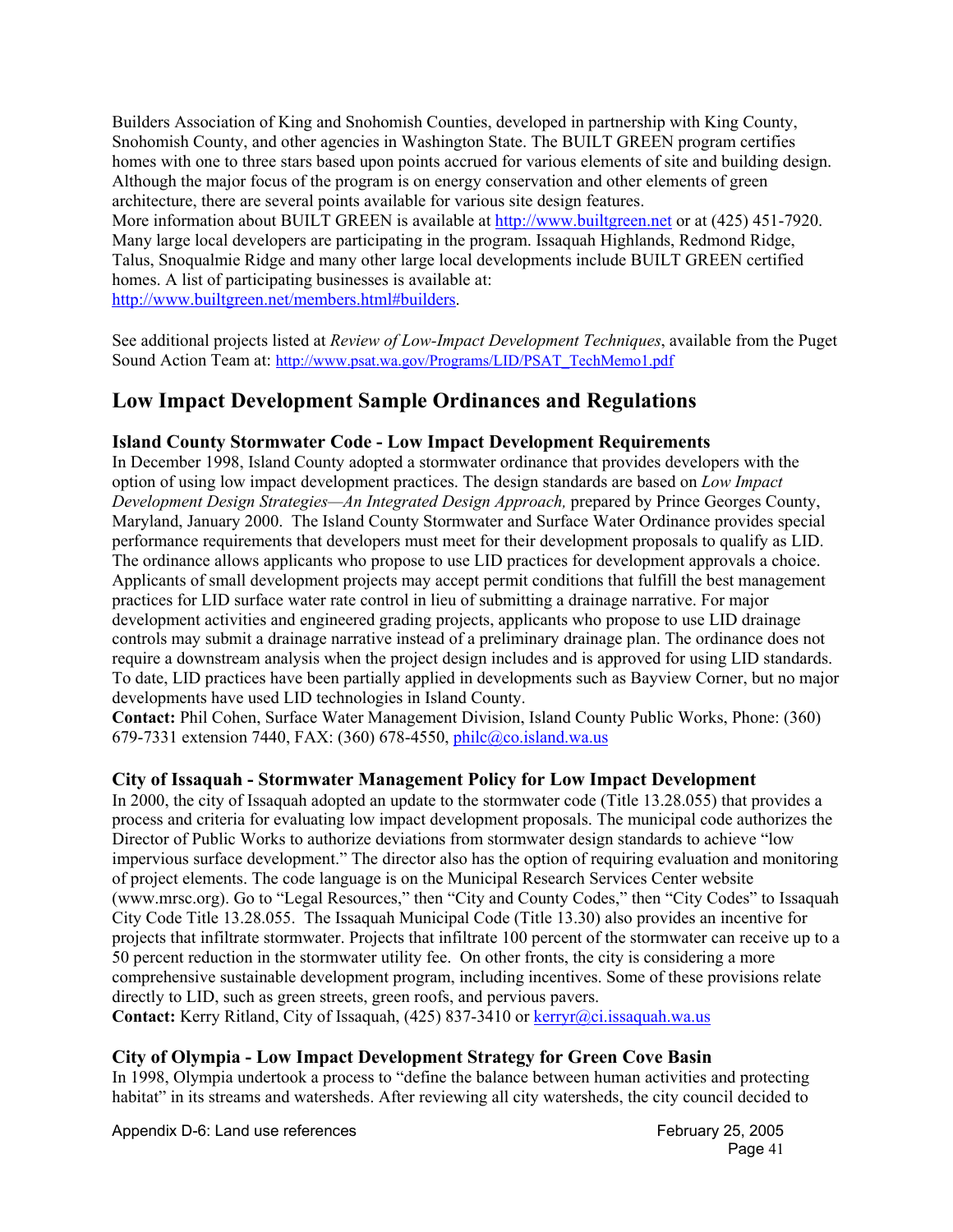Builders Association of King and Snohomish Counties, developed in partnership with King County, Snohomish County, and other agencies in Washington State. The BUILT GREEN program certifies homes with one to three stars based upon points accrued for various elements of site and building design. Although the major focus of the program is on energy conservation and other elements of green architecture, there are several points available for various site design features.
More information about BUILT GREEN is available at http://www.builtgreen.net or at (425) 451-7920. Many large local developers are participating in the program. Issaquah Highlands, Redmond Ridge, Talus, Snoqualmie Ridge and many other large local developments include BUILT GREEN certified homes. A list of participating businesses is available at:
http://www.builtgreen.net/members.html#builders.

See additional projects listed at *Review of Low-Impact Development Techniques*, available from the Puget Sound Action Team at: http://www.psat.wa.gov/Programs/LID/PSAT_TechMemo1.pdf

## Low Impact Development Sample Ordinances and Regulations

### Island County Stormwater Code - Low Impact Development Requirements

In December 1998, Island County adopted a stormwater ordinance that provides developers with the option of using low impact development practices. The design standards are based on *Low Impact Development Design Strategies—An Integrated Design Approach,* prepared by Prince Georges County, Maryland, January 2000. The Island County Stormwater and Surface Water Ordinance provides special performance requirements that developers must meet for their development proposals to qualify as LID. The ordinance allows applicants who propose to use LID practices for development approvals a choice. Applicants of small development projects may accept permit conditions that fulfill the best management practices for LID surface water rate control in lieu of submitting a drainage narrative. For major development activities and engineered grading projects, applicants who propose to use LID drainage controls may submit a drainage narrative instead of a preliminary drainage plan. The ordinance does not require a downstream analysis when the project design includes and is approved for using LID standards. To date, LID practices have been partially applied in developments such as Bayview Corner, but no major developments have used LID technologies in Island County.
**Contact:** Phil Cohen, Surface Water Management Division, Island County Public Works, Phone: (360) 679-7331 extension 7440, FAX: (360) 678-4550, philc@co.island.wa.us

### City of Issaquah - Stormwater Management Policy for Low Impact Development

In 2000, the city of Issaquah adopted an update to the stormwater code (Title 13.28.055) that provides a process and criteria for evaluating low impact development proposals. The municipal code authorizes the Director of Public Works to authorize deviations from stormwater design standards to achieve "low impervious surface development." The director also has the option of requiring evaluation and monitoring of project elements. The code language is on the Municipal Research Services Center website (www.mrsc.org). Go to "Legal Resources," then "City and County Codes," then "City Codes" to Issaquah City Code Title 13.28.055. The Issaquah Municipal Code (Title 13.30) also provides an incentive for projects that infiltrate stormwater. Projects that infiltrate 100 percent of the stormwater can receive up to a 50 percent reduction in the stormwater utility fee. On other fronts, the city is considering a more comprehensive sustainable development program, including incentives. Some of these provisions relate directly to LID, such as green streets, green roofs, and pervious pavers.
**Contact:** Kerry Ritland, City of Issaquah, (425) 837-3410 or kerryr@ci.issaquah.wa.us

### City of Olympia - Low Impact Development Strategy for Green Cove Basin

In 1998, Olympia undertook a process to "define the balance between human activities and protecting habitat" in its streams and watersheds. After reviewing all city watersheds, the city council decided to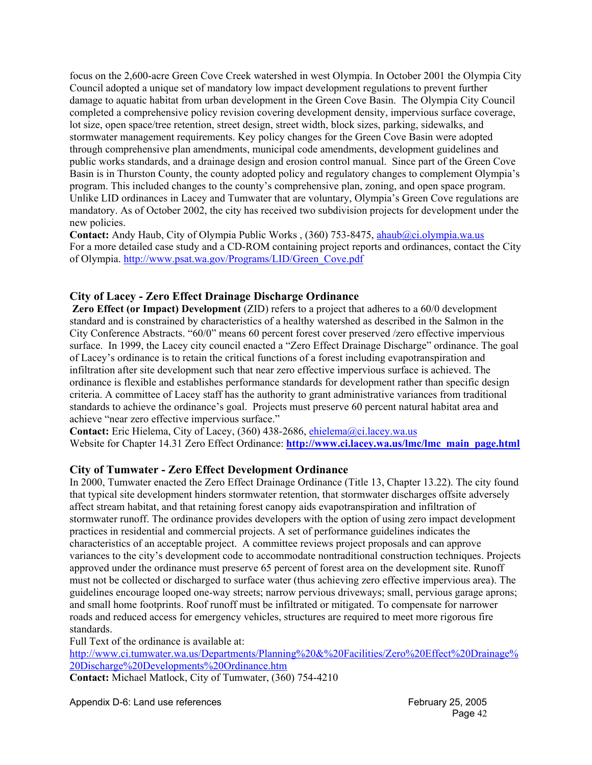focus on the 2,600-acre Green Cove Creek watershed in west Olympia. In October 2001 the Olympia City Council adopted a unique set of mandatory low impact development regulations to prevent further damage to aquatic habitat from urban development in the Green Cove Basin. The Olympia City Council completed a comprehensive policy revision covering development density, impervious surface coverage, lot size, open space/tree retention, street design, street width, block sizes, parking, sidewalks, and stormwater management requirements. Key policy changes for the Green Cove Basin were adopted through comprehensive plan amendments, municipal code amendments, development guidelines and public works standards, and a drainage design and erosion control manual. Since part of the Green Cove Basin is in Thurston County, the county adopted policy and regulatory changes to complement Olympia's program. This included changes to the county's comprehensive plan, zoning, and open space program. Unlike LID ordinances in Lacey and Tumwater that are voluntary, Olympia's Green Cove regulations are mandatory. As of October 2002, the city has received two subdivision projects for development under the new policies.

**Contact:** Andy Haub, City of Olympia Public Works , (360) 753-8475, ahaub@ci.olympia.wa.us
For a more detailed case study and a CD-ROM containing project reports and ordinances, contact the City of Olympia. http://www.psat.wa.gov/Programs/LID/Green_Cove.pdf

### City of Lacey - Zero Effect Drainage Discharge Ordinance

**Zero Effect (or Impact) Development** (ZID) refers to a project that adheres to a 60/0 development standard and is constrained by characteristics of a healthy watershed as described in the Salmon in the City Conference Abstracts. "60/0" means 60 percent forest cover preserved /zero effective impervious surface. In 1999, the Lacey city council enacted a "Zero Effect Drainage Discharge" ordinance. The goal of Lacey's ordinance is to retain the critical functions of a forest including evapotranspiration and infiltration after site development such that near zero effective impervious surface is achieved. The ordinance is flexible and establishes performance standards for development rather than specific design criteria. A committee of Lacey staff has the authority to grant administrative variances from traditional standards to achieve the ordinance's goal. Projects must preserve 60 percent natural habitat area and achieve "near zero effective impervious surface."

**Contact:** Eric Hielema, City of Lacey, (360) 438-2686, ehielema@ci.lacey.wa.us
Website for Chapter 14.31 Zero Effect Ordinance: **http://www.ci.lacey.wa.us/lmc/lmc_main_page.html**

### City of Tumwater - Zero Effect Development Ordinance

In 2000, Tumwater enacted the Zero Effect Drainage Ordinance (Title 13, Chapter 13.22). The city found that typical site development hinders stormwater retention, that stormwater discharges offsite adversely affect stream habitat, and that retaining forest canopy aids evapotranspiration and infiltration of stormwater runoff. The ordinance provides developers with the option of using zero impact development practices in residential and commercial projects. A set of performance guidelines indicates the characteristics of an acceptable project. A committee reviews project proposals and can approve variances to the city's development code to accommodate nontraditional construction techniques. Projects approved under the ordinance must preserve 65 percent of forest area on the development site. Runoff must not be collected or discharged to surface water (thus achieving zero effective impervious area). The guidelines encourage looped one-way streets; narrow pervious driveways; small, pervious garage aprons; and small home footprints. Roof runoff must be infiltrated or mitigated. To compensate for narrower roads and reduced access for emergency vehicles, structures are required to meet more rigorous fire standards.

Full Text of the ordinance is available at:
http://www.ci.tumwater.wa.us/Departments/Planning%20&%20Facilities/Zero%20Effect%20Drainage%20Discharge%20Developments%20Ordinance.htm

**Contact:** Michael Matlock, City of Tumwater, (360) 754-4210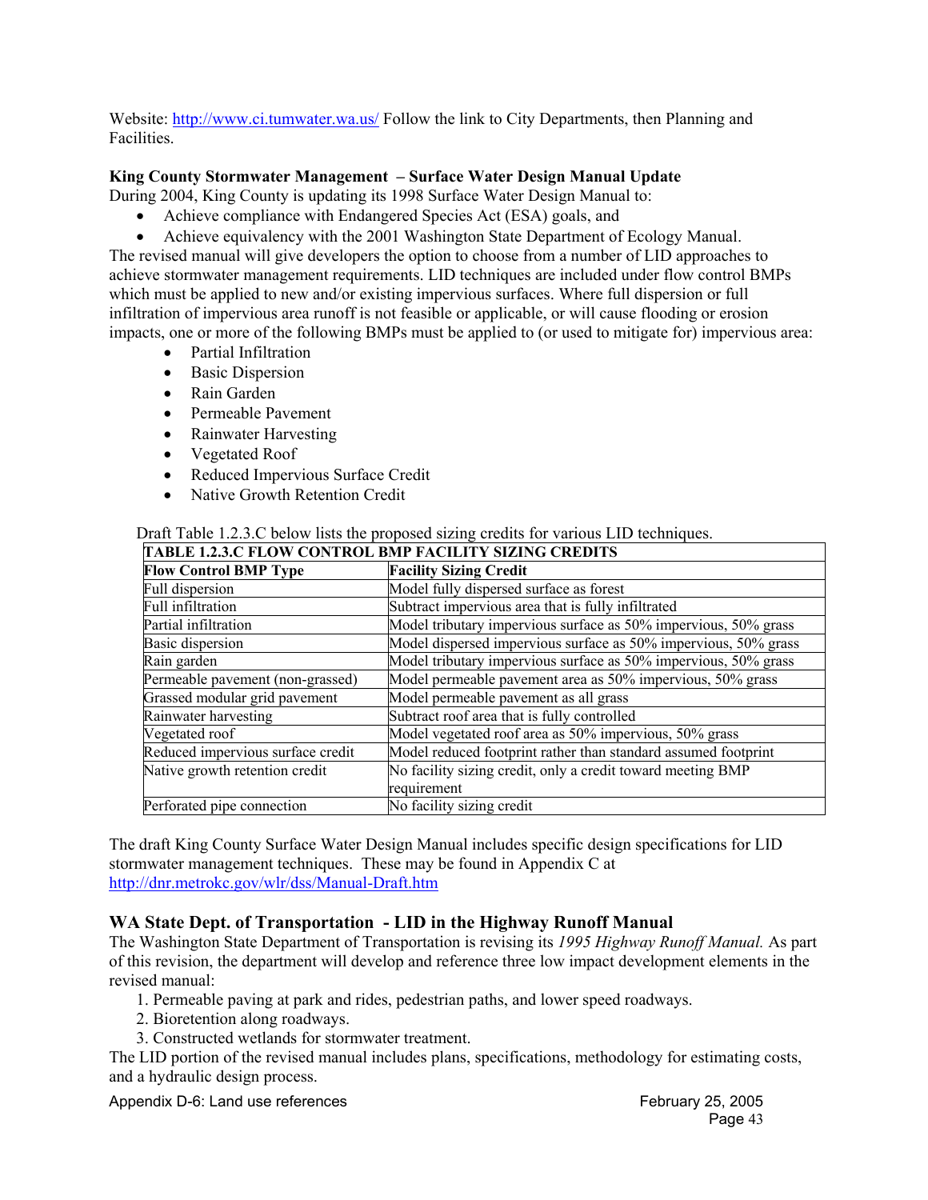Website: http://www.ci.tumwater.wa.us/ Follow the link to City Departments, then Planning and Facilities.

**King County Stormwater Management – Surface Water Design Manual Update**

During 2004, King County is updating its 1998 Surface Water Design Manual to:

- Achieve compliance with Endangered Species Act (ESA) goals, and
- Achieve equivalency with the 2001 Washington State Department of Ecology Manual.

The revised manual will give developers the option to choose from a number of LID approaches to achieve stormwater management requirements. LID techniques are included under flow control BMPs which must be applied to new and/or existing impervious surfaces. Where full dispersion or full infiltration of impervious area runoff is not feasible or applicable, or will cause flooding or erosion impacts, one or more of the following BMPs must be applied to (or used to mitigate for) impervious area:

- Partial Infiltration
- Basic Dispersion
- Rain Garden
- Permeable Pavement
- Rainwater Harvesting
- Vegetated Roof
- Reduced Impervious Surface Credit
- Native Growth Retention Credit

Draft Table 1.2.3.C below lists the proposed sizing credits for various LID techniques.

**TABLE 1.2.3.C FLOW CONTROL BMP FACILITY SIZING CREDITS**

| Flow Control BMP Type | Facility Sizing Credit |
|---|---|
| Full dispersion | Model fully dispersed surface as forest |
| Full infiltration | Subtract impervious area that is fully infiltrated |
| Partial infiltration | Model tributary impervious surface as 50% impervious, 50% grass |
| Basic dispersion | Model dispersed impervious surface as 50% impervious, 50% grass |
| Rain garden | Model tributary impervious surface as 50% impervious, 50% grass |
| Permeable pavement (non-grassed) | Model permeable pavement area as 50% impervious, 50% grass |
| Grassed modular grid pavement | Model permeable pavement as all grass |
| Rainwater harvesting | Subtract roof area that is fully controlled |
| Vegetated roof | Model vegetated roof area as 50% impervious, 50% grass |
| Reduced impervious surface credit | Model reduced footprint rather than standard assumed footprint |
| Native growth retention credit | No facility sizing credit, only a credit toward meeting BMP requirement |
| Perforated pipe connection | No facility sizing credit |

The draft King County Surface Water Design Manual includes specific design specifications for LID stormwater management techniques. These may be found in Appendix C at http://dnr.metrokc.gov/wlr/dss/Manual-Draft.htm

## WA State Dept. of Transportation - LID in the Highway Runoff Manual

The Washington State Department of Transportation is revising its *1995 Highway Runoff Manual.* As part of this revision, the department will develop and reference three low impact development elements in the revised manual:

1. Permeable paving at park and rides, pedestrian paths, and lower speed roadways.
2. Bioretention along roadways.
3. Constructed wetlands for stormwater treatment.

The LID portion of the revised manual includes plans, specifications, methodology for estimating costs, and a hydraulic design process.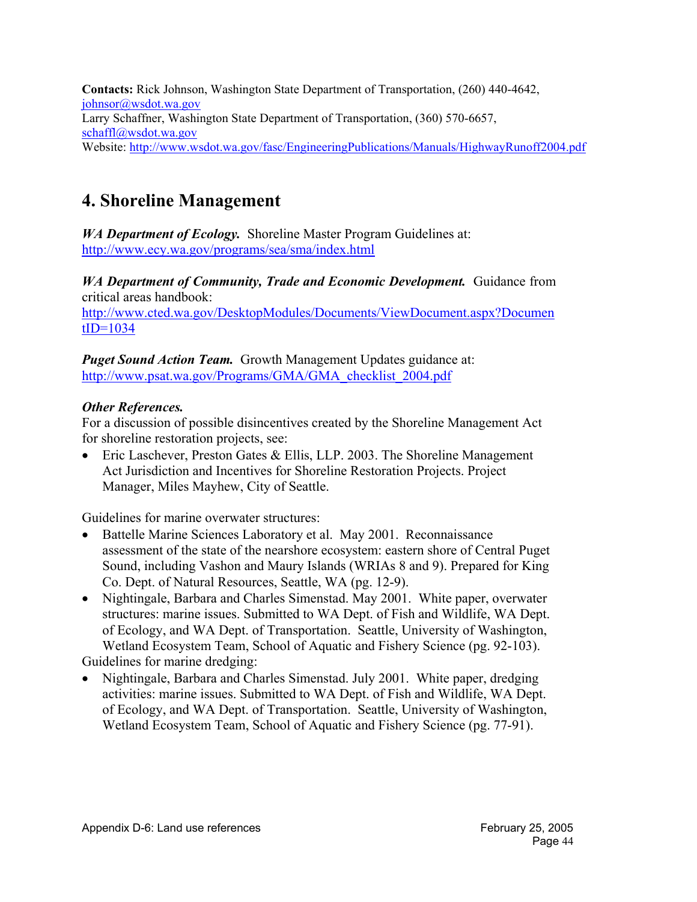**Contacts:** Rick Johnson, Washington State Department of Transportation, (260) 440-4642, johnsor@wsdot.wa.gov
Larry Schaffner, Washington State Department of Transportation, (360) 570-6657, schaffl@wsdot.wa.gov
Website: http://www.wsdot.wa.gov/fasc/EngineeringPublications/Manuals/HighwayRunoff2004.pdf

# 4. Shoreline Management

***WA Department of Ecology.*** Shoreline Master Program Guidelines at: http://www.ecy.wa.gov/programs/sea/sma/index.html

***WA Department of Community, Trade and Economic Development.*** Guidance from critical areas handbook: http://www.cted.wa.gov/DesktopModules/Documents/ViewDocument.aspx?DocumentID=1034

***Puget Sound Action Team.*** Growth Management Updates guidance at: http://www.psat.wa.gov/Programs/GMA/GMA_checklist_2004.pdf

***Other References.***
For a discussion of possible disincentives created by the Shoreline Management Act for shoreline restoration projects, see:

- Eric Laschever, Preston Gates & Ellis, LLP. 2003. The Shoreline Management Act Jurisdiction and Incentives for Shoreline Restoration Projects. Project Manager, Miles Mayhew, City of Seattle.

Guidelines for marine overwater structures:

- Battelle Marine Sciences Laboratory et al. May 2001. Reconnaissance assessment of the state of the nearshore ecosystem: eastern shore of Central Puget Sound, including Vashon and Maury Islands (WRIAs 8 and 9). Prepared for King Co. Dept. of Natural Resources, Seattle, WA (pg. 12-9).
- Nightingale, Barbara and Charles Simenstad. May 2001. White paper, overwater structures: marine issues. Submitted to WA Dept. of Fish and Wildlife, WA Dept. of Ecology, and WA Dept. of Transportation. Seattle, University of Washington, Wetland Ecosystem Team, School of Aquatic and Fishery Science (pg. 92-103).

Guidelines for marine dredging:

- Nightingale, Barbara and Charles Simenstad. July 2001. White paper, dredging activities: marine issues. Submitted to WA Dept. of Fish and Wildlife, WA Dept. of Ecology, and WA Dept. of Transportation. Seattle, University of Washington, Wetland Ecosystem Team, School of Aquatic and Fishery Science (pg. 77-91).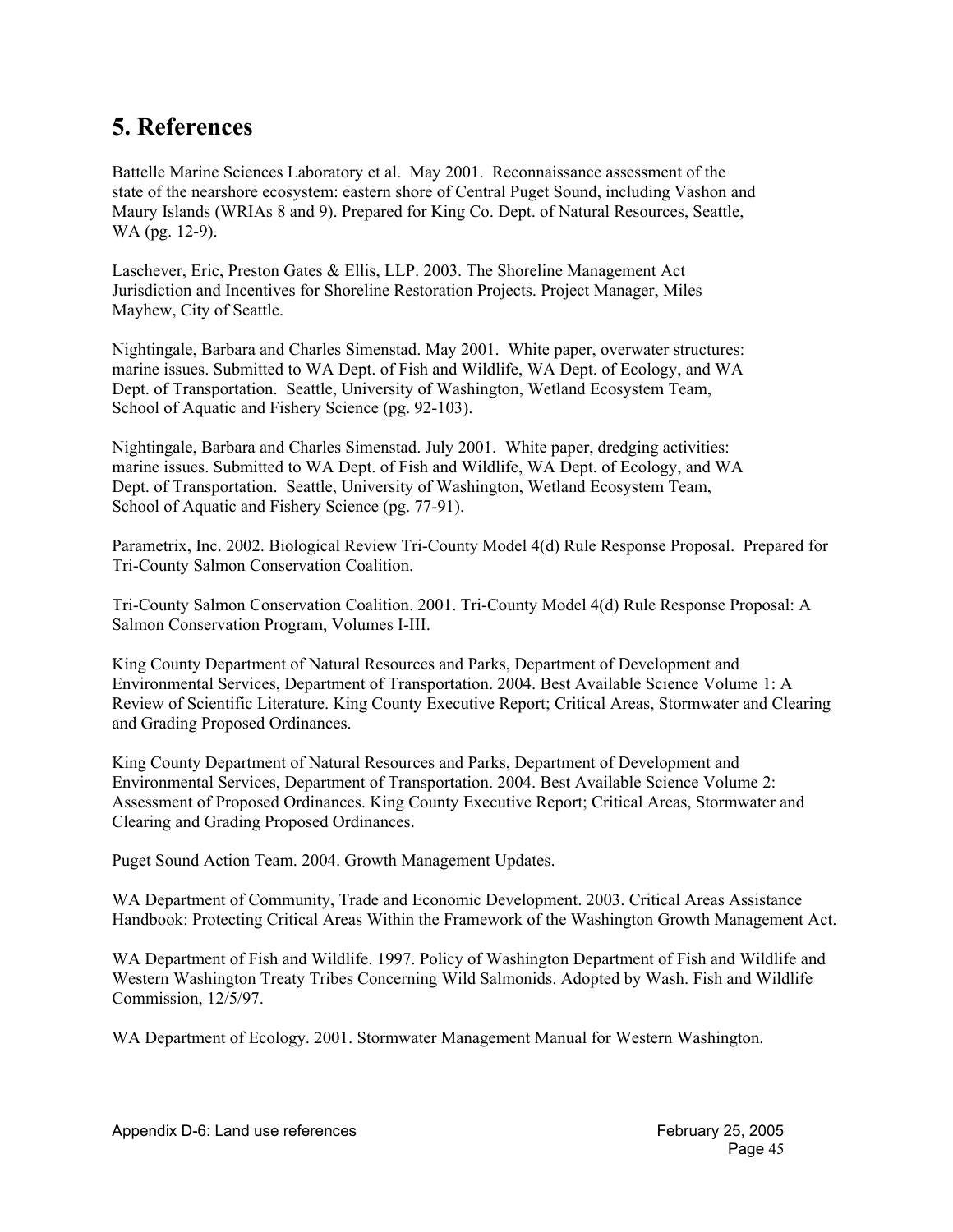## 5. References

Battelle Marine Sciences Laboratory et al. May 2001. Reconnaissance assessment of the state of the nearshore ecosystem: eastern shore of Central Puget Sound, including Vashon and Maury Islands (WRIAs 8 and 9). Prepared for King Co. Dept. of Natural Resources, Seattle, WA (pg. 12-9).

Laschever, Eric, Preston Gates & Ellis, LLP. 2003. The Shoreline Management Act Jurisdiction and Incentives for Shoreline Restoration Projects. Project Manager, Miles Mayhew, City of Seattle.

Nightingale, Barbara and Charles Simenstad. May 2001. White paper, overwater structures: marine issues. Submitted to WA Dept. of Fish and Wildlife, WA Dept. of Ecology, and WA Dept. of Transportation. Seattle, University of Washington, Wetland Ecosystem Team, School of Aquatic and Fishery Science (pg. 92-103).

Nightingale, Barbara and Charles Simenstad. July 2001. White paper, dredging activities: marine issues. Submitted to WA Dept. of Fish and Wildlife, WA Dept. of Ecology, and WA Dept. of Transportation. Seattle, University of Washington, Wetland Ecosystem Team, School of Aquatic and Fishery Science (pg. 77-91).

Parametrix, Inc. 2002. Biological Review Tri-County Model 4(d) Rule Response Proposal. Prepared for Tri-County Salmon Conservation Coalition.

Tri-County Salmon Conservation Coalition. 2001. Tri-County Model 4(d) Rule Response Proposal: A Salmon Conservation Program, Volumes I-III.

King County Department of Natural Resources and Parks, Department of Development and Environmental Services, Department of Transportation. 2004. Best Available Science Volume 1: A Review of Scientific Literature. King County Executive Report; Critical Areas, Stormwater and Clearing and Grading Proposed Ordinances.

King County Department of Natural Resources and Parks, Department of Development and Environmental Services, Department of Transportation. 2004. Best Available Science Volume 2: Assessment of Proposed Ordinances. King County Executive Report; Critical Areas, Stormwater and Clearing and Grading Proposed Ordinances.

Puget Sound Action Team. 2004. Growth Management Updates.

WA Department of Community, Trade and Economic Development. 2003. Critical Areas Assistance Handbook: Protecting Critical Areas Within the Framework of the Washington Growth Management Act.

WA Department of Fish and Wildlife. 1997. Policy of Washington Department of Fish and Wildlife and Western Washington Treaty Tribes Concerning Wild Salmonids. Adopted by Wash. Fish and Wildlife Commission, 12/5/97.

WA Department of Ecology. 2001. Stormwater Management Manual for Western Washington.